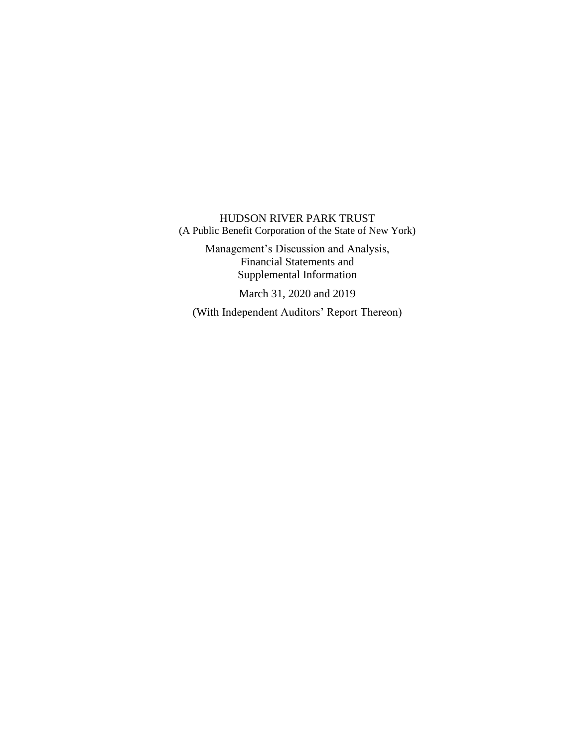# HUDSON RIVER PARK TRUST

(A Public Benefit Corporation of the State of New York)

Management's Discussion and Analysis,
Financial Statements and
Supplemental Information

March 31, 2020 and 2019

(With Independent Auditors' Report Thereon)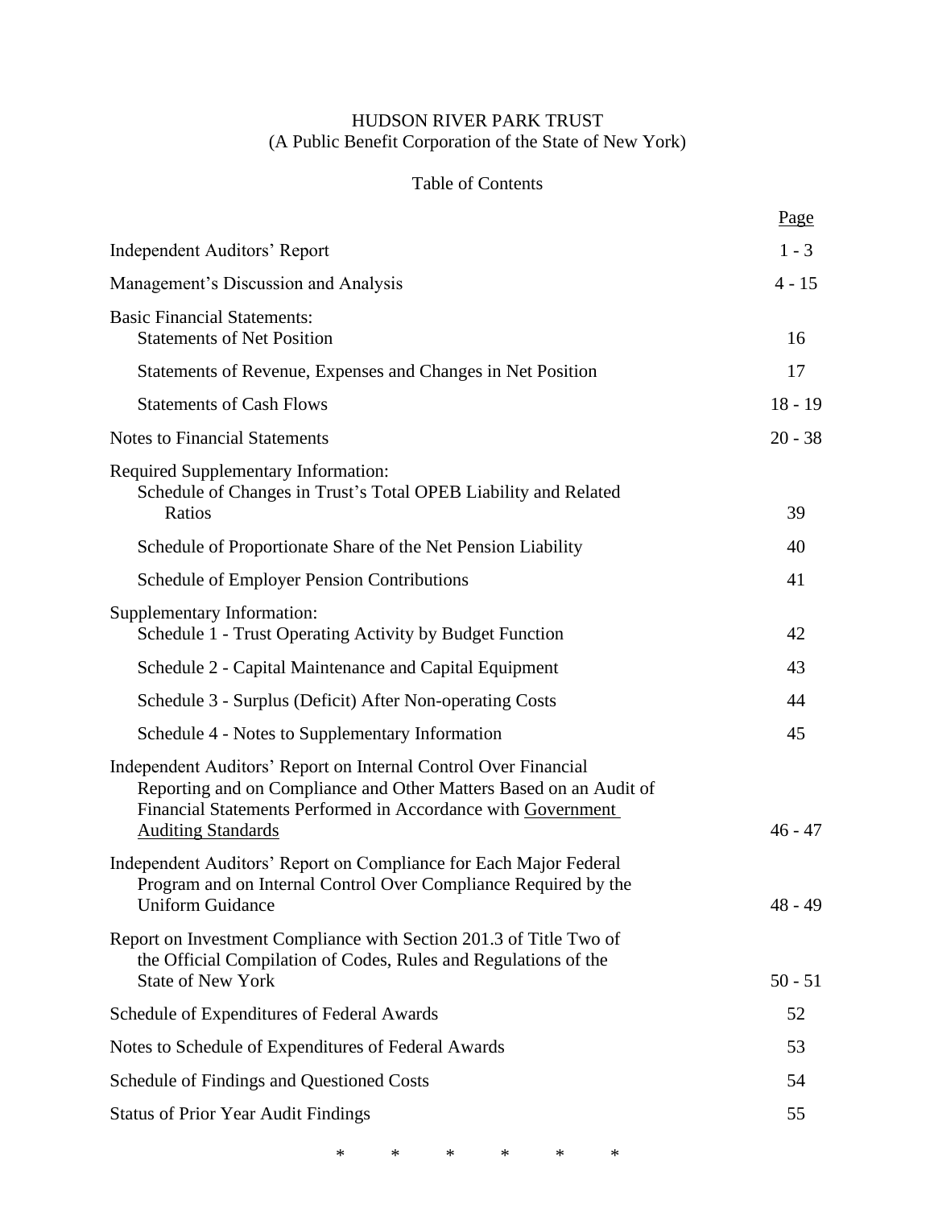HUDSON RIVER PARK TRUST
(A Public Benefit Corporation of the State of New York)

Table of Contents

| | Page |
|---|---|
| Independent Auditors' Report | 1 - 3 |
| Management's Discussion and Analysis | 4 - 15 |
| Basic Financial Statements: | |
| Statements of Net Position | 16 |
| Statements of Revenue, Expenses and Changes in Net Position | 17 |
| Statements of Cash Flows | 18 - 19 |
| Notes to Financial Statements | 20 - 38 |
| Required Supplementary Information: | |
| Schedule of Changes in Trust's Total OPEB Liability and Related Ratios | 39 |
| Schedule of Proportionate Share of the Net Pension Liability | 40 |
| Schedule of Employer Pension Contributions | 41 |
| Supplementary Information: | |
| Schedule 1 - Trust Operating Activity by Budget Function | 42 |
| Schedule 2 - Capital Maintenance and Capital Equipment | 43 |
| Schedule 3 - Surplus (Deficit) After Non-operating Costs | 44 |
| Schedule 4 - Notes to Supplementary Information | 45 |
| Independent Auditors' Report on Internal Control Over Financial Reporting and on Compliance and Other Matters Based on an Audit of Financial Statements Performed in Accordance with Government Auditing Standards | 46 - 47 |
| Independent Auditors' Report on Compliance for Each Major Federal Program and on Internal Control Over Compliance Required by the Uniform Guidance | 48 - 49 |
| Report on Investment Compliance with Section 201.3 of Title Two of the Official Compilation of Codes, Rules and Regulations of the State of New York | 50 - 51 |
| Schedule of Expenditures of Federal Awards | 52 |
| Notes to Schedule of Expenditures of Federal Awards | 53 |
| Schedule of Findings and Questioned Costs | 54 |
| Status of Prior Year Audit Findings | 55 |

\* \* \* \* \* \*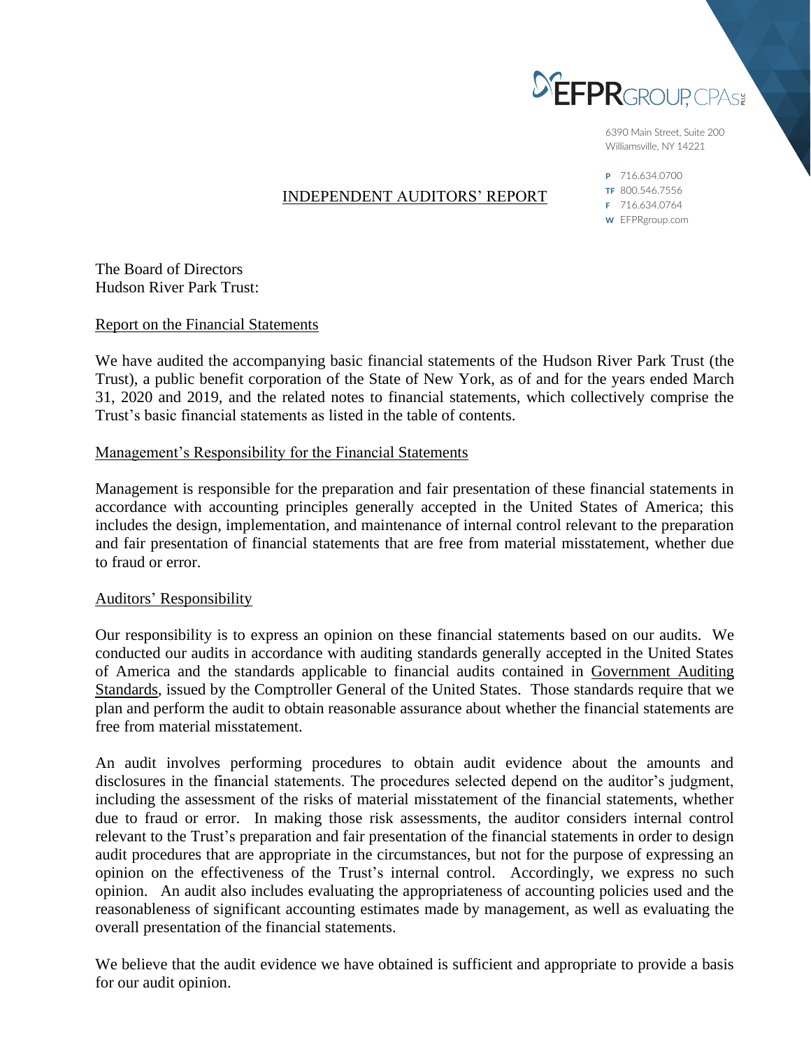EFPR GROUP, CPAs PLLC

6390 Main Street, Suite 200
Williamsville, NY 14221

P 716.634.0700
TF 800.546.7556
F 716.634.0764
W EFPRgroup.com

# INDEPENDENT AUDITORS' REPORT

The Board of Directors
Hudson River Park Trust:

## Report on the Financial Statements

We have audited the accompanying basic financial statements of the Hudson River Park Trust (the Trust), a public benefit corporation of the State of New York, as of and for the years ended March 31, 2020 and 2019, and the related notes to financial statements, which collectively comprise the Trust's basic financial statements as listed in the table of contents.

## Management's Responsibility for the Financial Statements

Management is responsible for the preparation and fair presentation of these financial statements in accordance with accounting principles generally accepted in the United States of America; this includes the design, implementation, and maintenance of internal control relevant to the preparation and fair presentation of financial statements that are free from material misstatement, whether due to fraud or error.

## Auditors' Responsibility

Our responsibility is to express an opinion on these financial statements based on our audits. We conducted our audits in accordance with auditing standards generally accepted in the United States of America and the standards applicable to financial audits contained in Government Auditing Standards, issued by the Comptroller General of the United States. Those standards require that we plan and perform the audit to obtain reasonable assurance about whether the financial statements are free from material misstatement.

An audit involves performing procedures to obtain audit evidence about the amounts and disclosures in the financial statements. The procedures selected depend on the auditor's judgment, including the assessment of the risks of material misstatement of the financial statements, whether due to fraud or error. In making those risk assessments, the auditor considers internal control relevant to the Trust's preparation and fair presentation of the financial statements in order to design audit procedures that are appropriate in the circumstances, but not for the purpose of expressing an opinion on the effectiveness of the Trust's internal control. Accordingly, we express no such opinion. An audit also includes evaluating the appropriateness of accounting policies used and the reasonableness of significant accounting estimates made by management, as well as evaluating the overall presentation of the financial statements.

We believe that the audit evidence we have obtained is sufficient and appropriate to provide a basis for our audit opinion.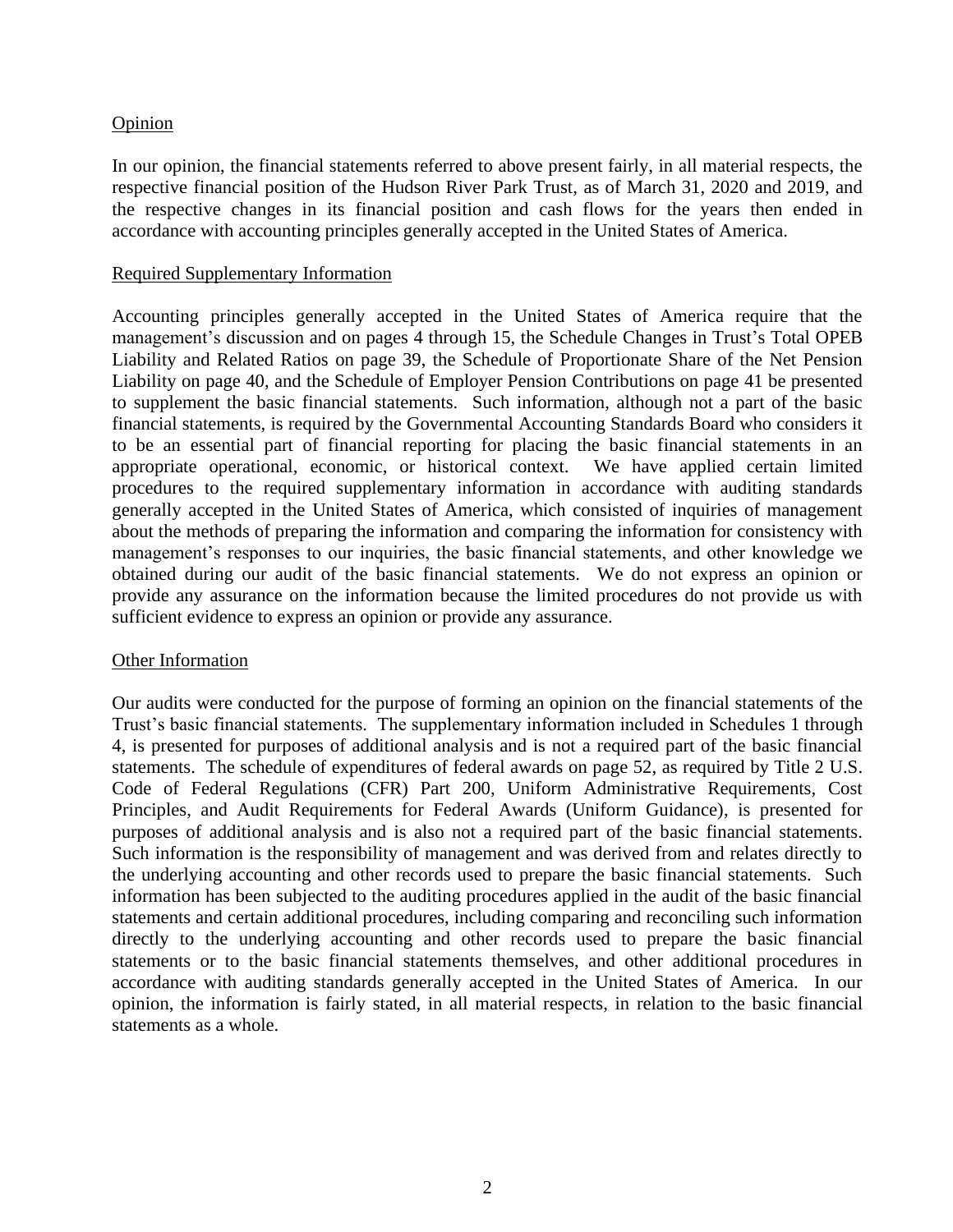## Opinion

In our opinion, the financial statements referred to above present fairly, in all material respects, the respective financial position of the Hudson River Park Trust, as of March 31, 2020 and 2019, and the respective changes in its financial position and cash flows for the years then ended in accordance with accounting principles generally accepted in the United States of America.

## Required Supplementary Information

Accounting principles generally accepted in the United States of America require that the management's discussion and on pages 4 through 15, the Schedule Changes in Trust's Total OPEB Liability and Related Ratios on page 39, the Schedule of Proportionate Share of the Net Pension Liability on page 40, and the Schedule of Employer Pension Contributions on page 41 be presented to supplement the basic financial statements. Such information, although not a part of the basic financial statements, is required by the Governmental Accounting Standards Board who considers it to be an essential part of financial reporting for placing the basic financial statements in an appropriate operational, economic, or historical context. We have applied certain limited procedures to the required supplementary information in accordance with auditing standards generally accepted in the United States of America, which consisted of inquiries of management about the methods of preparing the information and comparing the information for consistency with management's responses to our inquiries, the basic financial statements, and other knowledge we obtained during our audit of the basic financial statements. We do not express an opinion or provide any assurance on the information because the limited procedures do not provide us with sufficient evidence to express an opinion or provide any assurance.

## Other Information

Our audits were conducted for the purpose of forming an opinion on the financial statements of the Trust's basic financial statements. The supplementary information included in Schedules 1 through 4, is presented for purposes of additional analysis and is not a required part of the basic financial statements. The schedule of expenditures of federal awards on page 52, as required by Title 2 U.S. Code of Federal Regulations (CFR) Part 200, Uniform Administrative Requirements, Cost Principles, and Audit Requirements for Federal Awards (Uniform Guidance), is presented for purposes of additional analysis and is also not a required part of the basic financial statements. Such information is the responsibility of management and was derived from and relates directly to the underlying accounting and other records used to prepare the basic financial statements. Such information has been subjected to the auditing procedures applied in the audit of the basic financial statements and certain additional procedures, including comparing and reconciling such information directly to the underlying accounting and other records used to prepare the basic financial statements or to the basic financial statements themselves, and other additional procedures in accordance with auditing standards generally accepted in the United States of America. In our opinion, the information is fairly stated, in all material respects, in relation to the basic financial statements as a whole.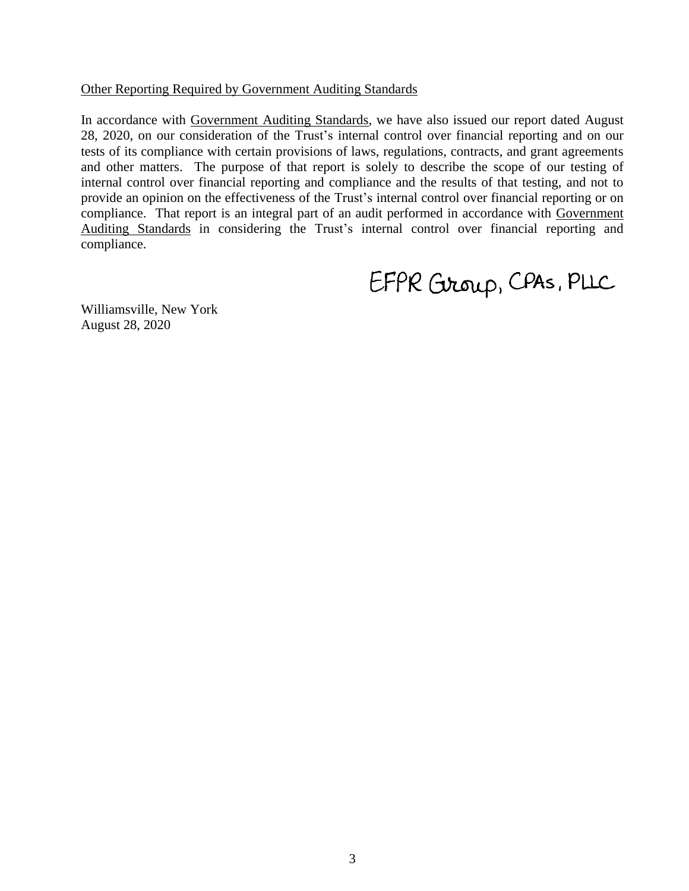Other Reporting Required by Government Auditing Standards

In accordance with Government Auditing Standards, we have also issued our report dated August 28, 2020, on our consideration of the Trust's internal control over financial reporting and on our tests of its compliance with certain provisions of laws, regulations, contracts, and grant agreements and other matters. The purpose of that report is solely to describe the scope of our testing of internal control over financial reporting and compliance and the results of that testing, and not to provide an opinion on the effectiveness of the Trust's internal control over financial reporting or on compliance. That report is an integral part of an audit performed in accordance with Government Auditing Standards in considering the Trust's internal control over financial reporting and compliance.

EFPR Group, CPAs, PLLC

Williamsville, New York
August 28, 2020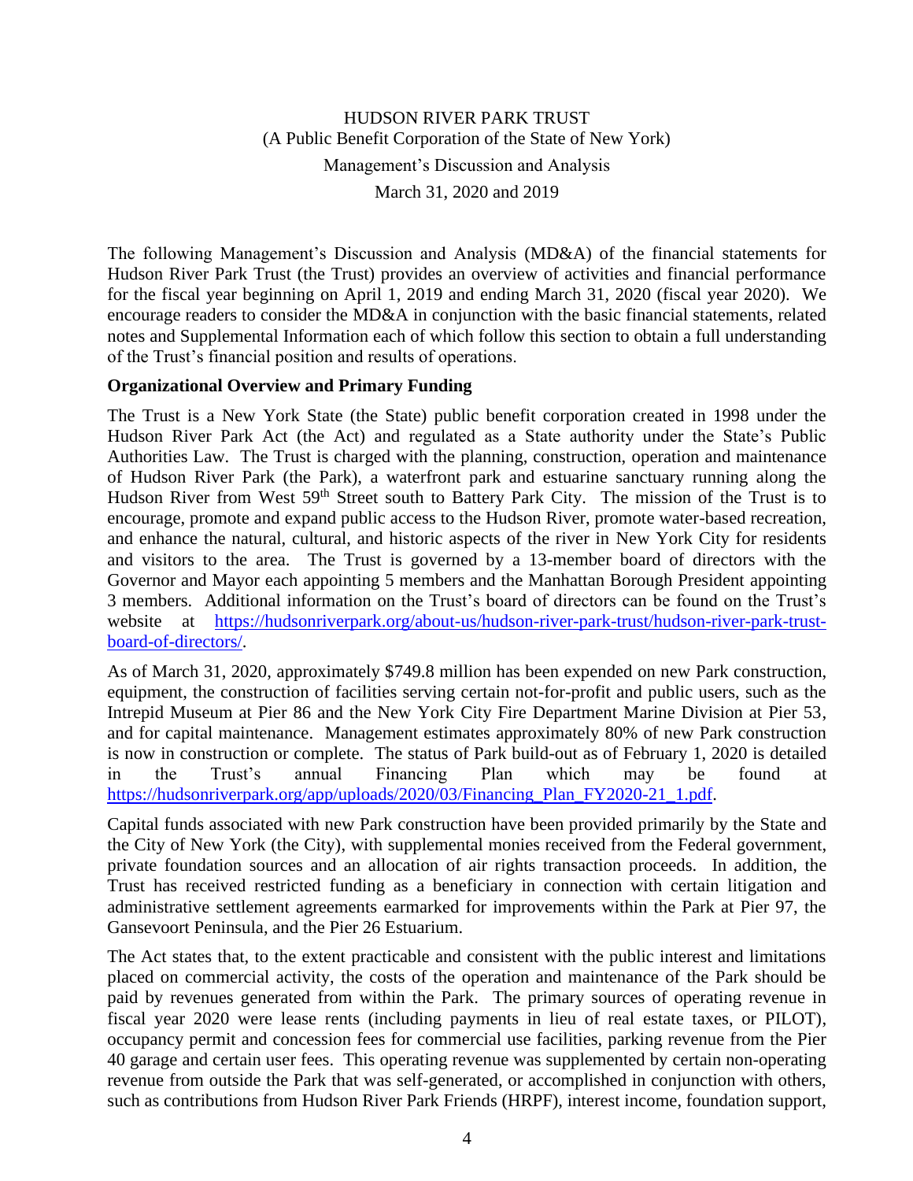HUDSON RIVER PARK TRUST
(A Public Benefit Corporation of the State of New York)
Management's Discussion and Analysis
March 31, 2020 and 2019

The following Management's Discussion and Analysis (MD&A) of the financial statements for Hudson River Park Trust (the Trust) provides an overview of activities and financial performance for the fiscal year beginning on April 1, 2019 and ending March 31, 2020 (fiscal year 2020). We encourage readers to consider the MD&A in conjunction with the basic financial statements, related notes and Supplemental Information each of which follow this section to obtain a full understanding of the Trust's financial position and results of operations.

**Organizational Overview and Primary Funding**

The Trust is a New York State (the State) public benefit corporation created in 1998 under the Hudson River Park Act (the Act) and regulated as a State authority under the State's Public Authorities Law. The Trust is charged with the planning, construction, operation and maintenance of Hudson River Park (the Park), a waterfront park and estuarine sanctuary running along the Hudson River from West 59th Street south to Battery Park City. The mission of the Trust is to encourage, promote and expand public access to the Hudson River, promote water-based recreation, and enhance the natural, cultural, and historic aspects of the river in New York City for residents and visitors to the area. The Trust is governed by a 13-member board of directors with the Governor and Mayor each appointing 5 members and the Manhattan Borough President appointing 3 members. Additional information on the Trust's board of directors can be found on the Trust's website at https://hudsonriverpark.org/about-us/hudson-river-park-trust/hudson-river-park-trust-board-of-directors/.

As of March 31, 2020, approximately $749.8 million has been expended on new Park construction, equipment, the construction of facilities serving certain not-for-profit and public users, such as the Intrepid Museum at Pier 86 and the New York City Fire Department Marine Division at Pier 53, and for capital maintenance. Management estimates approximately 80% of new Park construction is now in construction or complete. The status of Park build-out as of February 1, 2020 is detailed in the Trust's annual Financing Plan which may be found at https://hudsonriverpark.org/app/uploads/2020/03/Financing_Plan_FY2020-21_1.pdf.

Capital funds associated with new Park construction have been provided primarily by the State and the City of New York (the City), with supplemental monies received from the Federal government, private foundation sources and an allocation of air rights transaction proceeds. In addition, the Trust has received restricted funding as a beneficiary in connection with certain litigation and administrative settlement agreements earmarked for improvements within the Park at Pier 97, the Gansevoort Peninsula, and the Pier 26 Estuarium.

The Act states that, to the extent practicable and consistent with the public interest and limitations placed on commercial activity, the costs of the operation and maintenance of the Park should be paid by revenues generated from within the Park. The primary sources of operating revenue in fiscal year 2020 were lease rents (including payments in lieu of real estate taxes, or PILOT), occupancy permit and concession fees for commercial use facilities, parking revenue from the Pier 40 garage and certain user fees. This operating revenue was supplemented by certain non-operating revenue from outside the Park that was self-generated, or accomplished in conjunction with others, such as contributions from Hudson River Park Friends (HRPF), interest income, foundation support,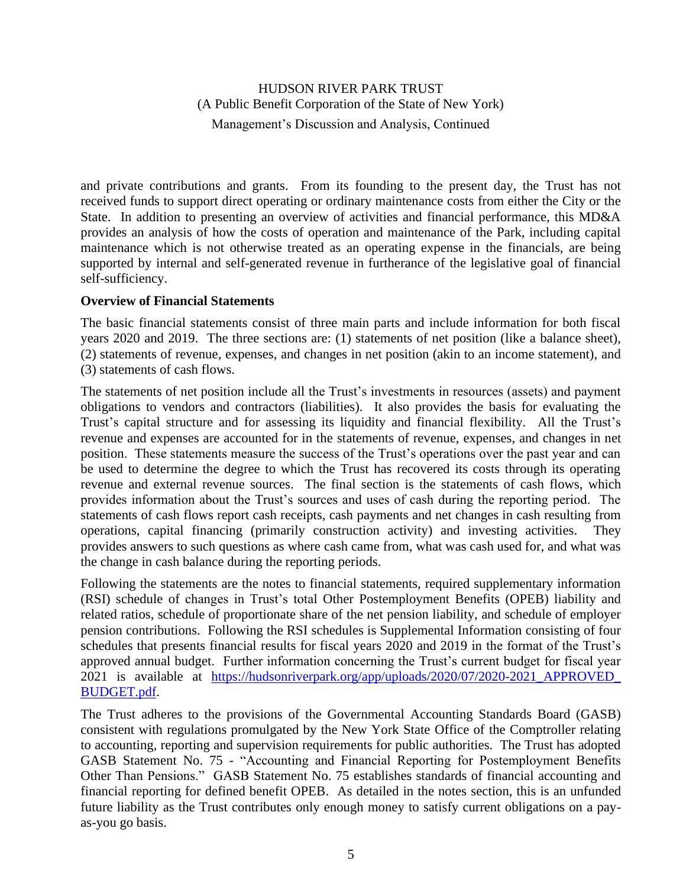and private contributions and grants. From its founding to the present day, the Trust has not received funds to support direct operating or ordinary maintenance costs from either the City or the State. In addition to presenting an overview of activities and financial performance, this MD&A provides an analysis of how the costs of operation and maintenance of the Park, including capital maintenance which is not otherwise treated as an operating expense in the financials, are being supported by internal and self-generated revenue in furtherance of the legislative goal of financial self-sufficiency.

**Overview of Financial Statements**

The basic financial statements consist of three main parts and include information for both fiscal years 2020 and 2019. The three sections are: (1) statements of net position (like a balance sheet), (2) statements of revenue, expenses, and changes in net position (akin to an income statement), and (3) statements of cash flows.

The statements of net position include all the Trust's investments in resources (assets) and payment obligations to vendors and contractors (liabilities). It also provides the basis for evaluating the Trust's capital structure and for assessing its liquidity and financial flexibility. All the Trust's revenue and expenses are accounted for in the statements of revenue, expenses, and changes in net position. These statements measure the success of the Trust's operations over the past year and can be used to determine the degree to which the Trust has recovered its costs through its operating revenue and external revenue sources. The final section is the statements of cash flows, which provides information about the Trust's sources and uses of cash during the reporting period. The statements of cash flows report cash receipts, cash payments and net changes in cash resulting from operations, capital financing (primarily construction activity) and investing activities. They provides answers to such questions as where cash came from, what was cash used for, and what was the change in cash balance during the reporting periods.

Following the statements are the notes to financial statements, required supplementary information (RSI) schedule of changes in Trust's total Other Postemployment Benefits (OPEB) liability and related ratios, schedule of proportionate share of the net pension liability, and schedule of employer pension contributions. Following the RSI schedules is Supplemental Information consisting of four schedules that presents financial results for fiscal years 2020 and 2019 in the format of the Trust's approved annual budget. Further information concerning the Trust's current budget for fiscal year 2021 is available at [https://hudsonriverpark.org/app/uploads/2020/07/2020-2021_APPROVED_BUDGET.pdf](https://hudsonriverpark.org/app/uploads/2020/07/2020-2021_APPROVED_BUDGET.pdf).

The Trust adheres to the provisions of the Governmental Accounting Standards Board (GASB) consistent with regulations promulgated by the New York State Office of the Comptroller relating to accounting, reporting and supervision requirements for public authorities. The Trust has adopted GASB Statement No. 75 - "Accounting and Financial Reporting for Postemployment Benefits Other Than Pensions." GASB Statement No. 75 establishes standards of financial accounting and financial reporting for defined benefit OPEB. As detailed in the notes section, this is an unfunded future liability as the Trust contributes only enough money to satisfy current obligations on a pay-as-you go basis.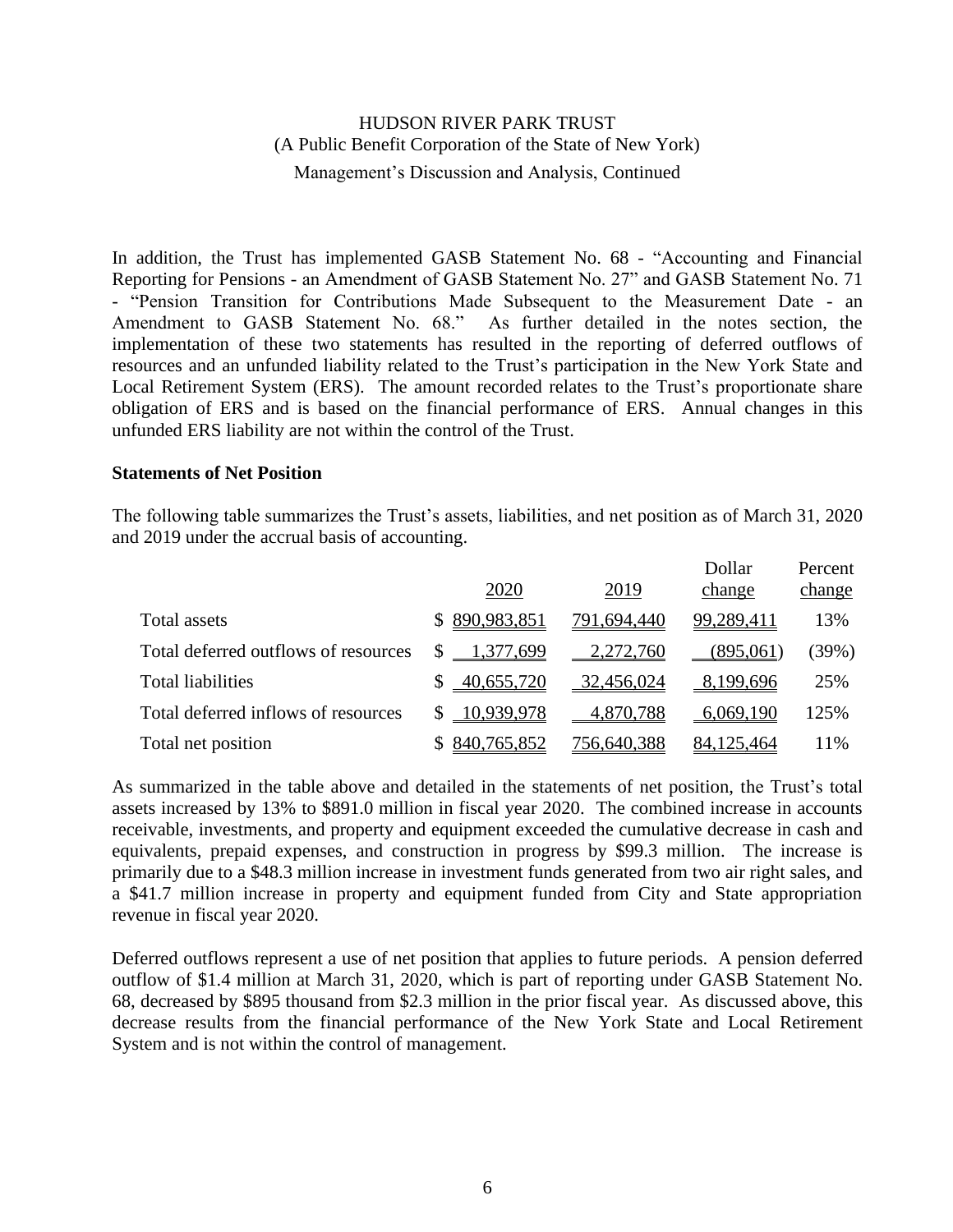In addition, the Trust has implemented GASB Statement No. 68 - "Accounting and Financial Reporting for Pensions - an Amendment of GASB Statement No. 27" and GASB Statement No. 71 - "Pension Transition for Contributions Made Subsequent to the Measurement Date - an Amendment to GASB Statement No. 68." As further detailed in the notes section, the implementation of these two statements has resulted in the reporting of deferred outflows of resources and an unfunded liability related to the Trust's participation in the New York State and Local Retirement System (ERS). The amount recorded relates to the Trust's proportionate share obligation of ERS and is based on the financial performance of ERS. Annual changes in this unfunded ERS liability are not within the control of the Trust.

**Statements of Net Position**

The following table summarizes the Trust's assets, liabilities, and net position as of March 31, 2020 and 2019 under the accrual basis of accounting.

| | 2020 | 2019 | Dollar change | Percent change |
|---|---|---|---|---|
| Total assets | $ 890,983,851 | 791,694,440 | 99,289,411 | 13% |
| Total deferred outflows of resources | $ 1,377,699 | 2,272,760 | (895,061) | (39%) |
| Total liabilities | $ 40,655,720 | 32,456,024 | 8,199,696 | 25% |
| Total deferred inflows of resources | $ 10,939,978 | 4,870,788 | 6,069,190 | 125% |
| Total net position | $ 840,765,852 | 756,640,388 | 84,125,464 | 11% |

As summarized in the table above and detailed in the statements of net position, the Trust's total assets increased by 13% to $891.0 million in fiscal year 2020. The combined increase in accounts receivable, investments, and property and equipment exceeded the cumulative decrease in cash and equivalents, prepaid expenses, and construction in progress by $99.3 million. The increase is primarily due to a $48.3 million increase in investment funds generated from two air right sales, and a $41.7 million increase in property and equipment funded from City and State appropriation revenue in fiscal year 2020.

Deferred outflows represent a use of net position that applies to future periods. A pension deferred outflow of $1.4 million at March 31, 2020, which is part of reporting under GASB Statement No. 68, decreased by $895 thousand from $2.3 million in the prior fiscal year. As discussed above, this decrease results from the financial performance of the New York State and Local Retirement System and is not within the control of management.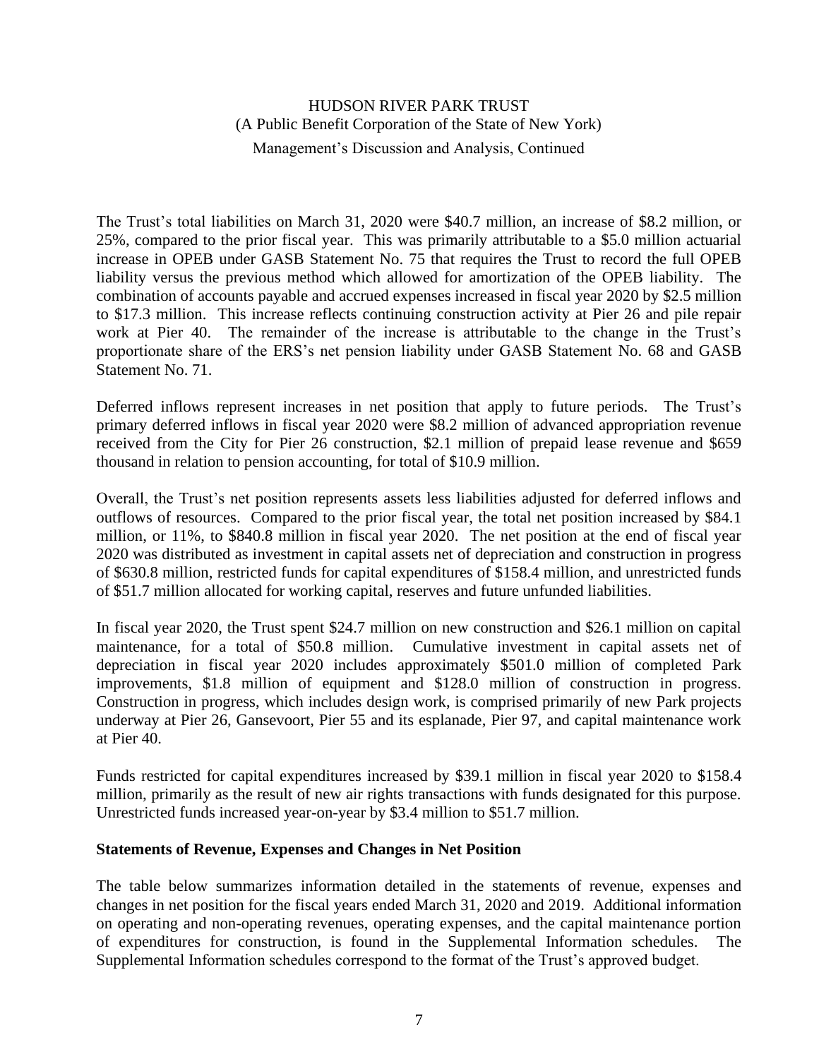The Trust's total liabilities on March 31, 2020 were $40.7 million, an increase of $8.2 million, or 25%, compared to the prior fiscal year. This was primarily attributable to a $5.0 million actuarial increase in OPEB under GASB Statement No. 75 that requires the Trust to record the full OPEB liability versus the previous method which allowed for amortization of the OPEB liability. The combination of accounts payable and accrued expenses increased in fiscal year 2020 by $2.5 million to $17.3 million. This increase reflects continuing construction activity at Pier 26 and pile repair work at Pier 40. The remainder of the increase is attributable to the change in the Trust's proportionate share of the ERS's net pension liability under GASB Statement No. 68 and GASB Statement No. 71.

Deferred inflows represent increases in net position that apply to future periods. The Trust's primary deferred inflows in fiscal year 2020 were $8.2 million of advanced appropriation revenue received from the City for Pier 26 construction, $2.1 million of prepaid lease revenue and $659 thousand in relation to pension accounting, for total of $10.9 million.

Overall, the Trust's net position represents assets less liabilities adjusted for deferred inflows and outflows of resources. Compared to the prior fiscal year, the total net position increased by $84.1 million, or 11%, to $840.8 million in fiscal year 2020. The net position at the end of fiscal year 2020 was distributed as investment in capital assets net of depreciation and construction in progress of $630.8 million, restricted funds for capital expenditures of $158.4 million, and unrestricted funds of $51.7 million allocated for working capital, reserves and future unfunded liabilities.

In fiscal year 2020, the Trust spent $24.7 million on new construction and $26.1 million on capital maintenance, for a total of $50.8 million. Cumulative investment in capital assets net of depreciation in fiscal year 2020 includes approximately $501.0 million of completed Park improvements, $1.8 million of equipment and $128.0 million of construction in progress. Construction in progress, which includes design work, is comprised primarily of new Park projects underway at Pier 26, Gansevoort, Pier 55 and its esplanade, Pier 97, and capital maintenance work at Pier 40.

Funds restricted for capital expenditures increased by $39.1 million in fiscal year 2020 to $158.4 million, primarily as the result of new air rights transactions with funds designated for this purpose. Unrestricted funds increased year-on-year by $3.4 million to $51.7 million.

**Statements of Revenue, Expenses and Changes in Net Position**

The table below summarizes information detailed in the statements of revenue, expenses and changes in net position for the fiscal years ended March 31, 2020 and 2019. Additional information on operating and non-operating revenues, operating expenses, and the capital maintenance portion of expenditures for construction, is found in the Supplemental Information schedules. The Supplemental Information schedules correspond to the format of the Trust's approved budget.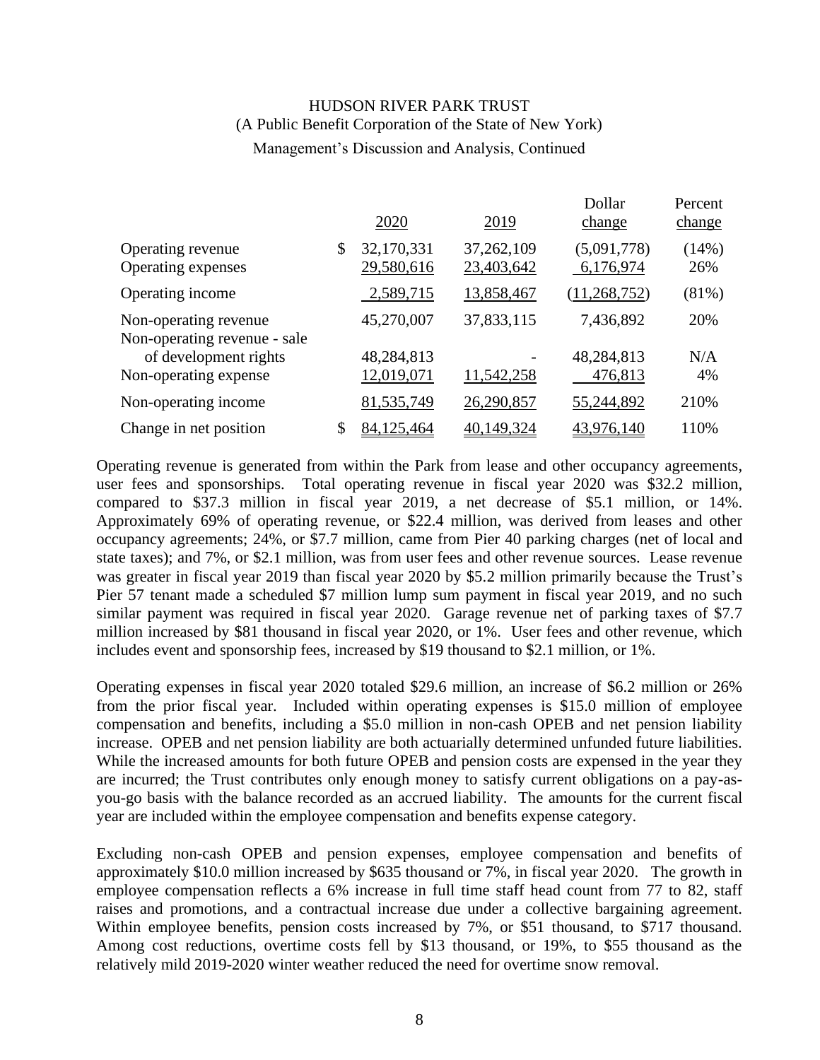HUDSON RIVER PARK TRUST
(A Public Benefit Corporation of the State of New York)
Management's Discussion and Analysis, Continued

| | 2020 | 2019 | Dollar change | Percent change |
|---|---|---|---|---|
| Operating revenue | $ 32,170,331 | 37,262,109 | (5,091,778) | (14%) |
| Operating expenses | 29,580,616 | 23,403,642 | 6,176,974 | 26% |
| Operating income | 2,589,715 | 13,858,467 | (11,268,752) | (81%) |
| Non-operating revenue | 45,270,007 | 37,833,115 | 7,436,892 | 20% |
| Non-operating revenue - sale of development rights | 48,284,813 | - | 48,284,813 | N/A |
| Non-operating expense | 12,019,071 | 11,542,258 | 476,813 | 4% |
| Non-operating income | 81,535,749 | 26,290,857 | 55,244,892 | 210% |
| Change in net position | $ 84,125,464 | 40,149,324 | 43,976,140 | 110% |

Operating revenue is generated from within the Park from lease and other occupancy agreements, user fees and sponsorships. Total operating revenue in fiscal year 2020 was $32.2 million, compared to $37.3 million in fiscal year 2019, a net decrease of $5.1 million, or 14%. Approximately 69% of operating revenue, or $22.4 million, was derived from leases and other occupancy agreements; 24%, or $7.7 million, came from Pier 40 parking charges (net of local and state taxes); and 7%, or $2.1 million, was from user fees and other revenue sources. Lease revenue was greater in fiscal year 2019 than fiscal year 2020 by $5.2 million primarily because the Trust's Pier 57 tenant made a scheduled $7 million lump sum payment in fiscal year 2019, and no such similar payment was required in fiscal year 2020. Garage revenue net of parking taxes of $7.7 million increased by $81 thousand in fiscal year 2020, or 1%. User fees and other revenue, which includes event and sponsorship fees, increased by $19 thousand to $2.1 million, or 1%.

Operating expenses in fiscal year 2020 totaled $29.6 million, an increase of $6.2 million or 26% from the prior fiscal year. Included within operating expenses is $15.0 million of employee compensation and benefits, including a $5.0 million in non-cash OPEB and net pension liability increase. OPEB and net pension liability are both actuarially determined unfunded future liabilities. While the increased amounts for both future OPEB and pension costs are expensed in the year they are incurred; the Trust contributes only enough money to satisfy current obligations on a pay-as-you-go basis with the balance recorded as an accrued liability. The amounts for the current fiscal year are included within the employee compensation and benefits expense category.

Excluding non-cash OPEB and pension expenses, employee compensation and benefits of approximately $10.0 million increased by $635 thousand or 7%, in fiscal year 2020. The growth in employee compensation reflects a 6% increase in full time staff head count from 77 to 82, staff raises and promotions, and a contractual increase due under a collective bargaining agreement. Within employee benefits, pension costs increased by 7%, or $51 thousand, to $717 thousand. Among cost reductions, overtime costs fell by $13 thousand, or 19%, to $55 thousand as the relatively mild 2019-2020 winter weather reduced the need for overtime snow removal.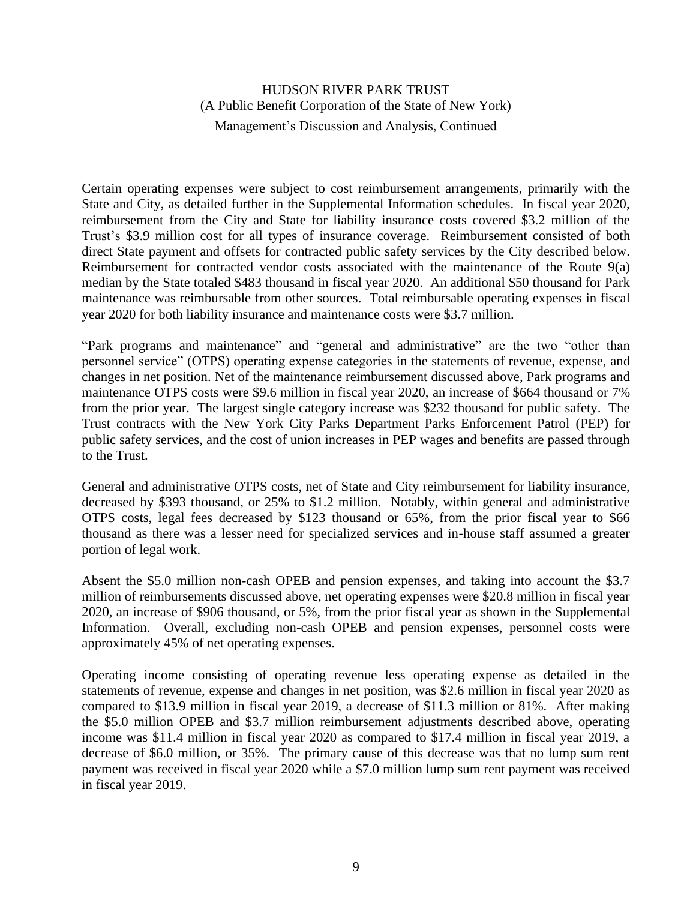Certain operating expenses were subject to cost reimbursement arrangements, primarily with the State and City, as detailed further in the Supplemental Information schedules. In fiscal year 2020, reimbursement from the City and State for liability insurance costs covered $3.2 million of the Trust's $3.9 million cost for all types of insurance coverage. Reimbursement consisted of both direct State payment and offsets for contracted public safety services by the City described below. Reimbursement for contracted vendor costs associated with the maintenance of the Route 9(a) median by the State totaled $483 thousand in fiscal year 2020. An additional $50 thousand for Park maintenance was reimbursable from other sources. Total reimbursable operating expenses in fiscal year 2020 for both liability insurance and maintenance costs were $3.7 million.

"Park programs and maintenance" and "general and administrative" are the two "other than personnel service" (OTPS) operating expense categories in the statements of revenue, expense, and changes in net position. Net of the maintenance reimbursement discussed above, Park programs and maintenance OTPS costs were $9.6 million in fiscal year 2020, an increase of $664 thousand or 7% from the prior year. The largest single category increase was $232 thousand for public safety. The Trust contracts with the New York City Parks Department Parks Enforcement Patrol (PEP) for public safety services, and the cost of union increases in PEP wages and benefits are passed through to the Trust.

General and administrative OTPS costs, net of State and City reimbursement for liability insurance, decreased by $393 thousand, or 25% to $1.2 million. Notably, within general and administrative OTPS costs, legal fees decreased by $123 thousand or 65%, from the prior fiscal year to $66 thousand as there was a lesser need for specialized services and in-house staff assumed a greater portion of legal work.

Absent the $5.0 million non-cash OPEB and pension expenses, and taking into account the $3.7 million of reimbursements discussed above, net operating expenses were $20.8 million in fiscal year 2020, an increase of $906 thousand, or 5%, from the prior fiscal year as shown in the Supplemental Information. Overall, excluding non-cash OPEB and pension expenses, personnel costs were approximately 45% of net operating expenses.

Operating income consisting of operating revenue less operating expense as detailed in the statements of revenue, expense and changes in net position, was $2.6 million in fiscal year 2020 as compared to $13.9 million in fiscal year 2019, a decrease of $11.3 million or 81%. After making the $5.0 million OPEB and $3.7 million reimbursement adjustments described above, operating income was $11.4 million in fiscal year 2020 as compared to $17.4 million in fiscal year 2019, a decrease of $6.0 million, or 35%. The primary cause of this decrease was that no lump sum rent payment was received in fiscal year 2020 while a $7.0 million lump sum rent payment was received in fiscal year 2019.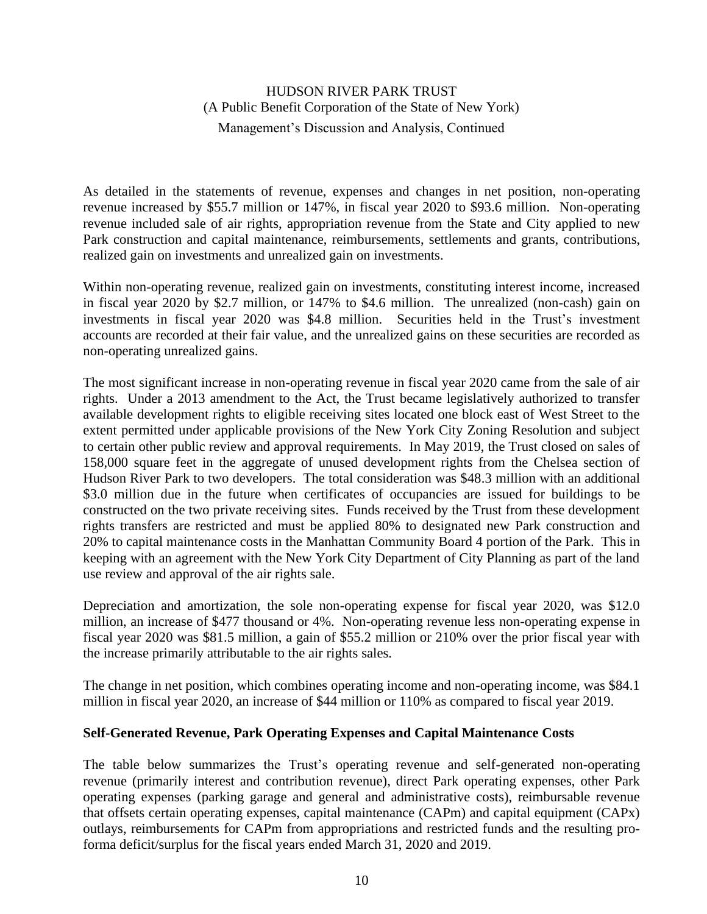As detailed in the statements of revenue, expenses and changes in net position, non-operating revenue increased by $55.7 million or 147%, in fiscal year 2020 to $93.6 million. Non-operating revenue included sale of air rights, appropriation revenue from the State and City applied to new Park construction and capital maintenance, reimbursements, settlements and grants, contributions, realized gain on investments and unrealized gain on investments.

Within non-operating revenue, realized gain on investments, constituting interest income, increased in fiscal year 2020 by $2.7 million, or 147% to $4.6 million. The unrealized (non-cash) gain on investments in fiscal year 2020 was $4.8 million. Securities held in the Trust's investment accounts are recorded at their fair value, and the unrealized gains on these securities are recorded as non-operating unrealized gains.

The most significant increase in non-operating revenue in fiscal year 2020 came from the sale of air rights. Under a 2013 amendment to the Act, the Trust became legislatively authorized to transfer available development rights to eligible receiving sites located one block east of West Street to the extent permitted under applicable provisions of the New York City Zoning Resolution and subject to certain other public review and approval requirements. In May 2019, the Trust closed on sales of 158,000 square feet in the aggregate of unused development rights from the Chelsea section of Hudson River Park to two developers. The total consideration was $48.3 million with an additional $3.0 million due in the future when certificates of occupancies are issued for buildings to be constructed on the two private receiving sites. Funds received by the Trust from these development rights transfers are restricted and must be applied 80% to designated new Park construction and 20% to capital maintenance costs in the Manhattan Community Board 4 portion of the Park. This in keeping with an agreement with the New York City Department of City Planning as part of the land use review and approval of the air rights sale.

Depreciation and amortization, the sole non-operating expense for fiscal year 2020, was $12.0 million, an increase of $477 thousand or 4%. Non-operating revenue less non-operating expense in fiscal year 2020 was $81.5 million, a gain of $55.2 million or 210% over the prior fiscal year with the increase primarily attributable to the air rights sales.

The change in net position, which combines operating income and non-operating income, was $84.1 million in fiscal year 2020, an increase of $44 million or 110% as compared to fiscal year 2019.

**Self-Generated Revenue, Park Operating Expenses and Capital Maintenance Costs**

The table below summarizes the Trust's operating revenue and self-generated non-operating revenue (primarily interest and contribution revenue), direct Park operating expenses, other Park operating expenses (parking garage and general and administrative costs), reimbursable revenue that offsets certain operating expenses, capital maintenance (CAPm) and capital equipment (CAPx) outlays, reimbursements for CAPm from appropriations and restricted funds and the resulting pro-forma deficit/surplus for the fiscal years ended March 31, 2020 and 2019.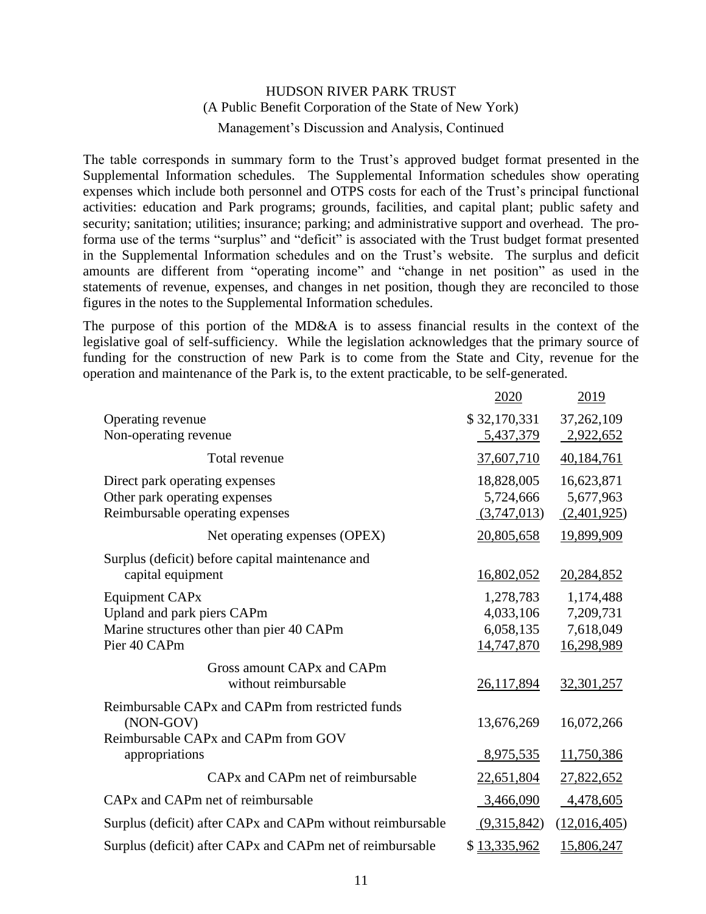HUDSON RIVER PARK TRUST
(A Public Benefit Corporation of the State of New York)
Management's Discussion and Analysis, Continued

The table corresponds in summary form to the Trust's approved budget format presented in the Supplemental Information schedules. The Supplemental Information schedules show operating expenses which include both personnel and OTPS costs for each of the Trust's principal functional activities: education and Park programs; grounds, facilities, and capital plant; public safety and security; sanitation; utilities; insurance; parking; and administrative support and overhead. The pro-forma use of the terms "surplus" and "deficit" is associated with the Trust budget format presented in the Supplemental Information schedules and on the Trust's website. The surplus and deficit amounts are different from "operating income" and "change in net position" as used in the statements of revenue, expenses, and changes in net position, though they are reconciled to those figures in the notes to the Supplemental Information schedules.

The purpose of this portion of the MD&A is to assess financial results in the context of the legislative goal of self-sufficiency. While the legislation acknowledges that the primary source of funding for the construction of new Park is to come from the State and City, revenue for the operation and maintenance of the Park is, to the extent practicable, to be self-generated.

| | 2020 | 2019 |
|---|---|---|
| Operating revenue | $ 32,170,331 | 37,262,109 |
| Non-operating revenue | 5,437,379 | 2,922,652 |
| Total revenue | 37,607,710 | 40,184,761 |
| Direct park operating expenses | 18,828,005 | 16,623,871 |
| Other park operating expenses | 5,724,666 | 5,677,963 |
| Reimbursable operating expenses | (3,747,013) | (2,401,925) |
| Net operating expenses (OPEX) | 20,805,658 | 19,899,909 |
| Surplus (deficit) before capital maintenance and capital equipment | 16,802,052 | 20,284,852 |
| Equipment CAPx | 1,278,783 | 1,174,488 |
| Upland and park piers CAPm | 4,033,106 | 7,209,731 |
| Marine structures other than pier 40 CAPm | 6,058,135 | 7,618,049 |
| Pier 40 CAPm | 14,747,870 | 16,298,989 |
| Gross amount CAPx and CAPm without reimbursable | 26,117,894 | 32,301,257 |
| Reimbursable CAPx and CAPm from restricted funds (NON-GOV) | 13,676,269 | 16,072,266 |
| Reimbursable CAPx and CAPm from GOV appropriations | 8,975,535 | 11,750,386 |
| CAPx and CAPm net of reimbursable | 22,651,804 | 27,822,652 |
| CAPx and CAPm net of reimbursable | 3,466,090 | 4,478,605 |
| Surplus (deficit) after CAPx and CAPm without reimbursable | (9,315,842) | (12,016,405) |
| Surplus (deficit) after CAPx and CAPm net of reimbursable | $ 13,335,962 | 15,806,247 |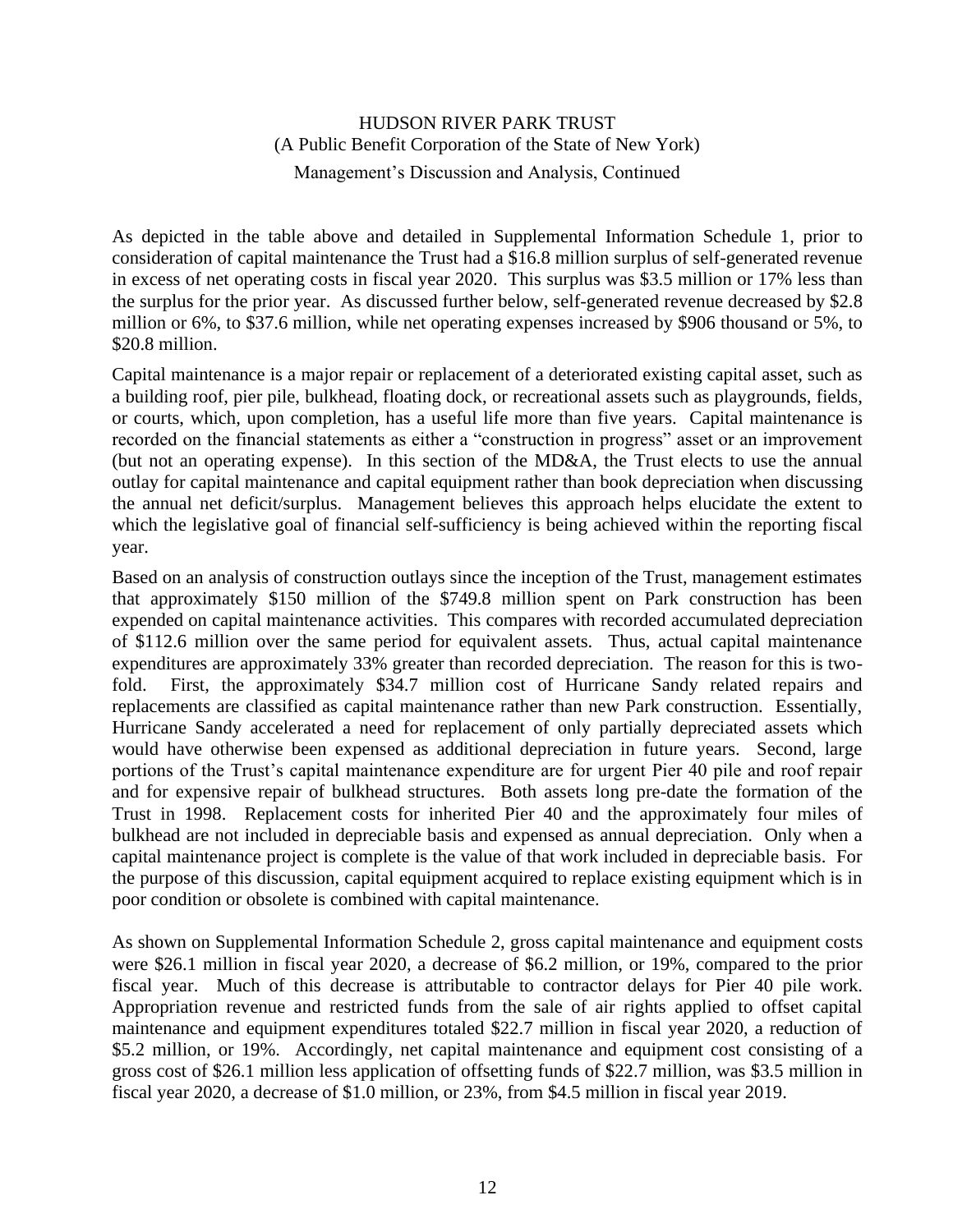As depicted in the table above and detailed in Supplemental Information Schedule 1, prior to consideration of capital maintenance the Trust had a $16.8 million surplus of self-generated revenue in excess of net operating costs in fiscal year 2020. This surplus was $3.5 million or 17% less than the surplus for the prior year. As discussed further below, self-generated revenue decreased by $2.8 million or 6%, to $37.6 million, while net operating expenses increased by $906 thousand or 5%, to $20.8 million.

Capital maintenance is a major repair or replacement of a deteriorated existing capital asset, such as a building roof, pier pile, bulkhead, floating dock, or recreational assets such as playgrounds, fields, or courts, which, upon completion, has a useful life more than five years. Capital maintenance is recorded on the financial statements as either a "construction in progress" asset or an improvement (but not an operating expense). In this section of the MD&A, the Trust elects to use the annual outlay for capital maintenance and capital equipment rather than book depreciation when discussing the annual net deficit/surplus. Management believes this approach helps elucidate the extent to which the legislative goal of financial self-sufficiency is being achieved within the reporting fiscal year.

Based on an analysis of construction outlays since the inception of the Trust, management estimates that approximately $150 million of the $749.8 million spent on Park construction has been expended on capital maintenance activities. This compares with recorded accumulated depreciation of $112.6 million over the same period for equivalent assets. Thus, actual capital maintenance expenditures are approximately 33% greater than recorded depreciation. The reason for this is two-fold. First, the approximately $34.7 million cost of Hurricane Sandy related repairs and replacements are classified as capital maintenance rather than new Park construction. Essentially, Hurricane Sandy accelerated a need for replacement of only partially depreciated assets which would have otherwise been expensed as additional depreciation in future years. Second, large portions of the Trust's capital maintenance expenditure are for urgent Pier 40 pile and roof repair and for expensive repair of bulkhead structures. Both assets long pre-date the formation of the Trust in 1998. Replacement costs for inherited Pier 40 and the approximately four miles of bulkhead are not included in depreciable basis and expensed as annual depreciation. Only when a capital maintenance project is complete is the value of that work included in depreciable basis. For the purpose of this discussion, capital equipment acquired to replace existing equipment which is in poor condition or obsolete is combined with capital maintenance.

As shown on Supplemental Information Schedule 2, gross capital maintenance and equipment costs were $26.1 million in fiscal year 2020, a decrease of $6.2 million, or 19%, compared to the prior fiscal year. Much of this decrease is attributable to contractor delays for Pier 40 pile work. Appropriation revenue and restricted funds from the sale of air rights applied to offset capital maintenance and equipment expenditures totaled $22.7 million in fiscal year 2020, a reduction of $5.2 million, or 19%. Accordingly, net capital maintenance and equipment cost consisting of a gross cost of $26.1 million less application of offsetting funds of $22.7 million, was $3.5 million in fiscal year 2020, a decrease of $1.0 million, or 23%, from $4.5 million in fiscal year 2019.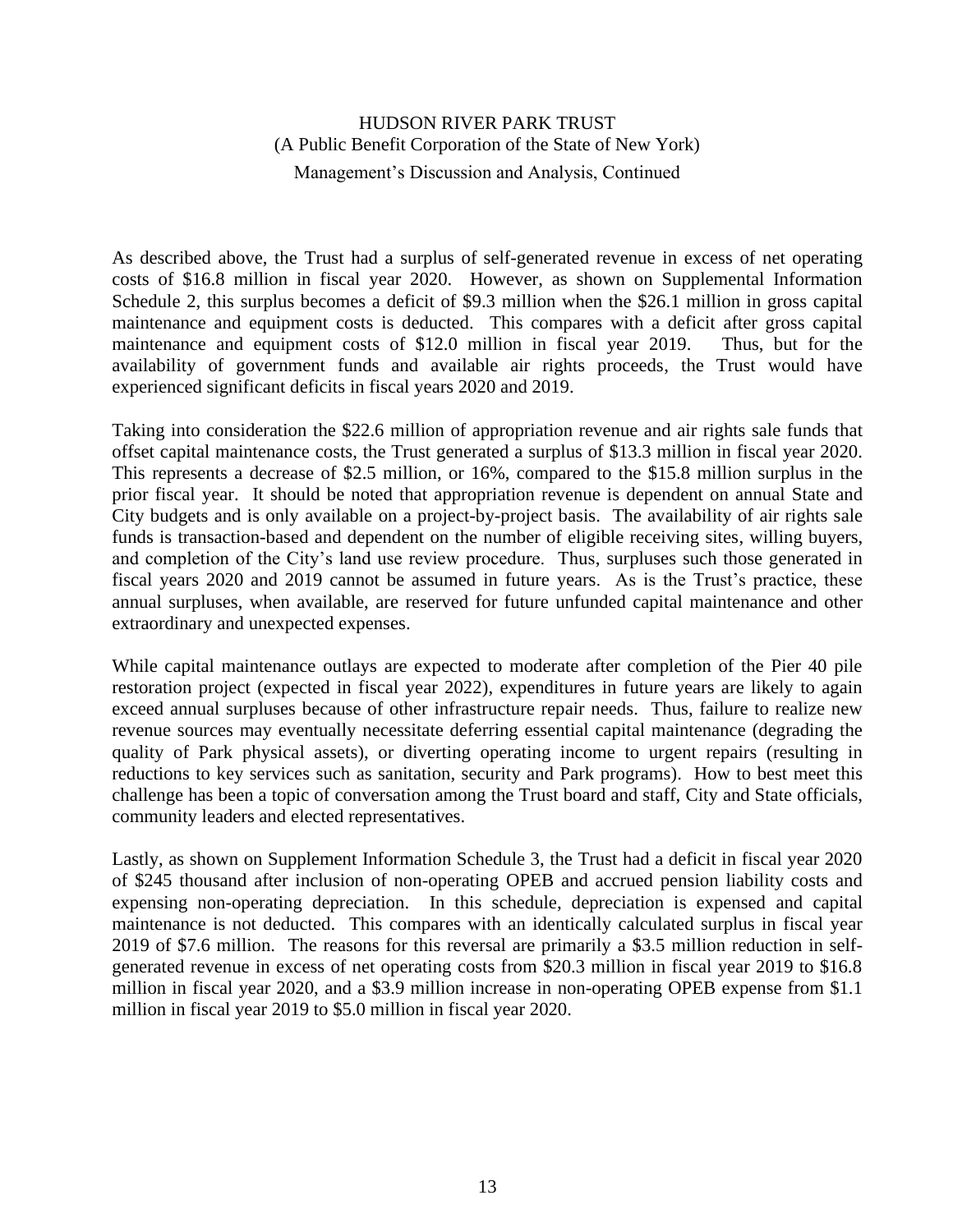As described above, the Trust had a surplus of self-generated revenue in excess of net operating costs of $16.8 million in fiscal year 2020. However, as shown on Supplemental Information Schedule 2, this surplus becomes a deficit of $9.3 million when the $26.1 million in gross capital maintenance and equipment costs is deducted. This compares with a deficit after gross capital maintenance and equipment costs of $12.0 million in fiscal year 2019. Thus, but for the availability of government funds and available air rights proceeds, the Trust would have experienced significant deficits in fiscal years 2020 and 2019.

Taking into consideration the $22.6 million of appropriation revenue and air rights sale funds that offset capital maintenance costs, the Trust generated a surplus of $13.3 million in fiscal year 2020. This represents a decrease of $2.5 million, or 16%, compared to the $15.8 million surplus in the prior fiscal year. It should be noted that appropriation revenue is dependent on annual State and City budgets and is only available on a project-by-project basis. The availability of air rights sale funds is transaction-based and dependent on the number of eligible receiving sites, willing buyers, and completion of the City's land use review procedure. Thus, surpluses such those generated in fiscal years 2020 and 2019 cannot be assumed in future years. As is the Trust's practice, these annual surpluses, when available, are reserved for future unfunded capital maintenance and other extraordinary and unexpected expenses.

While capital maintenance outlays are expected to moderate after completion of the Pier 40 pile restoration project (expected in fiscal year 2022), expenditures in future years are likely to again exceed annual surpluses because of other infrastructure repair needs. Thus, failure to realize new revenue sources may eventually necessitate deferring essential capital maintenance (degrading the quality of Park physical assets), or diverting operating income to urgent repairs (resulting in reductions to key services such as sanitation, security and Park programs). How to best meet this challenge has been a topic of conversation among the Trust board and staff, City and State officials, community leaders and elected representatives.

Lastly, as shown on Supplement Information Schedule 3, the Trust had a deficit in fiscal year 2020 of $245 thousand after inclusion of non-operating OPEB and accrued pension liability costs and expensing non-operating depreciation. In this schedule, depreciation is expensed and capital maintenance is not deducted. This compares with an identically calculated surplus in fiscal year 2019 of $7.6 million. The reasons for this reversal are primarily a $3.5 million reduction in self-generated revenue in excess of net operating costs from $20.3 million in fiscal year 2019 to $16.8 million in fiscal year 2020, and a $3.9 million increase in non-operating OPEB expense from $1.1 million in fiscal year 2019 to $5.0 million in fiscal year 2020.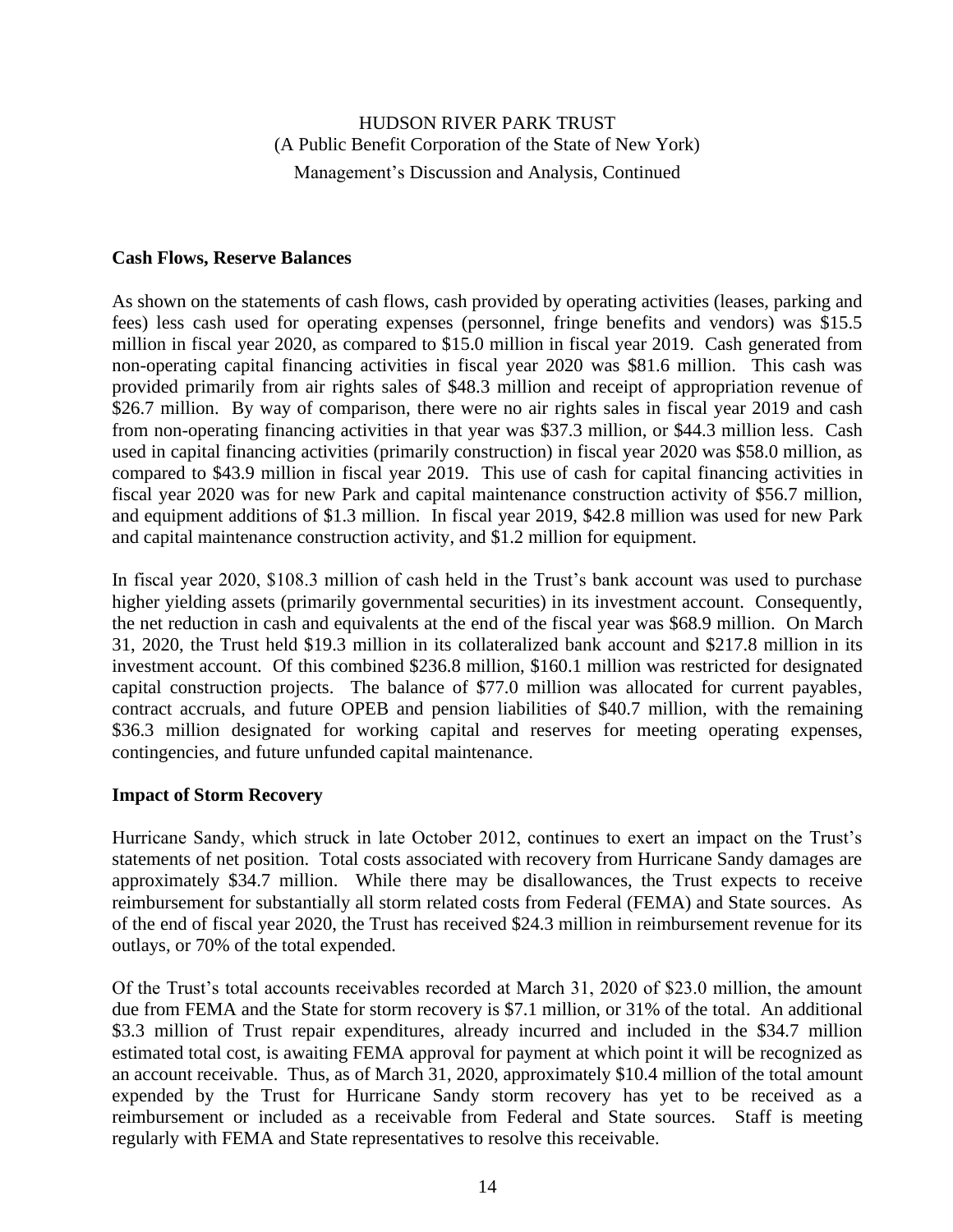## Cash Flows, Reserve Balances

As shown on the statements of cash flows, cash provided by operating activities (leases, parking and fees) less cash used for operating expenses (personnel, fringe benefits and vendors) was $15.5 million in fiscal year 2020, as compared to $15.0 million in fiscal year 2019. Cash generated from non-operating capital financing activities in fiscal year 2020 was $81.6 million. This cash was provided primarily from air rights sales of $48.3 million and receipt of appropriation revenue of $26.7 million. By way of comparison, there were no air rights sales in fiscal year 2019 and cash from non-operating financing activities in that year was $37.3 million, or $44.3 million less. Cash used in capital financing activities (primarily construction) in fiscal year 2020 was $58.0 million, as compared to $43.9 million in fiscal year 2019. This use of cash for capital financing activities in fiscal year 2020 was for new Park and capital maintenance construction activity of $56.7 million, and equipment additions of $1.3 million. In fiscal year 2019, $42.8 million was used for new Park and capital maintenance construction activity, and $1.2 million for equipment.

In fiscal year 2020, $108.3 million of cash held in the Trust's bank account was used to purchase higher yielding assets (primarily governmental securities) in its investment account. Consequently, the net reduction in cash and equivalents at the end of the fiscal year was $68.9 million. On March 31, 2020, the Trust held $19.3 million in its collateralized bank account and $217.8 million in its investment account. Of this combined $236.8 million, $160.1 million was restricted for designated capital construction projects. The balance of $77.0 million was allocated for current payables, contract accruals, and future OPEB and pension liabilities of $40.7 million, with the remaining $36.3 million designated for working capital and reserves for meeting operating expenses, contingencies, and future unfunded capital maintenance.

## Impact of Storm Recovery

Hurricane Sandy, which struck in late October 2012, continues to exert an impact on the Trust's statements of net position. Total costs associated with recovery from Hurricane Sandy damages are approximately $34.7 million. While there may be disallowances, the Trust expects to receive reimbursement for substantially all storm related costs from Federal (FEMA) and State sources. As of the end of fiscal year 2020, the Trust has received $24.3 million in reimbursement revenue for its outlays, or 70% of the total expended.

Of the Trust's total accounts receivables recorded at March 31, 2020 of $23.0 million, the amount due from FEMA and the State for storm recovery is $7.1 million, or 31% of the total. An additional $3.3 million of Trust repair expenditures, already incurred and included in the $34.7 million estimated total cost, is awaiting FEMA approval for payment at which point it will be recognized as an account receivable. Thus, as of March 31, 2020, approximately $10.4 million of the total amount expended by the Trust for Hurricane Sandy storm recovery has yet to be received as a reimbursement or included as a receivable from Federal and State sources. Staff is meeting regularly with FEMA and State representatives to resolve this receivable.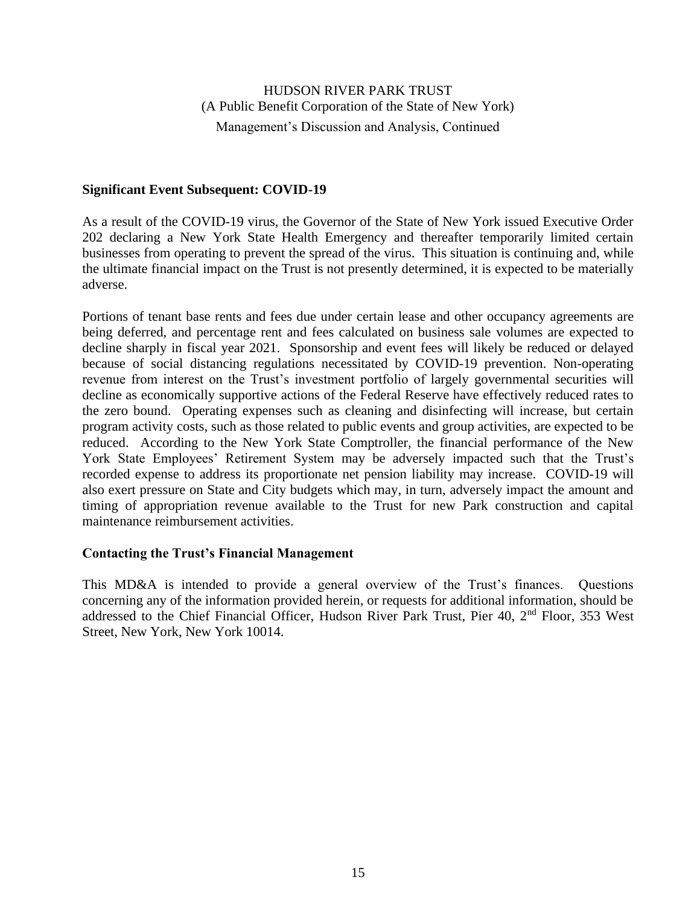HUDSON RIVER PARK TRUST
(A Public Benefit Corporation of the State of New York)
Management's Discussion and Analysis, Continued

**Significant Event Subsequent: COVID-19**

As a result of the COVID-19 virus, the Governor of the State of New York issued Executive Order 202 declaring a New York State Health Emergency and thereafter temporarily limited certain businesses from operating to prevent the spread of the virus. This situation is continuing and, while the ultimate financial impact on the Trust is not presently determined, it is expected to be materially adverse.

Portions of tenant base rents and fees due under certain lease and other occupancy agreements are being deferred, and percentage rent and fees calculated on business sale volumes are expected to decline sharply in fiscal year 2021. Sponsorship and event fees will likely be reduced or delayed because of social distancing regulations necessitated by COVID-19 prevention. Non-operating revenue from interest on the Trust's investment portfolio of largely governmental securities will decline as economically supportive actions of the Federal Reserve have effectively reduced rates to the zero bound. Operating expenses such as cleaning and disinfecting will increase, but certain program activity costs, such as those related to public events and group activities, are expected to be reduced. According to the New York State Comptroller, the financial performance of the New York State Employees' Retirement System may be adversely impacted such that the Trust's recorded expense to address its proportionate net pension liability may increase. COVID-19 will also exert pressure on State and City budgets which may, in turn, adversely impact the amount and timing of appropriation revenue available to the Trust for new Park construction and capital maintenance reimbursement activities.

**Contacting the Trust's Financial Management**

This MD&A is intended to provide a general overview of the Trust's finances. Questions concerning any of the information provided herein, or requests for additional information, should be addressed to the Chief Financial Officer, Hudson River Park Trust, Pier 40, 2nd Floor, 353 West Street, New York, New York 10014.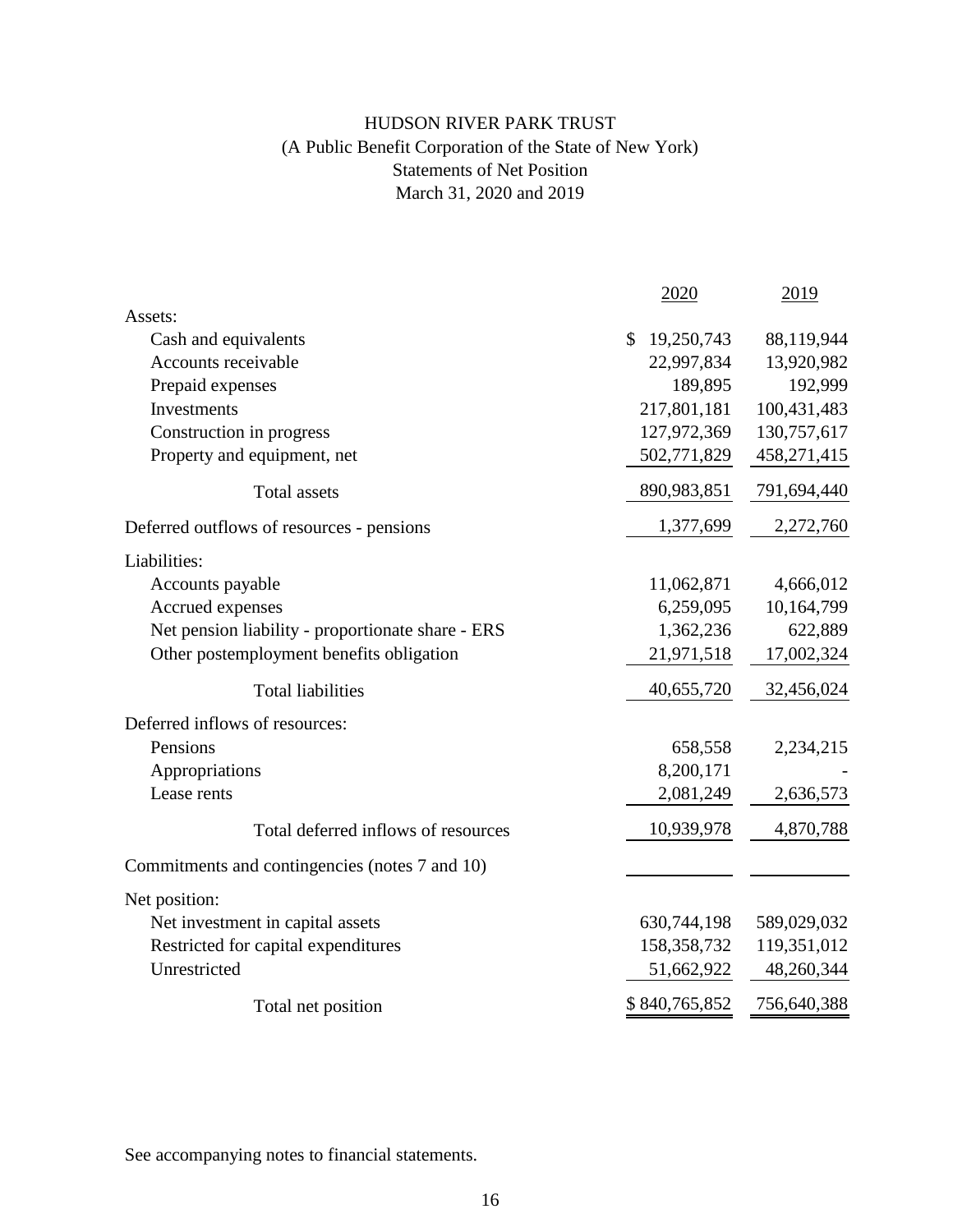# HUDSON RIVER PARK TRUST

(A Public Benefit Corporation of the State of New York)

Statements of Net Position

March 31, 2020 and 2019

| | 2020 | 2019 |
|---|---|---|
| Assets: | | |
| Cash and equivalents | $ 19,250,743 | 88,119,944 |
| Accounts receivable | 22,997,834 | 13,920,982 |
| Prepaid expenses | 189,895 | 192,999 |
| Investments | 217,801,181 | 100,431,483 |
| Construction in progress | 127,972,369 | 130,757,617 |
| Property and equipment, net | 502,771,829 | 458,271,415 |
| Total assets | 890,983,851 | 791,694,440 |
| Deferred outflows of resources - pensions | 1,377,699 | 2,272,760 |
| Liabilities: | | |
| Accounts payable | 11,062,871 | 4,666,012 |
| Accrued expenses | 6,259,095 | 10,164,799 |
| Net pension liability - proportionate share - ERS | 1,362,236 | 622,889 |
| Other postemployment benefits obligation | 21,971,518 | 17,002,324 |
| Total liabilities | 40,655,720 | 32,456,024 |
| Deferred inflows of resources: | | |
| Pensions | 658,558 | 2,234,215 |
| Appropriations | 8,200,171 | - |
| Lease rents | 2,081,249 | 2,636,573 |
| Total deferred inflows of resources | 10,939,978 | 4,870,788 |
| Commitments and contingencies (notes 7 and 10) | | |
| Net position: | | |
| Net investment in capital assets | 630,744,198 | 589,029,032 |
| Restricted for capital expenditures | 158,358,732 | 119,351,012 |
| Unrestricted | 51,662,922 | 48,260,344 |
| Total net position | $ 840,765,852 | 756,640,388 |

See accompanying notes to financial statements.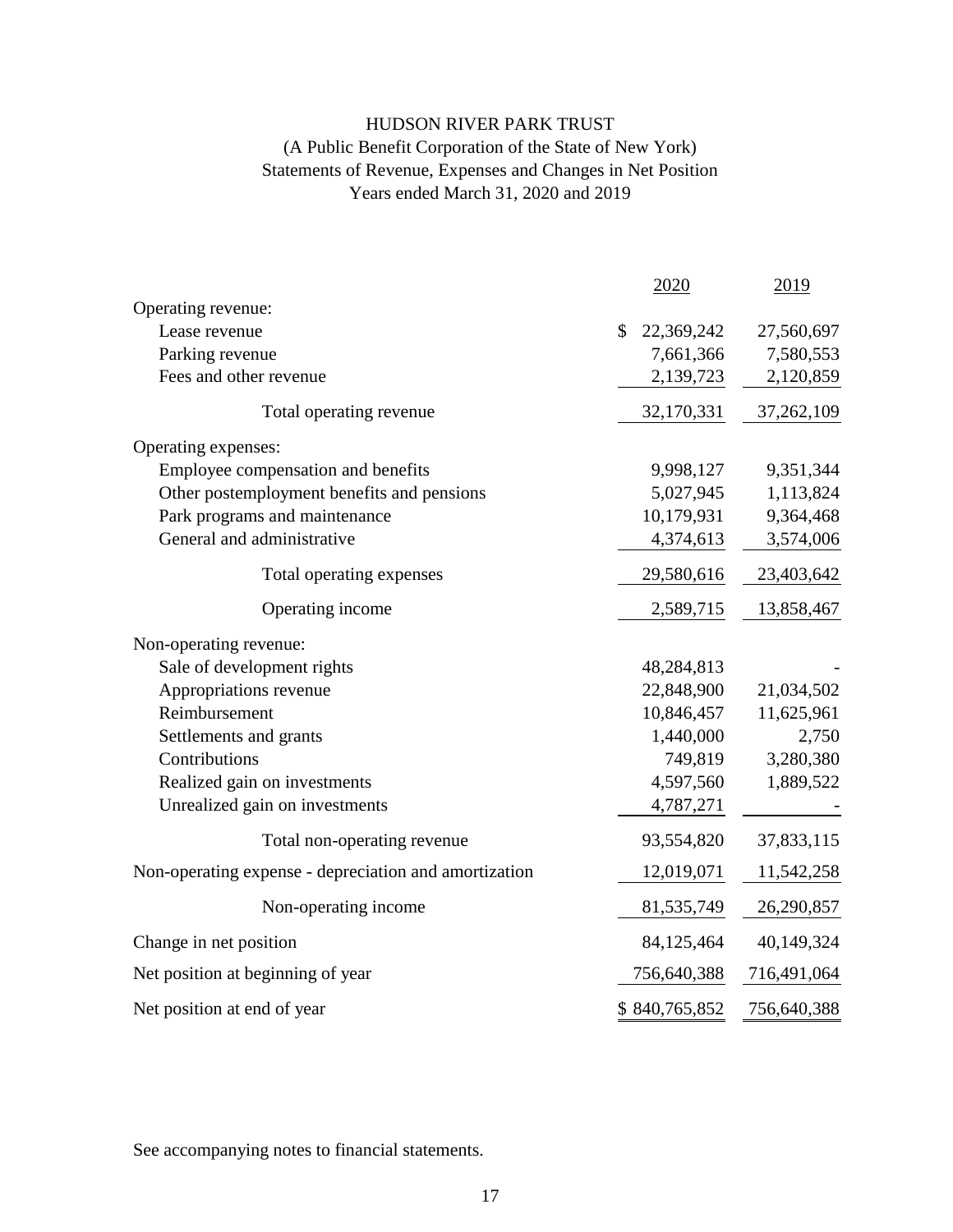# HUDSON RIVER PARK TRUST

(A Public Benefit Corporation of the State of New York)
Statements of Revenue, Expenses and Changes in Net Position
Years ended March 31, 2020 and 2019

| | 2020 | 2019 |
|---|---|---|
| Operating revenue: | | |
| Lease revenue | $ 22,369,242 | 27,560,697 |
| Parking revenue | 7,661,366 | 7,580,553 |
| Fees and other revenue | 2,139,723 | 2,120,859 |
| Total operating revenue | 32,170,331 | 37,262,109 |
| Operating expenses: | | |
| Employee compensation and benefits | 9,998,127 | 9,351,344 |
| Other postemployment benefits and pensions | 5,027,945 | 1,113,824 |
| Park programs and maintenance | 10,179,931 | 9,364,468 |
| General and administrative | 4,374,613 | 3,574,006 |
| Total operating expenses | 29,580,616 | 23,403,642 |
| Operating income | 2,589,715 | 13,858,467 |
| Non-operating revenue: | | |
| Sale of development rights | 48,284,813 | - |
| Appropriations revenue | 22,848,900 | 21,034,502 |
| Reimbursement | 10,846,457 | 11,625,961 |
| Settlements and grants | 1,440,000 | 2,750 |
| Contributions | 749,819 | 3,280,380 |
| Realized gain on investments | 4,597,560 | 1,889,522 |
| Unrealized gain on investments | 4,787,271 | - |
| Total non-operating revenue | 93,554,820 | 37,833,115 |
| Non-operating expense - depreciation and amortization | 12,019,071 | 11,542,258 |
| Non-operating income | 81,535,749 | 26,290,857 |
| Change in net position | 84,125,464 | 40,149,324 |
| Net position at beginning of year | 756,640,388 | 716,491,064 |
| Net position at end of year | $ 840,765,852 | 756,640,388 |

See accompanying notes to financial statements.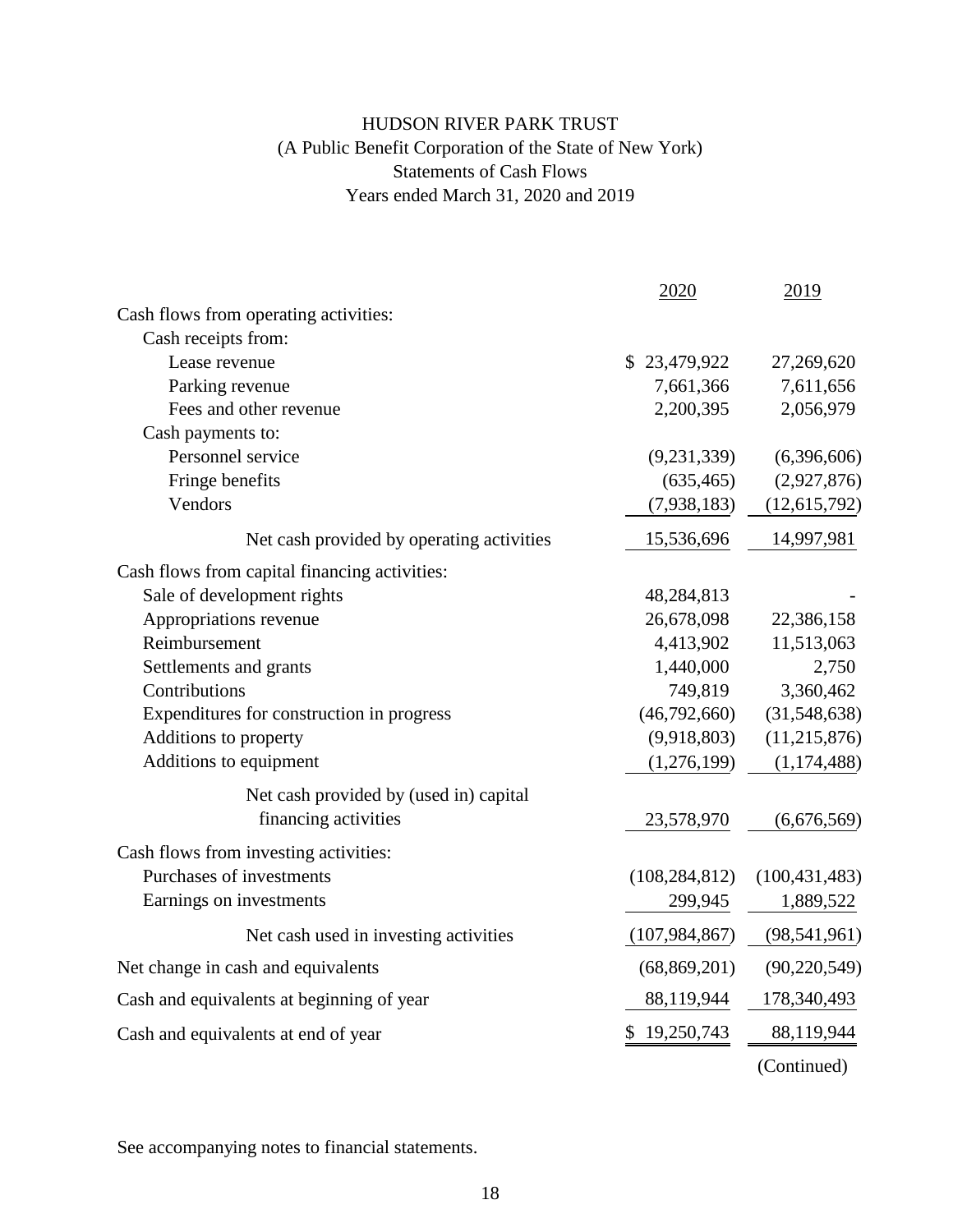# HUDSON RIVER PARK TRUST

(A Public Benefit Corporation of the State of New York)

Statements of Cash Flows

Years ended March 31, 2020 and 2019

| | 2020 | 2019 |
|---|---|---|
| Cash flows from operating activities: | | |
| Cash receipts from: | | |
| Lease revenue | $ 23,479,922 | 27,269,620 |
| Parking revenue | 7,661,366 | 7,611,656 |
| Fees and other revenue | 2,200,395 | 2,056,979 |
| Cash payments to: | | |
| Personnel service | (9,231,339) | (6,396,606) |
| Fringe benefits | (635,465) | (2,927,876) |
| Vendors | (7,938,183) | (12,615,792) |
| Net cash provided by operating activities | 15,536,696 | 14,997,981 |
| Cash flows from capital financing activities: | | |
| Sale of development rights | 48,284,813 | - |
| Appropriations revenue | 26,678,098 | 22,386,158 |
| Reimbursement | 4,413,902 | 11,513,063 |
| Settlements and grants | 1,440,000 | 2,750 |
| Contributions | 749,819 | 3,360,462 |
| Expenditures for construction in progress | (46,792,660) | (31,548,638) |
| Additions to property | (9,918,803) | (11,215,876) |
| Additions to equipment | (1,276,199) | (1,174,488) |
| Net cash provided by (used in) capital financing activities | 23,578,970 | (6,676,569) |
| Cash flows from investing activities: | | |
| Purchases of investments | (108,284,812) | (100,431,483) |
| Earnings on investments | 299,945 | 1,889,522 |
| Net cash used in investing activities | (107,984,867) | (98,541,961) |
| Net change in cash and equivalents | (68,869,201) | (90,220,549) |
| Cash and equivalents at beginning of year | 88,119,944 | 178,340,493 |
| Cash and equivalents at end of year | $ 19,250,743 | 88,119,944 |

(Continued)

See accompanying notes to financial statements.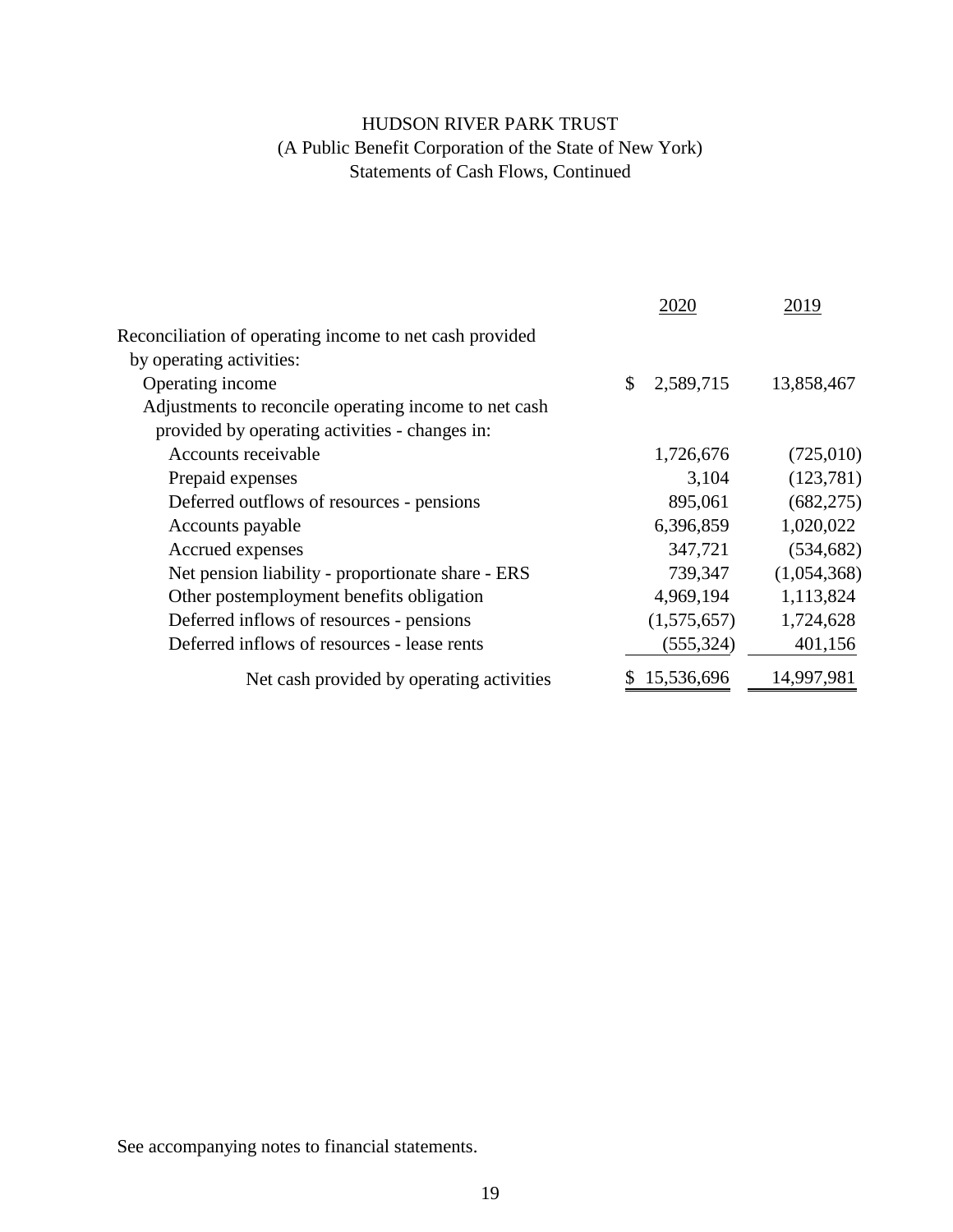# HUDSON RIVER PARK TRUST

(A Public Benefit Corporation of the State of New York)

Statements of Cash Flows, Continued

| | 2020 | 2019 |
|---|---|---|
| Reconciliation of operating income to net cash provided by operating activities: | | |
| Operating income | $ 2,589,715 | 13,858,467 |
| Adjustments to reconcile operating income to net cash provided by operating activities - changes in: | | |
| Accounts receivable | 1,726,676 | (725,010) |
| Prepaid expenses | 3,104 | (123,781) |
| Deferred outflows of resources - pensions | 895,061 | (682,275) |
| Accounts payable | 6,396,859 | 1,020,022 |
| Accrued expenses | 347,721 | (534,682) |
| Net pension liability - proportionate share - ERS | 739,347 | (1,054,368) |
| Other postemployment benefits obligation | 4,969,194 | 1,113,824 |
| Deferred inflows of resources - pensions | (1,575,657) | 1,724,628 |
| Deferred inflows of resources - lease rents | (555,324) | 401,156 |
| Net cash provided by operating activities | $ 15,536,696 | 14,997,981 |

See accompanying notes to financial statements.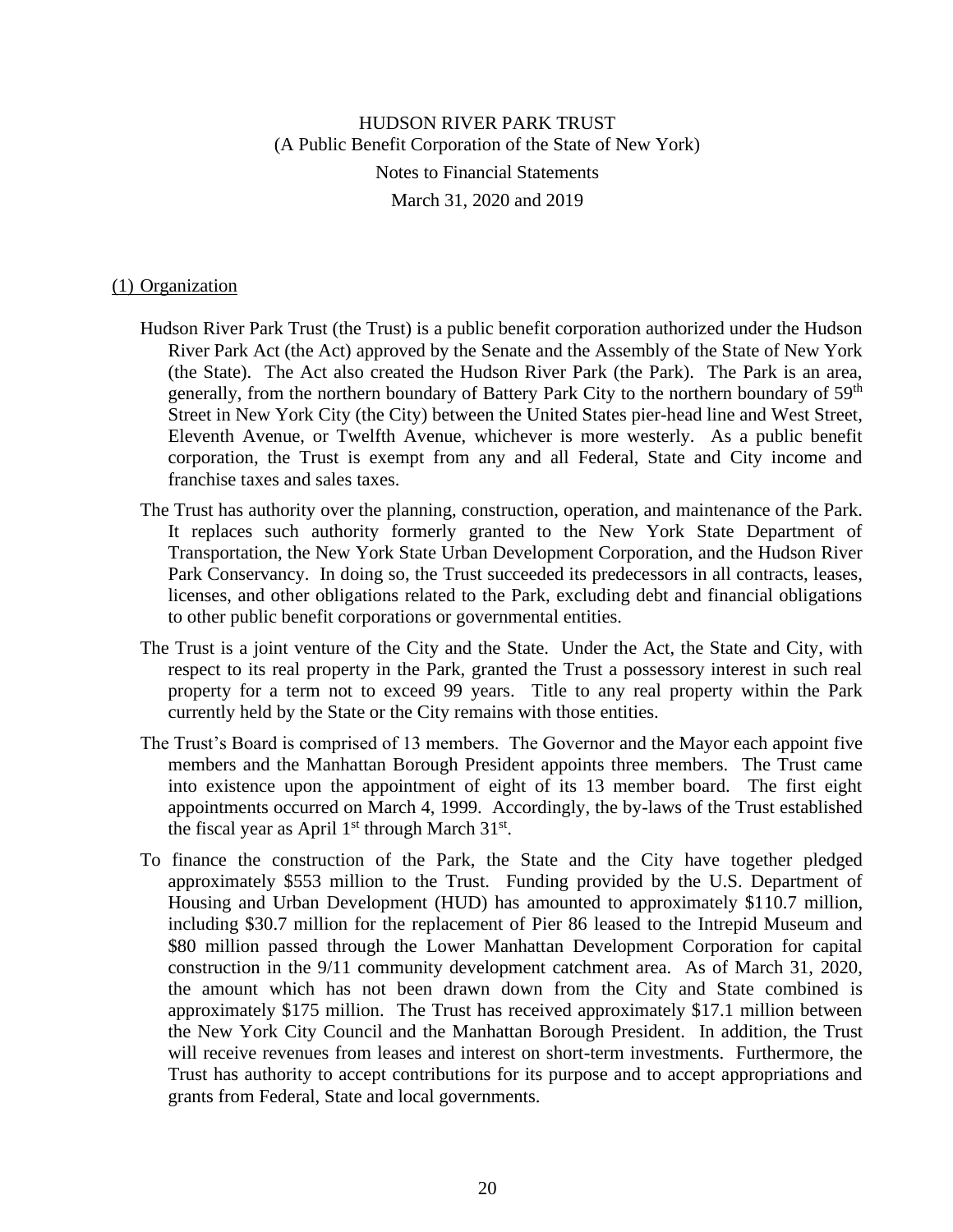# HUDSON RIVER PARK TRUST
(A Public Benefit Corporation of the State of New York)

Notes to Financial Statements

March 31, 2020 and 2019

## (1) Organization

Hudson River Park Trust (the Trust) is a public benefit corporation authorized under the Hudson River Park Act (the Act) approved by the Senate and the Assembly of the State of New York (the State). The Act also created the Hudson River Park (the Park). The Park is an area, generally, from the northern boundary of Battery Park City to the northern boundary of $59^{th}$ Street in New York City (the City) between the United States pier-head line and West Street, Eleventh Avenue, or Twelfth Avenue, whichever is more westerly. As a public benefit corporation, the Trust is exempt from any and all Federal, State and City income and franchise taxes and sales taxes.

The Trust has authority over the planning, construction, operation, and maintenance of the Park. It replaces such authority formerly granted to the New York State Department of Transportation, the New York State Urban Development Corporation, and the Hudson River Park Conservancy. In doing so, the Trust succeeded its predecessors in all contracts, leases, licenses, and other obligations related to the Park, excluding debt and financial obligations to other public benefit corporations or governmental entities.

The Trust is a joint venture of the City and the State. Under the Act, the State and City, with respect to its real property in the Park, granted the Trust a possessory interest in such real property for a term not to exceed 99 years. Title to any real property within the Park currently held by the State or the City remains with those entities.

The Trust's Board is comprised of 13 members. The Governor and the Mayor each appoint five members and the Manhattan Borough President appoints three members. The Trust came into existence upon the appointment of eight of its 13 member board. The first eight appointments occurred on March 4, 1999. Accordingly, the by-laws of the Trust established the fiscal year as April $1^{st}$ through March $31^{st}$.

To finance the construction of the Park, the State and the City have together pledged approximately \$553 million to the Trust. Funding provided by the U.S. Department of Housing and Urban Development (HUD) has amounted to approximately \$110.7 million, including \$30.7 million for the replacement of Pier 86 leased to the Intrepid Museum and \$80 million passed through the Lower Manhattan Development Corporation for capital construction in the 9/11 community development catchment area. As of March 31, 2020, the amount which has not been drawn down from the City and State combined is approximately \$175 million. The Trust has received approximately \$17.1 million between the New York City Council and the Manhattan Borough President. In addition, the Trust will receive revenues from leases and interest on short-term investments. Furthermore, the Trust has authority to accept contributions for its purpose and to accept appropriations and grants from Federal, State and local governments.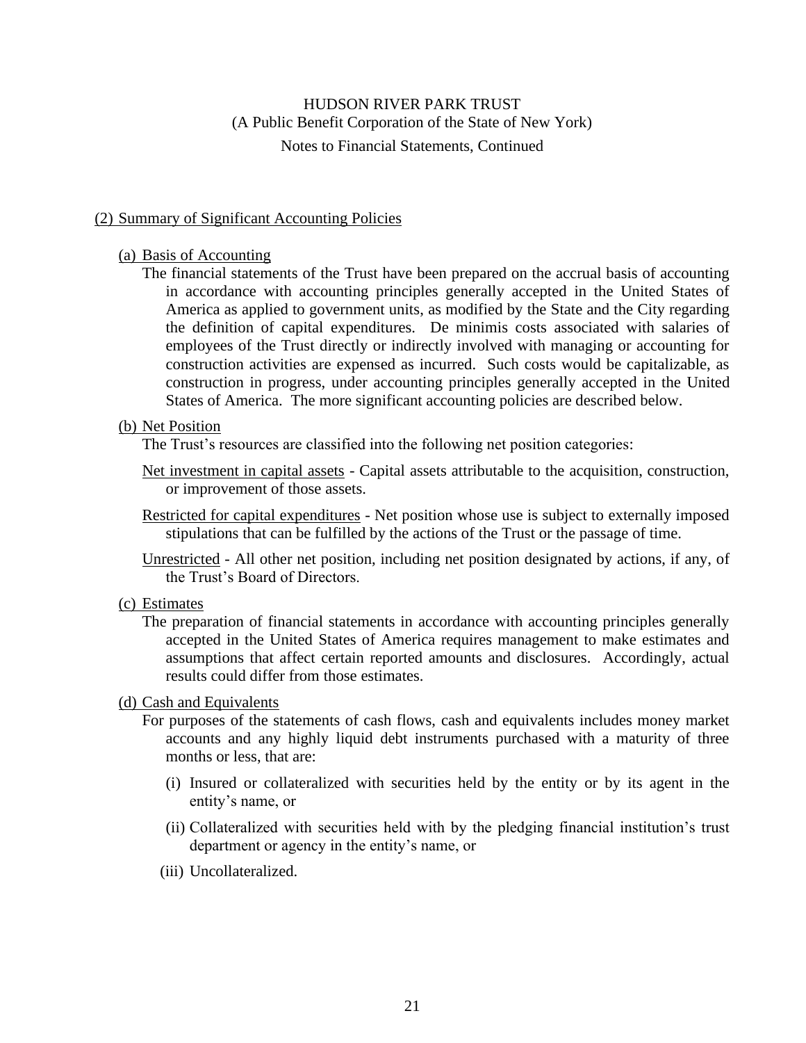HUDSON RIVER PARK TRUST
(A Public Benefit Corporation of the State of New York)
Notes to Financial Statements, Continued

## (2) Summary of Significant Accounting Policies

### (a) Basis of Accounting

The financial statements of the Trust have been prepared on the accrual basis of accounting in accordance with accounting principles generally accepted in the United States of America as applied to government units, as modified by the State and the City regarding the definition of capital expenditures. De minimis costs associated with salaries of employees of the Trust directly or indirectly involved with managing or accounting for construction activities are expensed as incurred. Such costs would be capitalizable, as construction in progress, under accounting principles generally accepted in the United States of America. The more significant accounting policies are described below.

### (b) Net Position

The Trust's resources are classified into the following net position categories:

Net investment in capital assets - Capital assets attributable to the acquisition, construction, or improvement of those assets.

Restricted for capital expenditures - Net position whose use is subject to externally imposed stipulations that can be fulfilled by the actions of the Trust or the passage of time.

Unrestricted - All other net position, including net position designated by actions, if any, of the Trust's Board of Directors.

### (c) Estimates

The preparation of financial statements in accordance with accounting principles generally accepted in the United States of America requires management to make estimates and assumptions that affect certain reported amounts and disclosures. Accordingly, actual results could differ from those estimates.

### (d) Cash and Equivalents

For purposes of the statements of cash flows, cash and equivalents includes money market accounts and any highly liquid debt instruments purchased with a maturity of three months or less, that are:

(i) Insured or collateralized with securities held by the entity or by its agent in the entity's name, or

(ii) Collateralized with securities held with by the pledging financial institution's trust department or agency in the entity's name, or

(iii) Uncollateralized.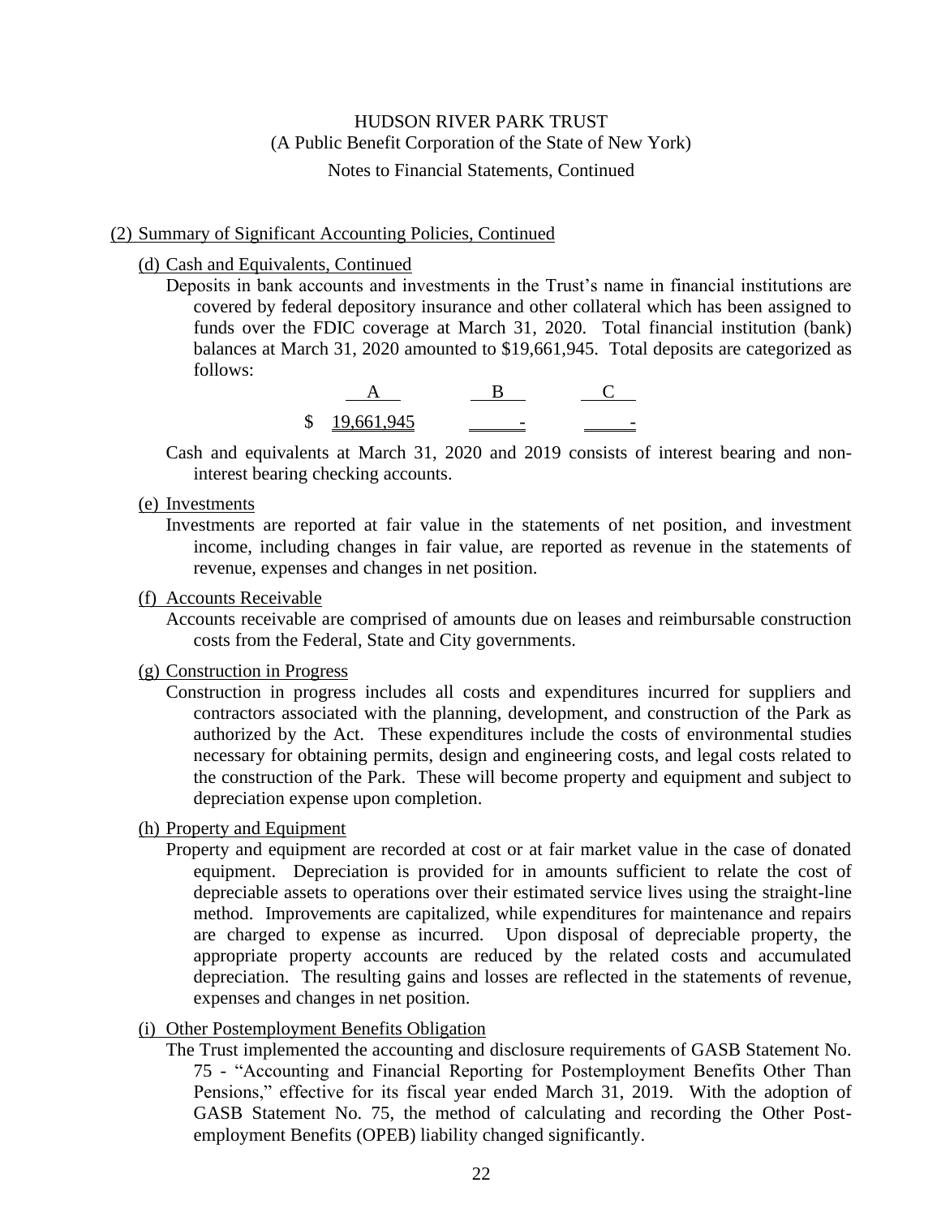HUDSON RIVER PARK TRUST
(A Public Benefit Corporation of the State of New York)
Notes to Financial Statements, Continued

(2) Summary of Significant Accounting Policies, Continued

(d) Cash and Equivalents, Continued

Deposits in bank accounts and investments in the Trust's name in financial institutions are covered by federal depository insurance and other collateral which has been assigned to funds over the FDIC coverage at March 31, 2020. Total financial institution (bank) balances at March 31, 2020 amounted to $19,661,945. Total deposits are categorized as follows:

| A | B | C |
|---|---|---|
| $ 19,661,945 | - | - |

Cash and equivalents at March 31, 2020 and 2019 consists of interest bearing and non-interest bearing checking accounts.

(e) Investments

Investments are reported at fair value in the statements of net position, and investment income, including changes in fair value, are reported as revenue in the statements of revenue, expenses and changes in net position.

(f) Accounts Receivable

Accounts receivable are comprised of amounts due on leases and reimbursable construction costs from the Federal, State and City governments.

(g) Construction in Progress

Construction in progress includes all costs and expenditures incurred for suppliers and contractors associated with the planning, development, and construction of the Park as authorized by the Act. These expenditures include the costs of environmental studies necessary for obtaining permits, design and engineering costs, and legal costs related to the construction of the Park. These will become property and equipment and subject to depreciation expense upon completion.

(h) Property and Equipment

Property and equipment are recorded at cost or at fair market value in the case of donated equipment. Depreciation is provided for in amounts sufficient to relate the cost of depreciable assets to operations over their estimated service lives using the straight-line method. Improvements are capitalized, while expenditures for maintenance and repairs are charged to expense as incurred. Upon disposal of depreciable property, the appropriate property accounts are reduced by the related costs and accumulated depreciation. The resulting gains and losses are reflected in the statements of revenue, expenses and changes in net position.

(i) Other Postemployment Benefits Obligation

The Trust implemented the accounting and disclosure requirements of GASB Statement No. 75 - "Accounting and Financial Reporting for Postemployment Benefits Other Than Pensions," effective for its fiscal year ended March 31, 2019. With the adoption of GASB Statement No. 75, the method of calculating and recording the Other Post-employment Benefits (OPEB) liability changed significantly.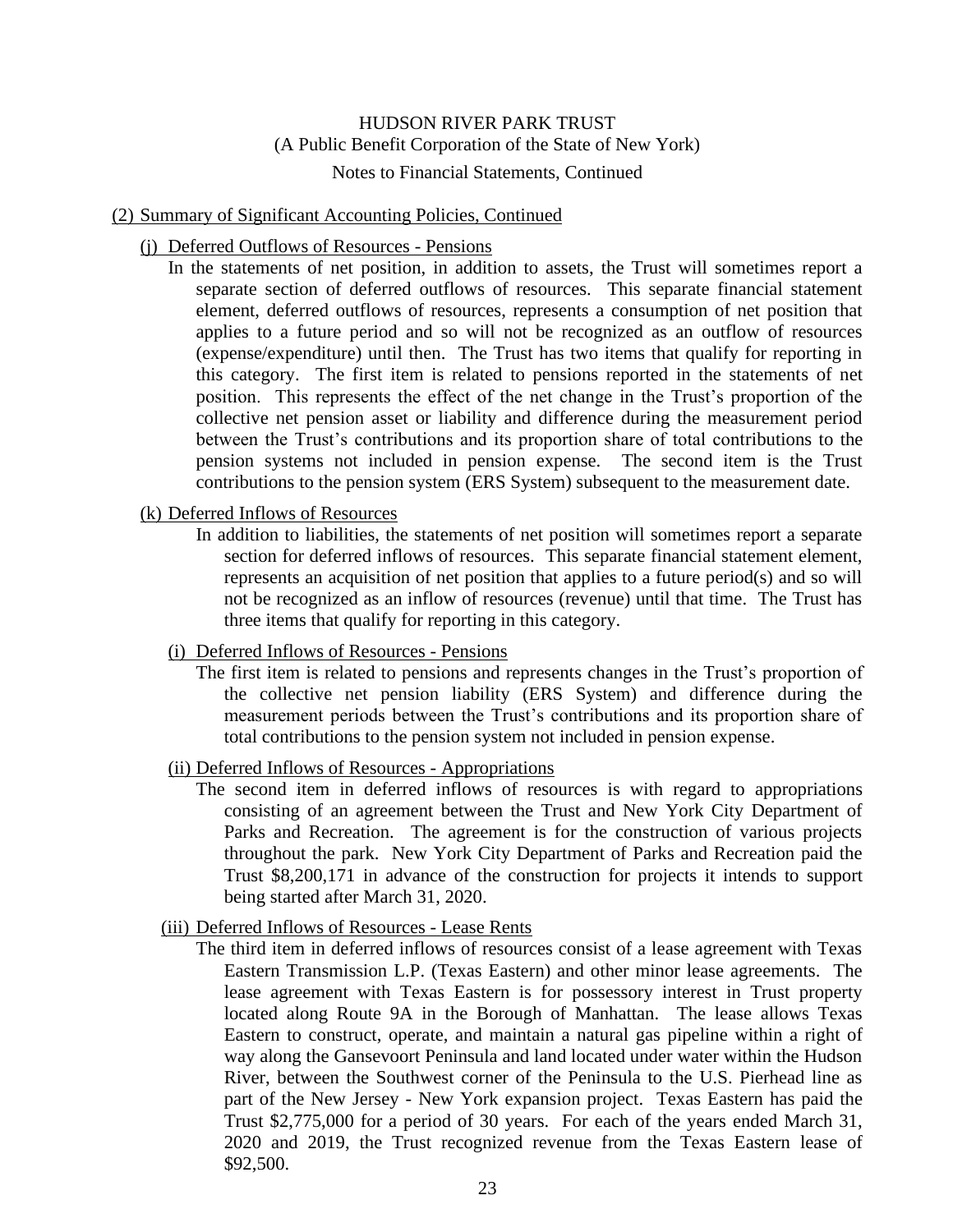## (2) Summary of Significant Accounting Policies, Continued

### (j) Deferred Outflows of Resources - Pensions

In the statements of net position, in addition to assets, the Trust will sometimes report a separate section of deferred outflows of resources. This separate financial statement element, deferred outflows of resources, represents a consumption of net position that applies to a future period and so will not be recognized as an outflow of resources (expense/expenditure) until then. The Trust has two items that qualify for reporting in this category. The first item is related to pensions reported in the statements of net position. This represents the effect of the net change in the Trust's proportion of the collective net pension asset or liability and difference during the measurement period between the Trust's contributions and its proportion share of total contributions to the pension systems not included in pension expense. The second item is the Trust contributions to the pension system (ERS System) subsequent to the measurement date.

### (k) Deferred Inflows of Resources

In addition to liabilities, the statements of net position will sometimes report a separate section for deferred inflows of resources. This separate financial statement element, represents an acquisition of net position that applies to a future period(s) and so will not be recognized as an inflow of resources (revenue) until that time. The Trust has three items that qualify for reporting in this category.

#### (i) Deferred Inflows of Resources - Pensions

The first item is related to pensions and represents changes in the Trust's proportion of the collective net pension liability (ERS System) and difference during the measurement periods between the Trust's contributions and its proportion share of total contributions to the pension system not included in pension expense.

#### (ii) Deferred Inflows of Resources - Appropriations

The second item in deferred inflows of resources is with regard to appropriations consisting of an agreement between the Trust and New York City Department of Parks and Recreation. The agreement is for the construction of various projects throughout the park. New York City Department of Parks and Recreation paid the Trust $8,200,171 in advance of the construction for projects it intends to support being started after March 31, 2020.

#### (iii) Deferred Inflows of Resources - Lease Rents

The third item in deferred inflows of resources consist of a lease agreement with Texas Eastern Transmission L.P. (Texas Eastern) and other minor lease agreements. The lease agreement with Texas Eastern is for possessory interest in Trust property located along Route 9A in the Borough of Manhattan. The lease allows Texas Eastern to construct, operate, and maintain a natural gas pipeline within a right of way along the Gansevoort Peninsula and land located under water within the Hudson River, between the Southwest corner of the Peninsula to the U.S. Pierhead line as part of the New Jersey - New York expansion project. Texas Eastern has paid the Trust $2,775,000 for a period of 30 years. For each of the years ended March 31, 2020 and 2019, the Trust recognized revenue from the Texas Eastern lease of $92,500.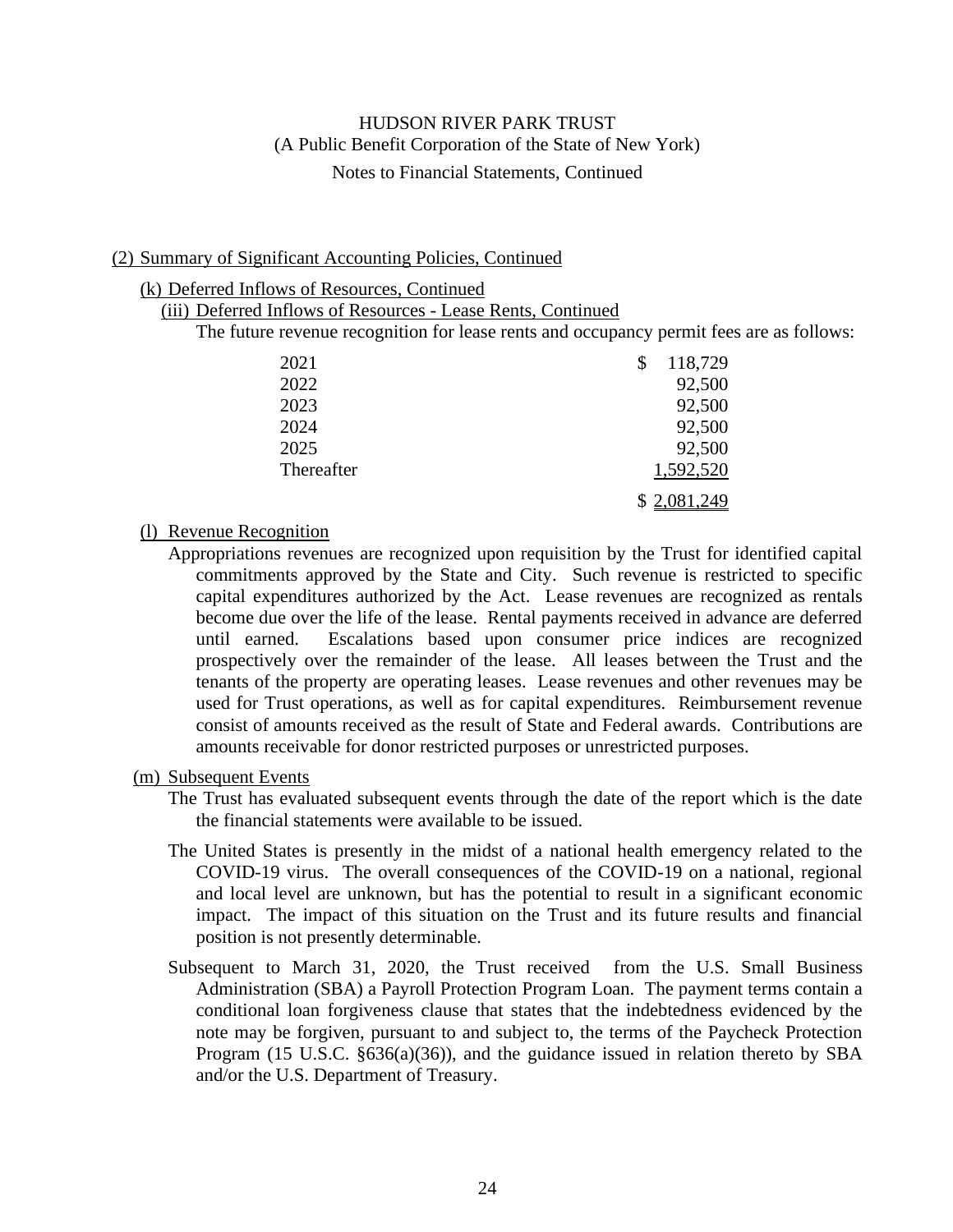HUDSON RIVER PARK TRUST
(A Public Benefit Corporation of the State of New York)
Notes to Financial Statements, Continued

## (2) Summary of Significant Accounting Policies, Continued

### (k) Deferred Inflows of Resources, Continued

#### (iii) Deferred Inflows of Resources - Lease Rents, Continued

The future revenue recognition for lease rents and occupancy permit fees are as follows:

| | |
|---|---|
| 2021 | $ 118,729 |
| 2022 | 92,500 |
| 2023 | 92,500 |
| 2024 | 92,500 |
| 2025 | 92,500 |
| Thereafter | 1,592,520 |
| | $ 2,081,249 |

### (l) Revenue Recognition

Appropriations revenues are recognized upon requisition by the Trust for identified capital commitments approved by the State and City. Such revenue is restricted to specific capital expenditures authorized by the Act. Lease revenues are recognized as rentals become due over the life of the lease. Rental payments received in advance are deferred until earned. Escalations based upon consumer price indices are recognized prospectively over the remainder of the lease. All leases between the Trust and the tenants of the property are operating leases. Lease revenues and other revenues may be used for Trust operations, as well as for capital expenditures. Reimbursement revenue consist of amounts received as the result of State and Federal awards. Contributions are amounts receivable for donor restricted purposes or unrestricted purposes.

### (m) Subsequent Events

The Trust has evaluated subsequent events through the date of the report which is the date the financial statements were available to be issued.

The United States is presently in the midst of a national health emergency related to the COVID-19 virus. The overall consequences of the COVID-19 on a national, regional and local level are unknown, but has the potential to result in a significant economic impact. The impact of this situation on the Trust and its future results and financial position is not presently determinable.

Subsequent to March 31, 2020, the Trust received from the U.S. Small Business Administration (SBA) a Payroll Protection Program Loan. The payment terms contain a conditional loan forgiveness clause that states that the indebtedness evidenced by the note may be forgiven, pursuant to and subject to, the terms of the Paycheck Protection Program (15 U.S.C. §636(a)(36)), and the guidance issued in relation thereto by SBA and/or the U.S. Department of Treasury.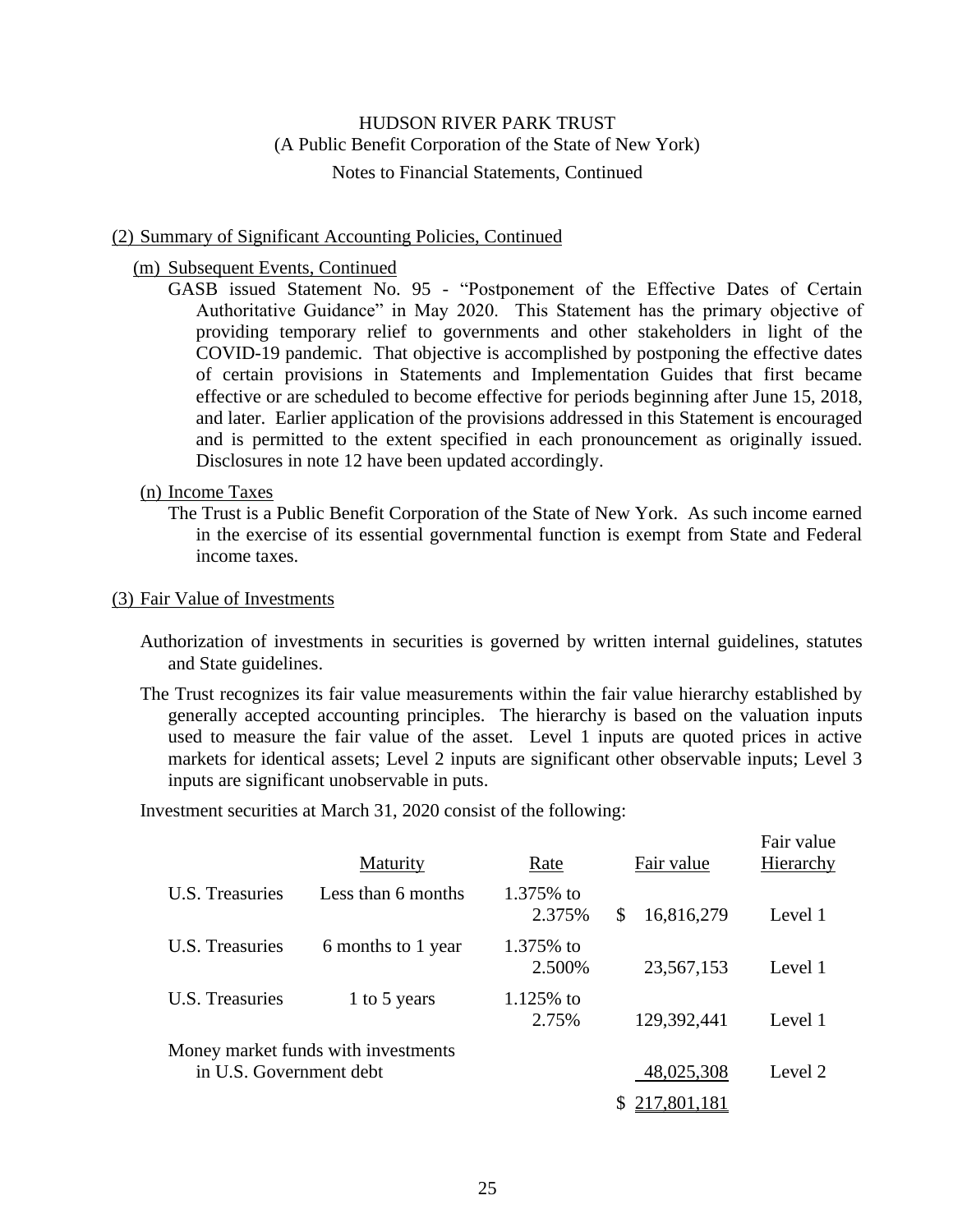## (2) Summary of Significant Accounting Policies, Continued

### (m) Subsequent Events, Continued

GASB issued Statement No. 95 - "Postponement of the Effective Dates of Certain Authoritative Guidance" in May 2020. This Statement has the primary objective of providing temporary relief to governments and other stakeholders in light of the COVID-19 pandemic. That objective is accomplished by postponing the effective dates of certain provisions in Statements and Implementation Guides that first became effective or are scheduled to become effective for periods beginning after June 15, 2018, and later. Earlier application of the provisions addressed in this Statement is encouraged and is permitted to the extent specified in each pronouncement as originally issued. Disclosures in note 12 have been updated accordingly.

### (n) Income Taxes

The Trust is a Public Benefit Corporation of the State of New York. As such income earned in the exercise of its essential governmental function is exempt from State and Federal income taxes.

## (3) Fair Value of Investments

Authorization of investments in securities is governed by written internal guidelines, statutes and State guidelines.

The Trust recognizes its fair value measurements within the fair value hierarchy established by generally accepted accounting principles. The hierarchy is based on the valuation inputs used to measure the fair value of the asset. Level 1 inputs are quoted prices in active markets for identical assets; Level 2 inputs are significant other observable inputs; Level 3 inputs are significant unobservable in puts.

Investment securities at March 31, 2020 consist of the following:

| | Maturity | Rate | Fair value | Fair value Hierarchy |
|---|---|---|---|---|
| U.S. Treasuries | Less than 6 months | 1.375% to 2.375% | $ 16,816,279 | Level 1 |
| U.S. Treasuries | 6 months to 1 year | 1.375% to 2.500% | 23,567,153 | Level 1 |
| U.S. Treasuries | 1 to 5 years | 1.125% to 2.75% | 129,392,441 | Level 1 |
| Money market funds with investments in U.S. Government debt | | | 48,025,308 | Level 2 |
| | | | $ 217,801,181 | |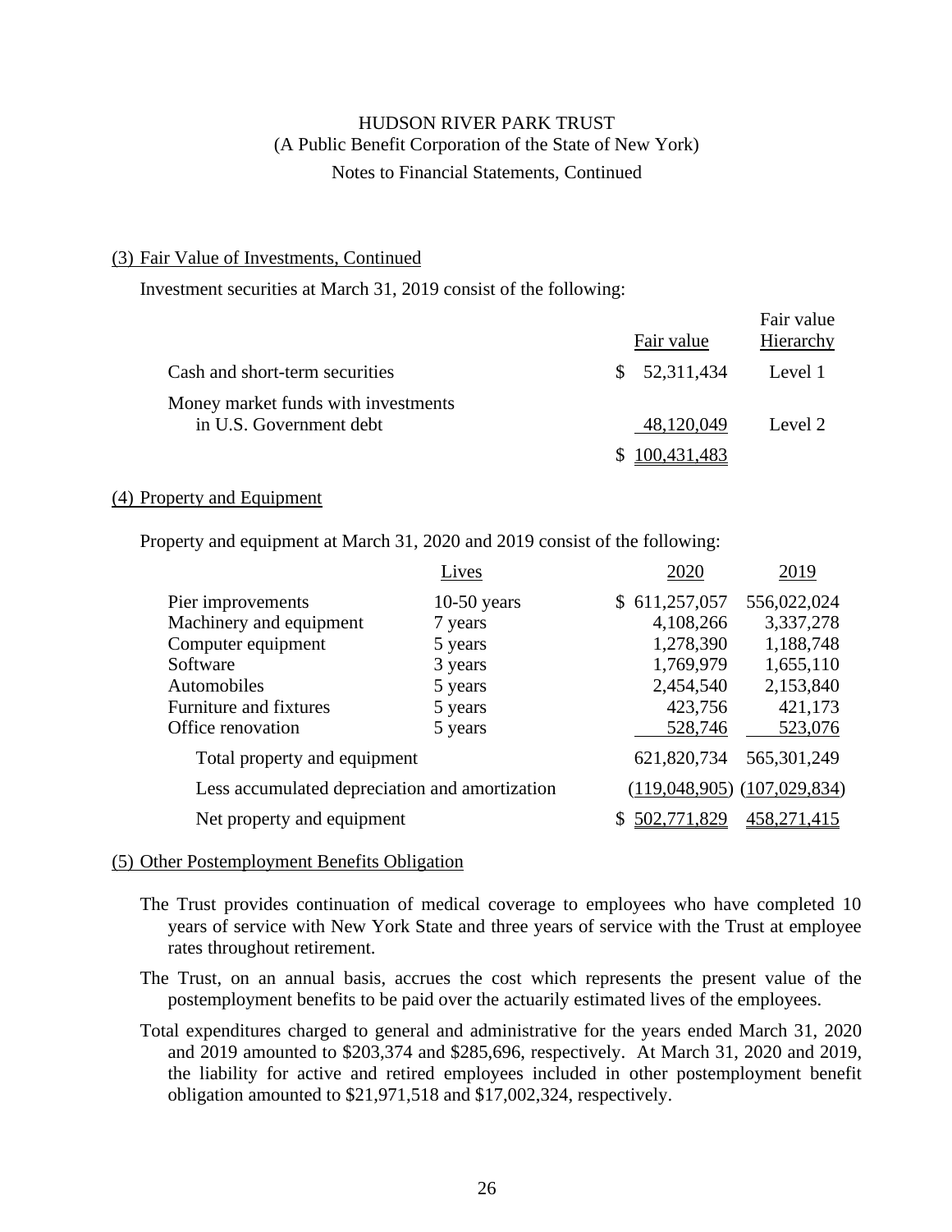HUDSON RIVER PARK TRUST
(A Public Benefit Corporation of the State of New York)
Notes to Financial Statements, Continued

## (3) Fair Value of Investments, Continued

Investment securities at March 31, 2019 consist of the following:

| | Fair value | Fair value Hierarchy |
|---|---|---|
| Cash and short-term securities | $ 52,311,434 | Level 1 |
| Money market funds with investments in U.S. Government debt | 48,120,049 | Level 2 |
| | $ 100,431,483 | |

## (4) Property and Equipment

Property and equipment at March 31, 2020 and 2019 consist of the following:

| | Lives | 2020 | 2019 |
|---|---|---|---|
| Pier improvements | 10-50 years | $ 611,257,057 | 556,022,024 |
| Machinery and equipment | 7 years | 4,108,266 | 3,337,278 |
| Computer equipment | 5 years | 1,278,390 | 1,188,748 |
| Software | 3 years | 1,769,979 | 1,655,110 |
| Automobiles | 5 years | 2,454,540 | 2,153,840 |
| Furniture and fixtures | 5 years | 423,756 | 421,173 |
| Office renovation | 5 years | 528,746 | 523,076 |
| Total property and equipment | | 621,820,734 | 565,301,249 |
| Less accumulated depreciation and amortization | | (119,048,905) | (107,029,834) |
| Net property and equipment | | $ 502,771,829 | 458,271,415 |

## (5) Other Postemployment Benefits Obligation

The Trust provides continuation of medical coverage to employees who have completed 10 years of service with New York State and three years of service with the Trust at employee rates throughout retirement.

The Trust, on an annual basis, accrues the cost which represents the present value of the postemployment benefits to be paid over the actuarily estimated lives of the employees.

Total expenditures charged to general and administrative for the years ended March 31, 2020 and 2019 amounted to $203,374 and $285,696, respectively. At March 31, 2020 and 2019, the liability for active and retired employees included in other postemployment benefit obligation amounted to $21,971,518 and $17,002,324, respectively.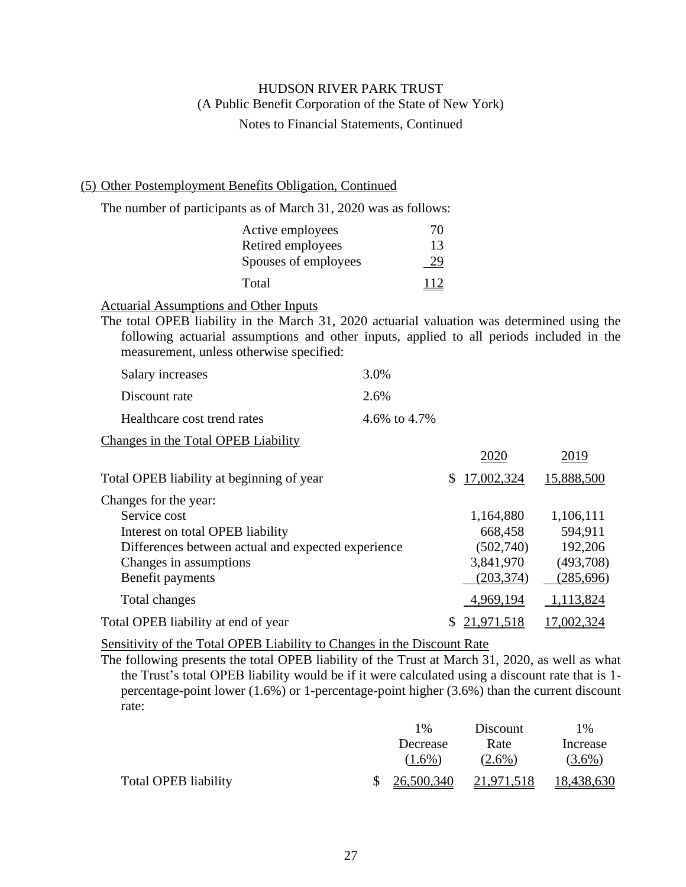HUDSON RIVER PARK TRUST
(A Public Benefit Corporation of the State of New York)
Notes to Financial Statements, Continued

## (5) Other Postemployment Benefits Obligation, Continued

The number of participants as of March 31, 2020 was as follows:

| | |
|---|---|
| Active employees | 70 |
| Retired employees | 13 |
| Spouses of employees | 29 |
| Total | 112 |

### Actuarial Assumptions and Other Inputs

The total OPEB liability in the March 31, 2020 actuarial valuation was determined using the following actuarial assumptions and other inputs, applied to all periods included in the measurement, unless otherwise specified:

| | |
|---|---|
| Salary increases | 3.0% |
| Discount rate | 2.6% |
| Healthcare cost trend rates | 4.6% to 4.7% |

### Changes in the Total OPEB Liability

| | 2020 | 2019 |
|---|---|---|
| Total OPEB liability at beginning of year | $ 17,002,324 | 15,888,500 |
| Changes for the year: | | |
| Service cost | 1,164,880 | 1,106,111 |
| Interest on total OPEB liability | 668,458 | 594,911 |
| Differences between actual and expected experience | (502,740) | 192,206 |
| Changes in assumptions | 3,841,970 | (493,708) |
| Benefit payments | (203,374) | (285,696) |
| Total changes | 4,969,194 | 1,113,824 |
| Total OPEB liability at end of year | $ 21,971,518 | 17,002,324 |

### Sensitivity of the Total OPEB Liability to Changes in the Discount Rate

The following presents the total OPEB liability of the Trust at March 31, 2020, as well as what the Trust's total OPEB liability would be if it were calculated using a discount rate that is 1-percentage-point lower (1.6%) or 1-percentage-point higher (3.6%) than the current discount rate:

| | 1% Decrease (1.6%) | Discount Rate (2.6%) | 1% Increase (3.6%) |
|---|---|---|---|
| Total OPEB liability | $ 26,500,340 | 21,971,518 | 18,438,630 |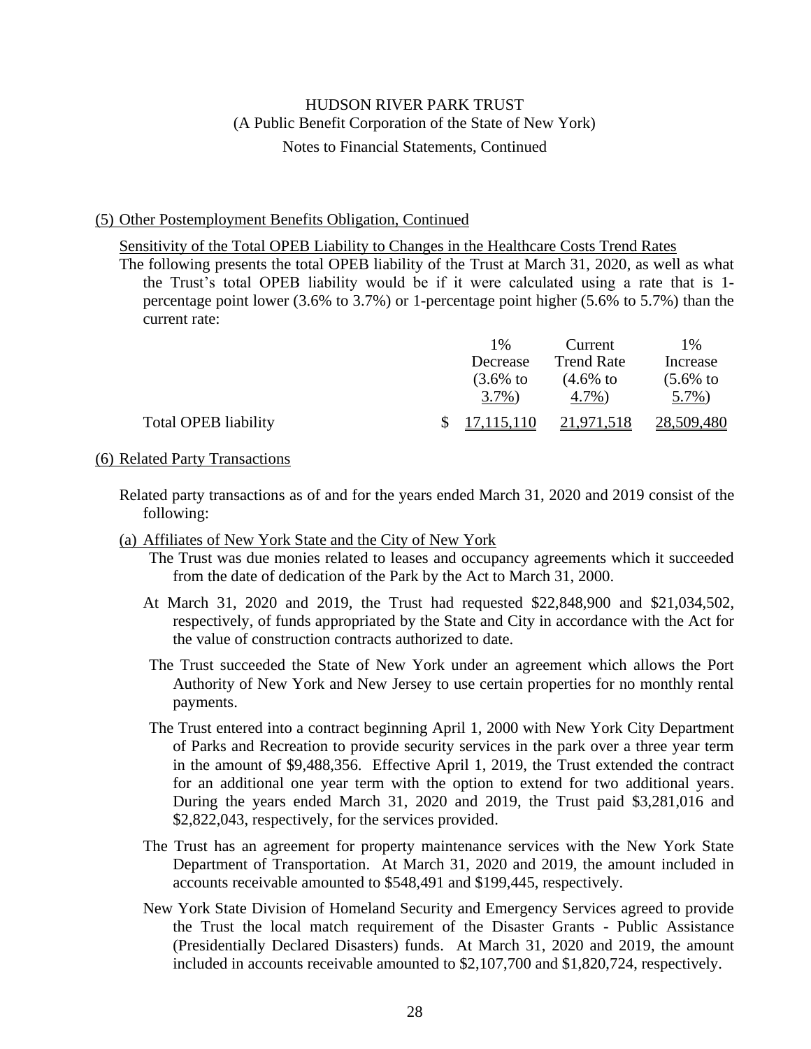## (5) Other Postemployment Benefits Obligation, Continued

Sensitivity of the Total OPEB Liability to Changes in the Healthcare Costs Trend Rates

The following presents the total OPEB liability of the Trust at March 31, 2020, as well as what the Trust's total OPEB liability would be if it were calculated using a rate that is 1-percentage point lower (3.6% to 3.7%) or 1-percentage point higher (5.6% to 5.7%) than the current rate:

| | 1% Decrease (3.6% to 3.7%) | Current Trend Rate (4.6% to 4.7%) | 1% Increase (5.6% to 5.7%) |
|---|---|---|---|
| Total OPEB liability | $ 17,115,110 | 21,971,518 | 28,509,480 |

## (6) Related Party Transactions

Related party transactions as of and for the years ended March 31, 2020 and 2019 consist of the following:

(a) Affiliates of New York State and the City of New York

The Trust was due monies related to leases and occupancy agreements which it succeeded from the date of dedication of the Park by the Act to March 31, 2000.

At March 31, 2020 and 2019, the Trust had requested $22,848,900 and $21,034,502, respectively, of funds appropriated by the State and City in accordance with the Act for the value of construction contracts authorized to date.

The Trust succeeded the State of New York under an agreement which allows the Port Authority of New York and New Jersey to use certain properties for no monthly rental payments.

The Trust entered into a contract beginning April 1, 2000 with New York City Department of Parks and Recreation to provide security services in the park over a three year term in the amount of $9,488,356. Effective April 1, 2019, the Trust extended the contract for an additional one year term with the option to extend for two additional years. During the years ended March 31, 2020 and 2019, the Trust paid $3,281,016 and $2,822,043, respectively, for the services provided.

The Trust has an agreement for property maintenance services with the New York State Department of Transportation. At March 31, 2020 and 2019, the amount included in accounts receivable amounted to $548,491 and $199,445, respectively.

New York State Division of Homeland Security and Emergency Services agreed to provide the Trust the local match requirement of the Disaster Grants - Public Assistance (Presidentially Declared Disasters) funds. At March 31, 2020 and 2019, the amount included in accounts receivable amounted to $2,107,700 and $1,820,724, respectively.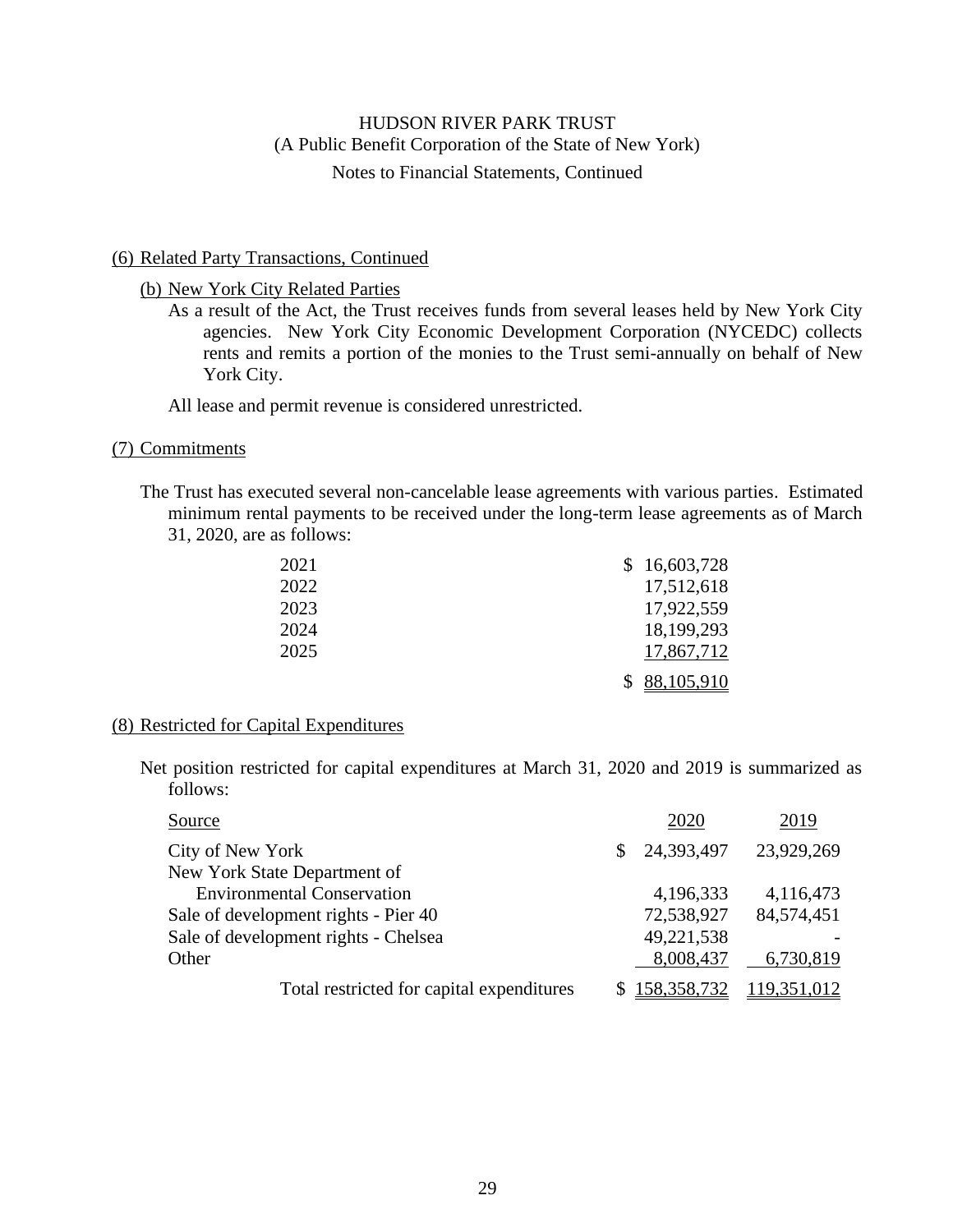HUDSON RIVER PARK TRUST
(A Public Benefit Corporation of the State of New York)
Notes to Financial Statements, Continued

## (6) Related Party Transactions, Continued

### (b) New York City Related Parties

As a result of the Act, the Trust receives funds from several leases held by New York City agencies. New York City Economic Development Corporation (NYCEDC) collects rents and remits a portion of the monies to the Trust semi-annually on behalf of New York City.

All lease and permit revenue is considered unrestricted.

## (7) Commitments

The Trust has executed several non-cancelable lease agreements with various parties. Estimated minimum rental payments to be received under the long-term lease agreements as of March 31, 2020, are as follows:

| | |
|---|---|
| 2021 | $ 16,603,728 |
| 2022 | 17,512,618 |
| 2023 | 17,922,559 |
| 2024 | 18,199,293 |
| 2025 | 17,867,712 |
| | $ 88,105,910 |

## (8) Restricted for Capital Expenditures

Net position restricted for capital expenditures at March 31, 2020 and 2019 is summarized as follows:

| Source | 2020 | 2019 |
|---|---|---|
| City of New York | $ 24,393,497 | 23,929,269 |
| New York State Department of Environmental Conservation | 4,196,333 | 4,116,473 |
| Sale of development rights - Pier 40 | 72,538,927 | 84,574,451 |
| Sale of development rights - Chelsea | 49,221,538 | - |
| Other | 8,008,437 | 6,730,819 |
| Total restricted for capital expenditures | $ 158,358,732 | 119,351,012 |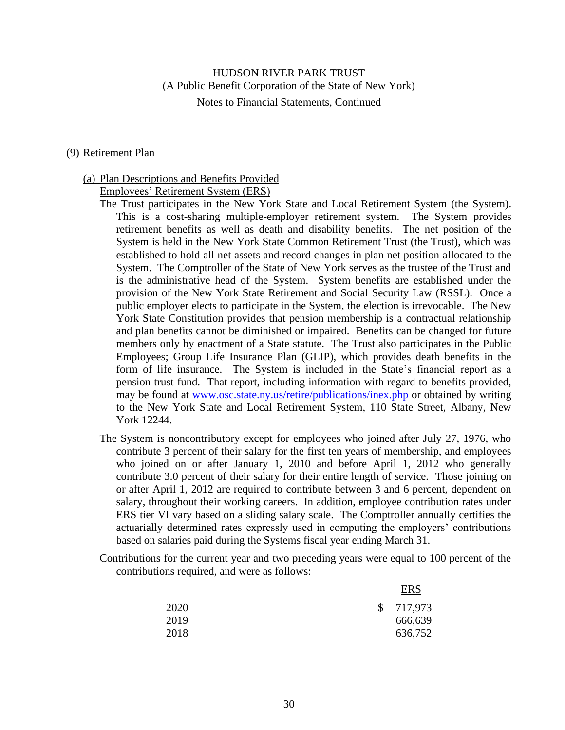# HUDSON RIVER PARK TRUST

(A Public Benefit Corporation of the State of New York)

Notes to Financial Statements, Continued

## (9) Retirement Plan

### (a) Plan Descriptions and Benefits Provided

Employees' Retirement System (ERS)

The Trust participates in the New York State and Local Retirement System (the System). This is a cost-sharing multiple-employer retirement system. The System provides retirement benefits as well as death and disability benefits. The net position of the System is held in the New York State Common Retirement Trust (the Trust), which was established to hold all net assets and record changes in plan net position allocated to the System. The Comptroller of the State of New York serves as the trustee of the Trust and is the administrative head of the System. System benefits are established under the provision of the New York State Retirement and Social Security Law (RSSL). Once a public employer elects to participate in the System, the election is irrevocable. The New York State Constitution provides that pension membership is a contractual relationship and plan benefits cannot be diminished or impaired. Benefits can be changed for future members only by enactment of a State statute. The Trust also participates in the Public Employees; Group Life Insurance Plan (GLIP), which provides death benefits in the form of life insurance. The System is included in the State's financial report as a pension trust fund. That report, including information with regard to benefits provided, may be found at www.osc.state.ny.us/retire/publications/inex.php or obtained by writing to the New York State and Local Retirement System, 110 State Street, Albany, New York 12244.

The System is noncontributory except for employees who joined after July 27, 1976, who contribute 3 percent of their salary for the first ten years of membership, and employees who joined on or after January 1, 2010 and before April 1, 2012 who generally contribute 3.0 percent of their salary for their entire length of service. Those joining on or after April 1, 2012 are required to contribute between 3 and 6 percent, dependent on salary, throughout their working careers. In addition, employee contribution rates under ERS tier VI vary based on a sliding salary scale. The Comptroller annually certifies the actuarially determined rates expressly used in computing the employers' contributions based on salaries paid during the Systems fiscal year ending March 31.

Contributions for the current year and two preceding years were equal to 100 percent of the contributions required, and were as follows:

| | ERS |
|---|---|
| 2020 | $ 717,973 |
| 2019 | 666,639 |
| 2018 | 636,752 |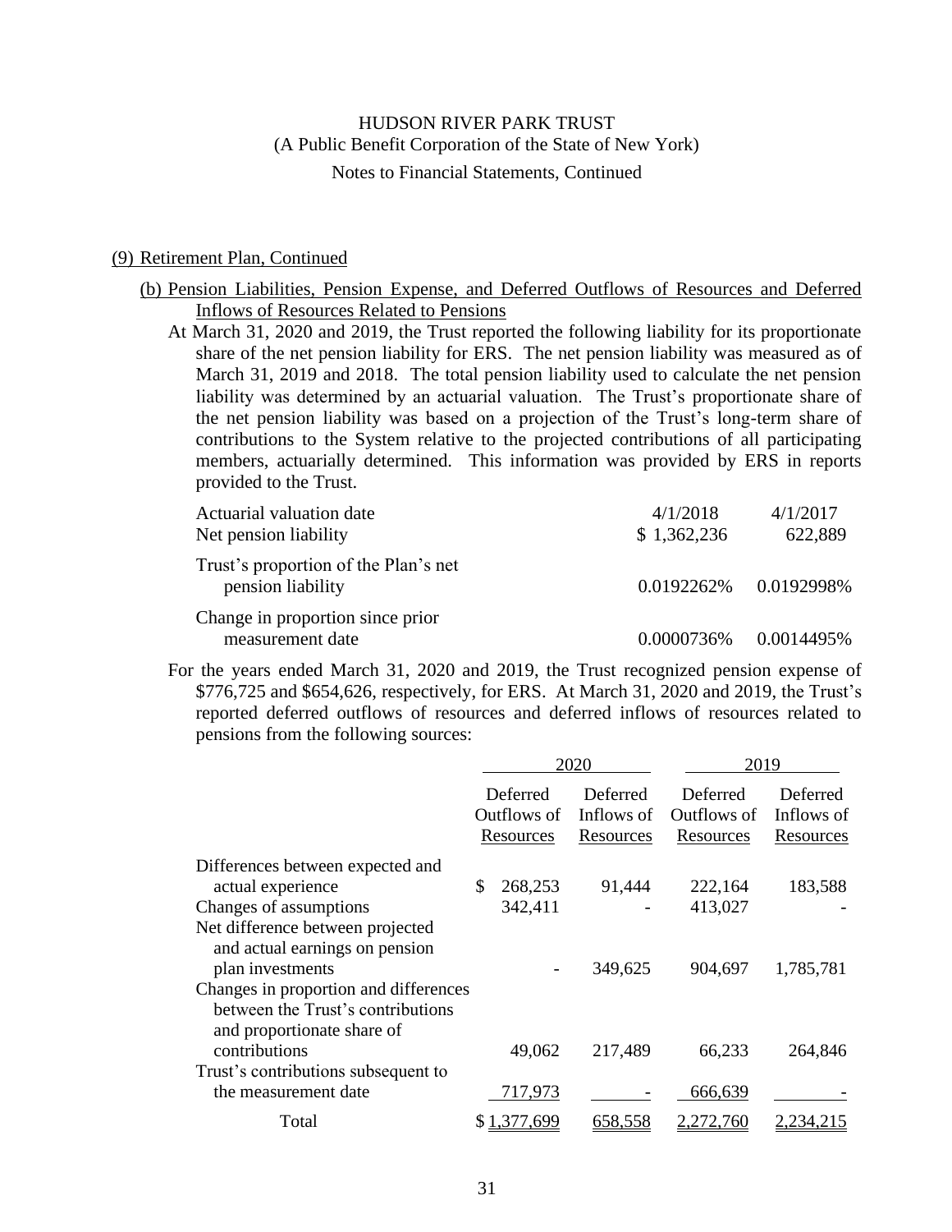HUDSON RIVER PARK TRUST
(A Public Benefit Corporation of the State of New York)
Notes to Financial Statements, Continued

(9) Retirement Plan, Continued

(b) Pension Liabilities, Pension Expense, and Deferred Outflows of Resources and Deferred Inflows of Resources Related to Pensions

At March 31, 2020 and 2019, the Trust reported the following liability for its proportionate share of the net pension liability for ERS. The net pension liability was measured as of March 31, 2019 and 2018. The total pension liability used to calculate the net pension liability was determined by an actuarial valuation. The Trust's proportionate share of the net pension liability was based on a projection of the Trust's long-term share of contributions to the System relative to the projected contributions of all participating members, actuarially determined. This information was provided by ERS in reports provided to the Trust.

| | | |
|---|---|---|
| Actuarial valuation date | 4/1/2018 | 4/1/2017 |
| Net pension liability | $ 1,362,236 | 622,889 |
| Trust's proportion of the Plan's net pension liability | 0.0192262% | 0.0192998% |
| Change in proportion since prior measurement date | 0.0000736% | 0.0014495% |

For the years ended March 31, 2020 and 2019, the Trust recognized pension expense of $776,725 and $654,626, respectively, for ERS. At March 31, 2020 and 2019, the Trust's reported deferred outflows of resources and deferred inflows of resources related to pensions from the following sources:

| | 2020 | | 2019 | |
|---|---|---|---|---|
| | Deferred Outflows of Resources | Deferred Inflows of Resources | Deferred Outflows of Resources | Deferred Inflows of Resources |
| Differences between expected and actual experience | $ 268,253 | 91,444 | 222,164 | 183,588 |
| Changes of assumptions | 342,411 | - | 413,027 | - |
| Net difference between projected and actual earnings on pension plan investments | - | 349,625 | 904,697 | 1,785,781 |
| Changes in proportion and differences between the Trust's contributions and proportionate share of contributions | 49,062 | 217,489 | 66,233 | 264,846 |
| Trust's contributions subsequent to the measurement date | 717,973 | - | 666,639 | - |
| Total | $ 1,377,699 | 658,558 | 2,272,760 | 2,234,215 |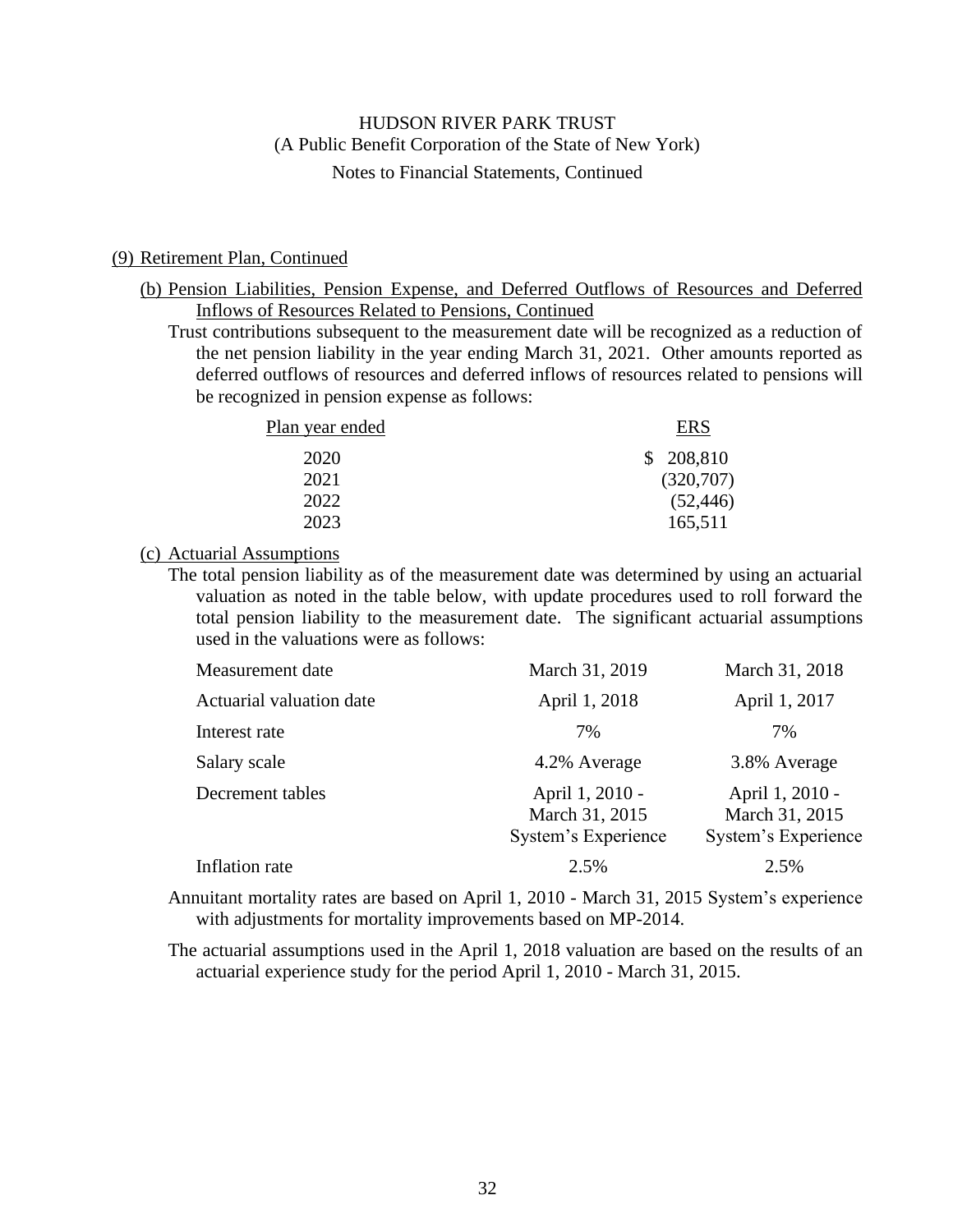## (9) Retirement Plan, Continued

### (b) Pension Liabilities, Pension Expense, and Deferred Outflows of Resources and Deferred Inflows of Resources Related to Pensions, Continued

Trust contributions subsequent to the measurement date will be recognized as a reduction of the net pension liability in the year ending March 31, 2021. Other amounts reported as deferred outflows of resources and deferred inflows of resources related to pensions will be recognized in pension expense as follows:

| Plan year ended | ERS |
|---|---|
| 2020 | $ 208,810 |
| 2021 | (320,707) |
| 2022 | (52,446) |
| 2023 | 165,511 |

### (c) Actuarial Assumptions

The total pension liability as of the measurement date was determined by using an actuarial valuation as noted in the table below, with update procedures used to roll forward the total pension liability to the measurement date. The significant actuarial assumptions used in the valuations were as follows:

| | | |
|---|---|---|
| Measurement date | March 31, 2019 | March 31, 2018 |
| Actuarial valuation date | April 1, 2018 | April 1, 2017 |
| Interest rate | 7% | 7% |
| Salary scale | 4.2% Average | 3.8% Average |
| Decrement tables | April 1, 2010 - March 31, 2015 System's Experience | April 1, 2010 - March 31, 2015 System's Experience |
| Inflation rate | 2.5% | 2.5% |

Annuitant mortality rates are based on April 1, 2010 - March 31, 2015 System's experience with adjustments for mortality improvements based on MP-2014.

The actuarial assumptions used in the April 1, 2018 valuation are based on the results of an actuarial experience study for the period April 1, 2010 - March 31, 2015.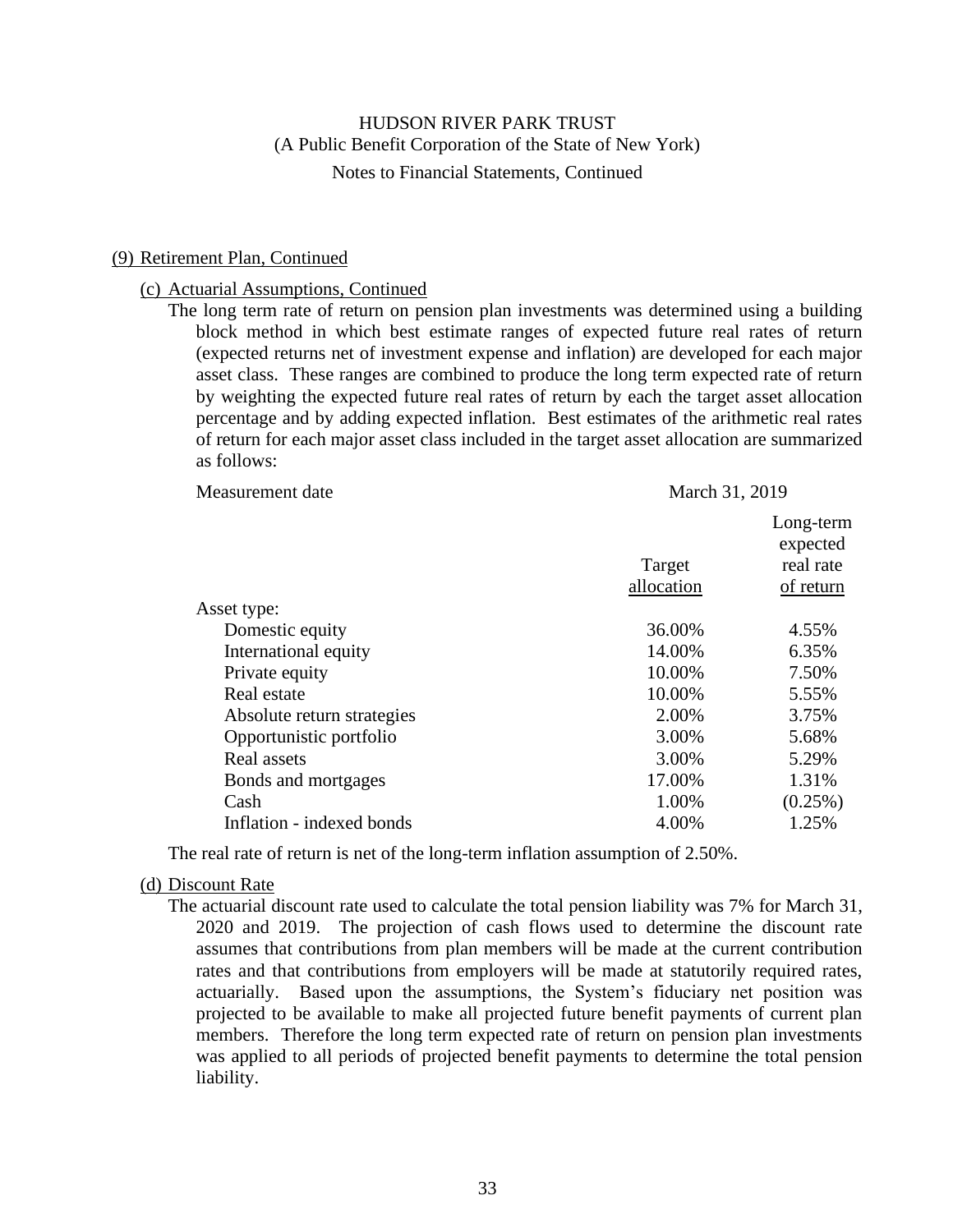HUDSON RIVER PARK TRUST
(A Public Benefit Corporation of the State of New York)
Notes to Financial Statements, Continued

(9) Retirement Plan, Continued

(c) Actuarial Assumptions, Continued

The long term rate of return on pension plan investments was determined using a building block method in which best estimate ranges of expected future real rates of return (expected returns net of investment expense and inflation) are developed for each major asset class. These ranges are combined to produce the long term expected rate of return by weighting the expected future real rates of return by each the target asset allocation percentage and by adding expected inflation. Best estimates of the arithmetic real rates of return for each major asset class included in the target asset allocation are summarized as follows:

| Measurement date | March 31, 2019 | |
|---|---|---|
| | Target allocation | Long-term expected real rate of return |
| Asset type: | | |
| Domestic equity | 36.00% | 4.55% |
| International equity | 14.00% | 6.35% |
| Private equity | 10.00% | 7.50% |
| Real estate | 10.00% | 5.55% |
| Absolute return strategies | 2.00% | 3.75% |
| Opportunistic portfolio | 3.00% | 5.68% |
| Real assets | 3.00% | 5.29% |
| Bonds and mortgages | 17.00% | 1.31% |
| Cash | 1.00% | (0.25%) |
| Inflation - indexed bonds | 4.00% | 1.25% |

The real rate of return is net of the long-term inflation assumption of 2.50%.

(d) Discount Rate

The actuarial discount rate used to calculate the total pension liability was 7% for March 31, 2020 and 2019. The projection of cash flows used to determine the discount rate assumes that contributions from plan members will be made at the current contribution rates and that contributions from employers will be made at statutorily required rates, actuarially. Based upon the assumptions, the System's fiduciary net position was projected to be available to make all projected future benefit payments of current plan members. Therefore the long term expected rate of return on pension plan investments was applied to all periods of projected benefit payments to determine the total pension liability.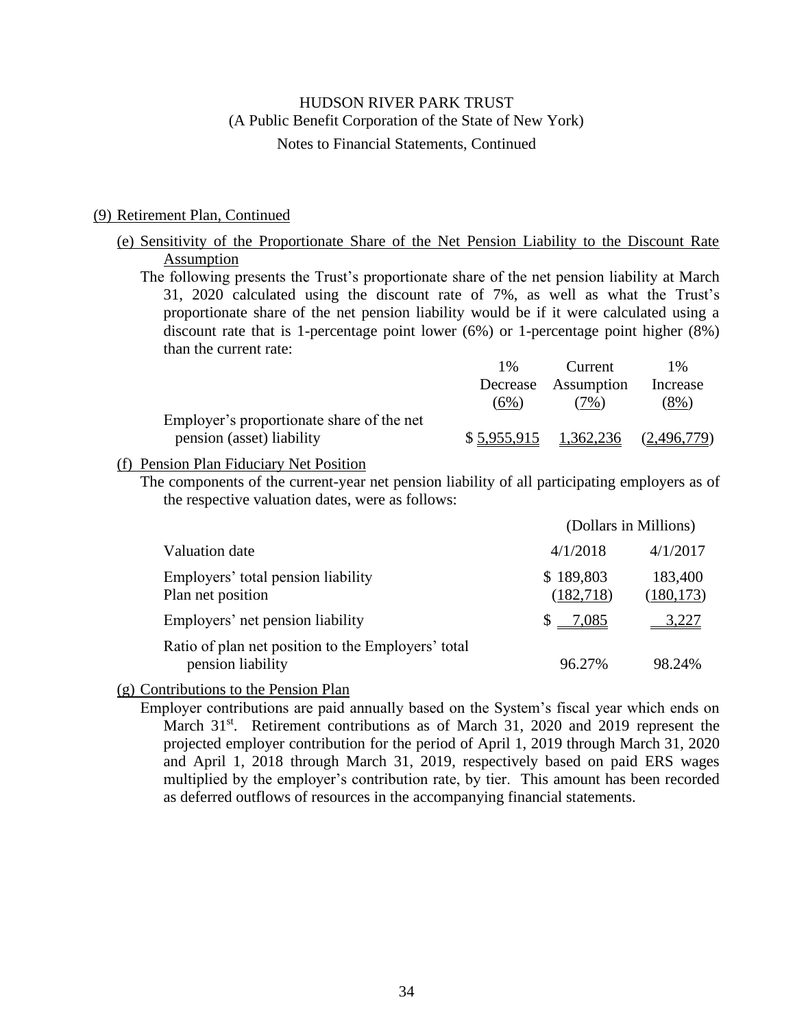HUDSON RIVER PARK TRUST
(A Public Benefit Corporation of the State of New York)
Notes to Financial Statements, Continued

(9) Retirement Plan, Continued

(e) Sensitivity of the Proportionate Share of the Net Pension Liability to the Discount Rate Assumption

The following presents the Trust's proportionate share of the net pension liability at March 31, 2020 calculated using the discount rate of 7%, as well as what the Trust's proportionate share of the net pension liability would be if it were calculated using a discount rate that is 1-percentage point lower (6%) or 1-percentage point higher (8%) than the current rate:

| | 1% Decrease (6%) | Current Assumption (7%) | 1% Increase (8%) |
|---|---|---|---|
| Employer's proportionate share of the net pension (asset) liability | $ 5,955,915 | 1,362,236 | (2,496,779) |

(f) Pension Plan Fiduciary Net Position

The components of the current-year net pension liability of all participating employers as of the respective valuation dates, were as follows:

| | (Dollars in Millions) | |
|---|---|---|
| Valuation date | 4/1/2018 | 4/1/2017 |
| Employers' total pension liability | $ 189,803 | 183,400 |
| Plan net position | (182,718) | (180,173) |
| Employers' net pension liability | $ 7,085 | 3,227 |
| Ratio of plan net position to the Employers' total pension liability | 96.27% | 98.24% |

(g) Contributions to the Pension Plan

Employer contributions are paid annually based on the System's fiscal year which ends on March 31st. Retirement contributions as of March 31, 2020 and 2019 represent the projected employer contribution for the period of April 1, 2019 through March 31, 2020 and April 1, 2018 through March 31, 2019, respectively based on paid ERS wages multiplied by the employer's contribution rate, by tier. This amount has been recorded as deferred outflows of resources in the accompanying financial statements.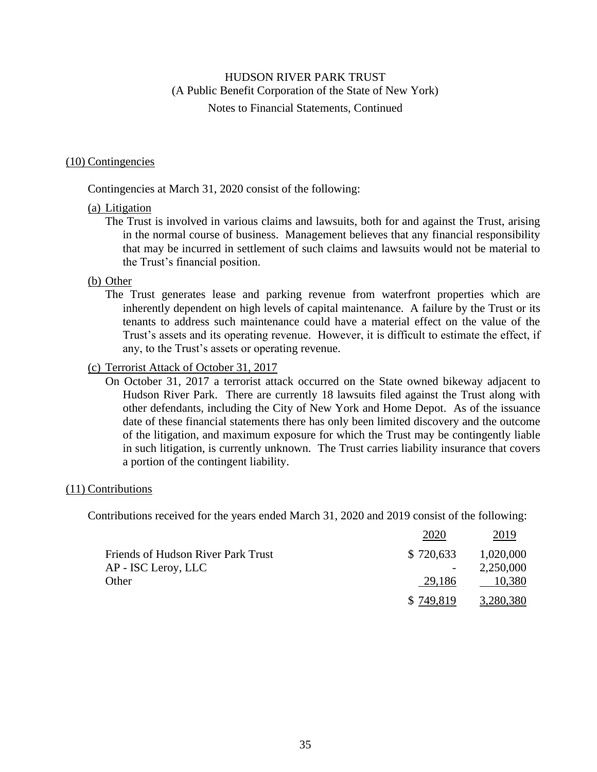HUDSON RIVER PARK TRUST
(A Public Benefit Corporation of the State of New York)
Notes to Financial Statements, Continued

## (10) Contingencies

Contingencies at March 31, 2020 consist of the following:

### (a) Litigation

The Trust is involved in various claims and lawsuits, both for and against the Trust, arising in the normal course of business. Management believes that any financial responsibility that may be incurred in settlement of such claims and lawsuits would not be material to the Trust's financial position.

### (b) Other

The Trust generates lease and parking revenue from waterfront properties which are inherently dependent on high levels of capital maintenance. A failure by the Trust or its tenants to address such maintenance could have a material effect on the value of the Trust's assets and its operating revenue. However, it is difficult to estimate the effect, if any, to the Trust's assets or operating revenue.

### (c) Terrorist Attack of October 31, 2017

On October 31, 2017 a terrorist attack occurred on the State owned bikeway adjacent to Hudson River Park. There are currently 18 lawsuits filed against the Trust along with other defendants, including the City of New York and Home Depot. As of the issuance date of these financial statements there has only been limited discovery and the outcome of the litigation, and maximum exposure for which the Trust may be contingently liable in such litigation, is currently unknown. The Trust carries liability insurance that covers a portion of the contingent liability.

## (11) Contributions

Contributions received for the years ended March 31, 2020 and 2019 consist of the following:

| | 2020 | 2019 |
|---|---|---|
| Friends of Hudson River Park Trust | $ 720,633 | 1,020,000 |
| AP - ISC Leroy, LLC | - | 2,250,000 |
| Other | 29,186 | 10,380 |
| | $ 749,819 | 3,280,380 |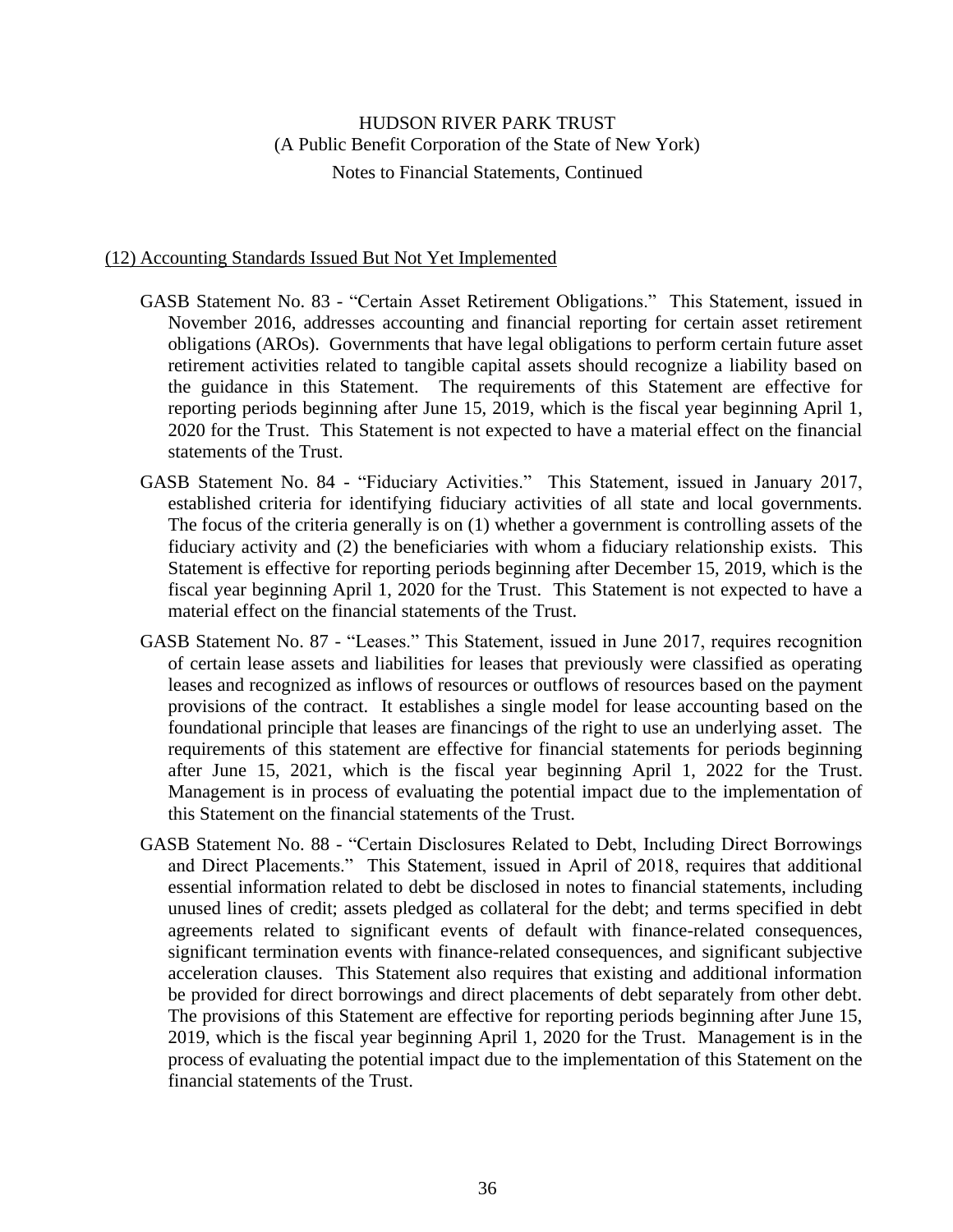## (12) Accounting Standards Issued But Not Yet Implemented

GASB Statement No. 83 - "Certain Asset Retirement Obligations." This Statement, issued in November 2016, addresses accounting and financial reporting for certain asset retirement obligations (AROs). Governments that have legal obligations to perform certain future asset retirement activities related to tangible capital assets should recognize a liability based on the guidance in this Statement. The requirements of this Statement are effective for reporting periods beginning after June 15, 2019, which is the fiscal year beginning April 1, 2020 for the Trust. This Statement is not expected to have a material effect on the financial statements of the Trust.

GASB Statement No. 84 - "Fiduciary Activities." This Statement, issued in January 2017, established criteria for identifying fiduciary activities of all state and local governments. The focus of the criteria generally is on (1) whether a government is controlling assets of the fiduciary activity and (2) the beneficiaries with whom a fiduciary relationship exists. This Statement is effective for reporting periods beginning after December 15, 2019, which is the fiscal year beginning April 1, 2020 for the Trust. This Statement is not expected to have a material effect on the financial statements of the Trust.

GASB Statement No. 87 - "Leases." This Statement, issued in June 2017, requires recognition of certain lease assets and liabilities for leases that previously were classified as operating leases and recognized as inflows of resources or outflows of resources based on the payment provisions of the contract. It establishes a single model for lease accounting based on the foundational principle that leases are financings of the right to use an underlying asset. The requirements of this statement are effective for financial statements for periods beginning after June 15, 2021, which is the fiscal year beginning April 1, 2022 for the Trust. Management is in process of evaluating the potential impact due to the implementation of this Statement on the financial statements of the Trust.

GASB Statement No. 88 - "Certain Disclosures Related to Debt, Including Direct Borrowings and Direct Placements." This Statement, issued in April of 2018, requires that additional essential information related to debt be disclosed in notes to financial statements, including unused lines of credit; assets pledged as collateral for the debt; and terms specified in debt agreements related to significant events of default with finance-related consequences, significant termination events with finance-related consequences, and significant subjective acceleration clauses. This Statement also requires that existing and additional information be provided for direct borrowings and direct placements of debt separately from other debt. The provisions of this Statement are effective for reporting periods beginning after June 15, 2019, which is the fiscal year beginning April 1, 2020 for the Trust. Management is in the process of evaluating the potential impact due to the implementation of this Statement on the financial statements of the Trust.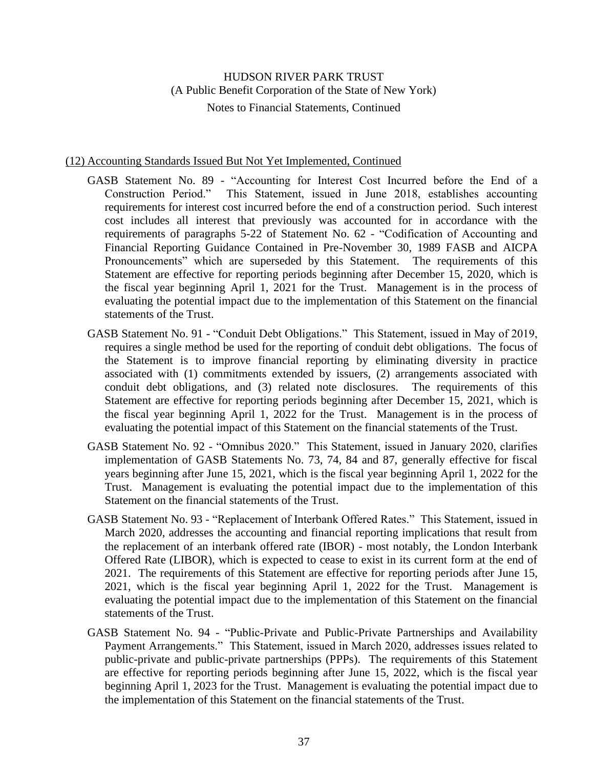(12) Accounting Standards Issued But Not Yet Implemented, Continued

GASB Statement No. 89 - "Accounting for Interest Cost Incurred before the End of a Construction Period." This Statement, issued in June 2018, establishes accounting requirements for interest cost incurred before the end of a construction period. Such interest cost includes all interest that previously was accounted for in accordance with the requirements of paragraphs 5-22 of Statement No. 62 - "Codification of Accounting and Financial Reporting Guidance Contained in Pre-November 30, 1989 FASB and AICPA Pronouncements" which are superseded by this Statement. The requirements of this Statement are effective for reporting periods beginning after December 15, 2020, which is the fiscal year beginning April 1, 2021 for the Trust. Management is in the process of evaluating the potential impact due to the implementation of this Statement on the financial statements of the Trust.

GASB Statement No. 91 - "Conduit Debt Obligations." This Statement, issued in May of 2019, requires a single method be used for the reporting of conduit debt obligations. The focus of the Statement is to improve financial reporting by eliminating diversity in practice associated with (1) commitments extended by issuers, (2) arrangements associated with conduit debt obligations, and (3) related note disclosures. The requirements of this Statement are effective for reporting periods beginning after December 15, 2021, which is the fiscal year beginning April 1, 2022 for the Trust. Management is in the process of evaluating the potential impact of this Statement on the financial statements of the Trust.

GASB Statement No. 92 - "Omnibus 2020." This Statement, issued in January 2020, clarifies implementation of GASB Statements No. 73, 74, 84 and 87, generally effective for fiscal years beginning after June 15, 2021, which is the fiscal year beginning April 1, 2022 for the Trust. Management is evaluating the potential impact due to the implementation of this Statement on the financial statements of the Trust.

GASB Statement No. 93 - "Replacement of Interbank Offered Rates." This Statement, issued in March 2020, addresses the accounting and financial reporting implications that result from the replacement of an interbank offered rate (IBOR) - most notably, the London Interbank Offered Rate (LIBOR), which is expected to cease to exist in its current form at the end of 2021. The requirements of this Statement are effective for reporting periods after June 15, 2021, which is the fiscal year beginning April 1, 2022 for the Trust. Management is evaluating the potential impact due to the implementation of this Statement on the financial statements of the Trust.

GASB Statement No. 94 - "Public-Private and Public-Private Partnerships and Availability Payment Arrangements." This Statement, issued in March 2020, addresses issues related to public-private and public-private partnerships (PPPs). The requirements of this Statement are effective for reporting periods beginning after June 15, 2022, which is the fiscal year beginning April 1, 2023 for the Trust. Management is evaluating the potential impact due to the implementation of this Statement on the financial statements of the Trust.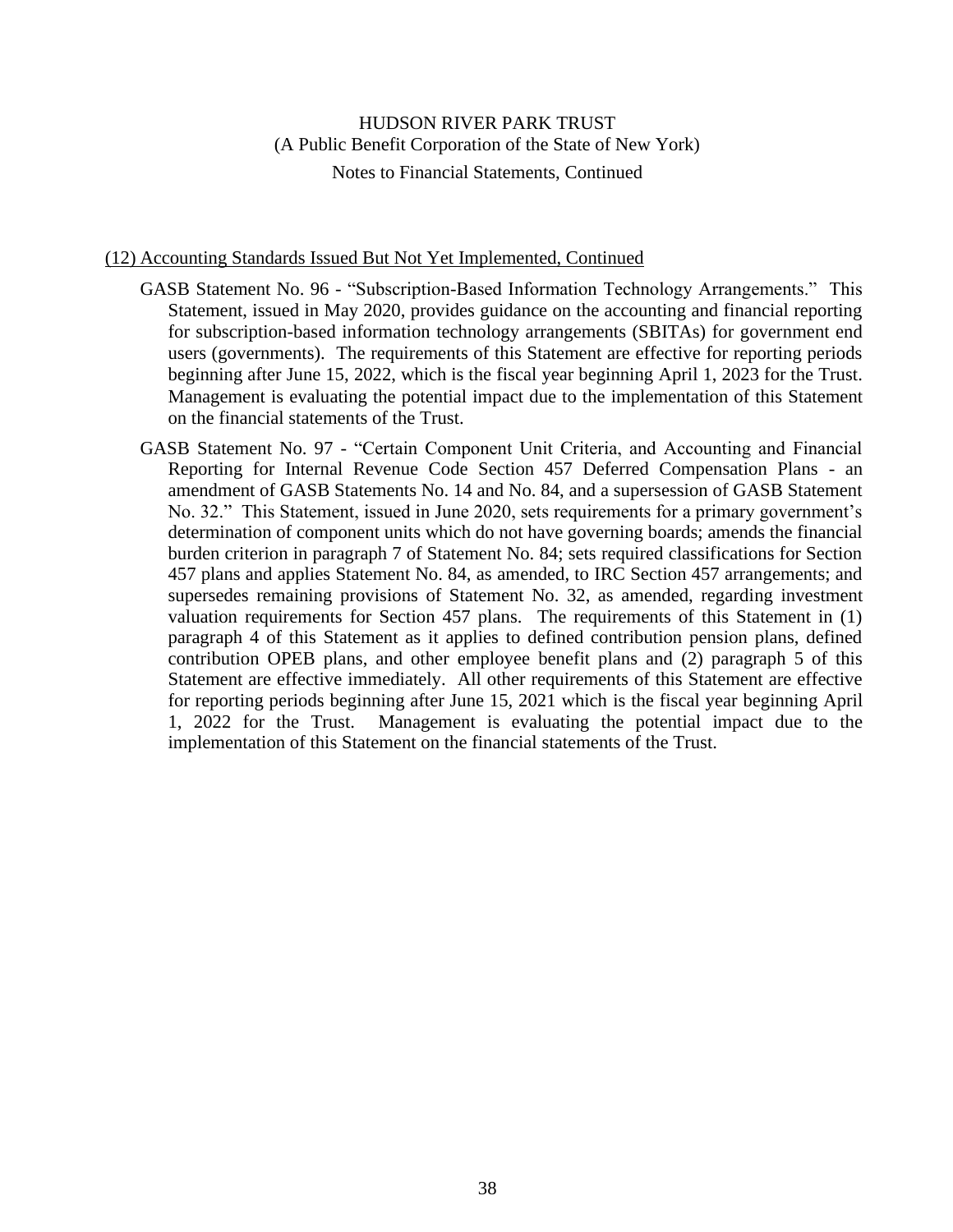## (12) Accounting Standards Issued But Not Yet Implemented, Continued

GASB Statement No. 96 - "Subscription-Based Information Technology Arrangements." This Statement, issued in May 2020, provides guidance on the accounting and financial reporting for subscription-based information technology arrangements (SBITAs) for government end users (governments). The requirements of this Statement are effective for reporting periods beginning after June 15, 2022, which is the fiscal year beginning April 1, 2023 for the Trust. Management is evaluating the potential impact due to the implementation of this Statement on the financial statements of the Trust.

GASB Statement No. 97 - "Certain Component Unit Criteria, and Accounting and Financial Reporting for Internal Revenue Code Section 457 Deferred Compensation Plans - an amendment of GASB Statements No. 14 and No. 84, and a supersession of GASB Statement No. 32." This Statement, issued in June 2020, sets requirements for a primary government's determination of component units which do not have governing boards; amends the financial burden criterion in paragraph 7 of Statement No. 84; sets required classifications for Section 457 plans and applies Statement No. 84, as amended, to IRC Section 457 arrangements; and supersedes remaining provisions of Statement No. 32, as amended, regarding investment valuation requirements for Section 457 plans. The requirements of this Statement in (1) paragraph 4 of this Statement as it applies to defined contribution pension plans, defined contribution OPEB plans, and other employee benefit plans and (2) paragraph 5 of this Statement are effective immediately. All other requirements of this Statement are effective for reporting periods beginning after June 15, 2021 which is the fiscal year beginning April 1, 2022 for the Trust. Management is evaluating the potential impact due to the implementation of this Statement on the financial statements of the Trust.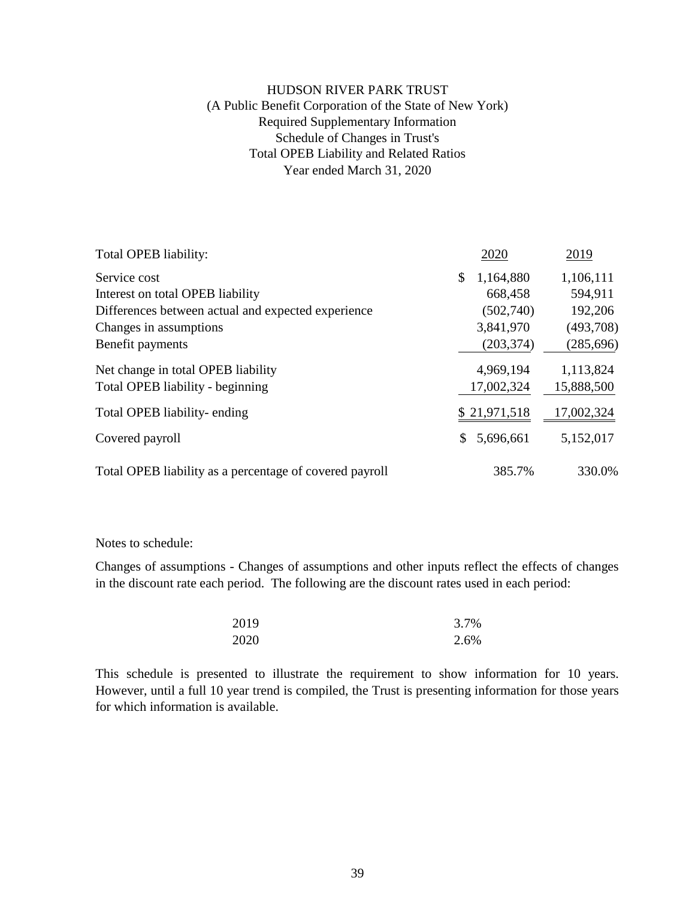# HUDSON RIVER PARK TRUST

## (A Public Benefit Corporation of the State of New York)

## Required Supplementary Information

## Schedule of Changes in Trust's Total OPEB Liability and Related Ratios

## Year ended March 31, 2020

| Total OPEB liability: | 2020 | 2019 |
|---|---|---|
| Service cost | $ 1,164,880 | 1,106,111 |
| Interest on total OPEB liability | 668,458 | 594,911 |
| Differences between actual and expected experience | (502,740) | 192,206 |
| Changes in assumptions | 3,841,970 | (493,708) |
| Benefit payments | (203,374) | (285,696) |
| Net change in total OPEB liability | 4,969,194 | 1,113,824 |
| Total OPEB liability - beginning | 17,002,324 | 15,888,500 |
| Total OPEB liability- ending | $ 21,971,518 | 17,002,324 |
| Covered payroll | $ 5,696,661 | 5,152,017 |
| Total OPEB liability as a percentage of covered payroll | 385.7% | 330.0% |

Notes to schedule:

Changes of assumptions - Changes of assumptions and other inputs reflect the effects of changes in the discount rate each period. The following are the discount rates used in each period:

| | |
|---|---|
| 2019 | 3.7% |
| 2020 | 2.6% |

This schedule is presented to illustrate the requirement to show information for 10 years. However, until a full 10 year trend is compiled, the Trust is presenting information for those years for which information is available.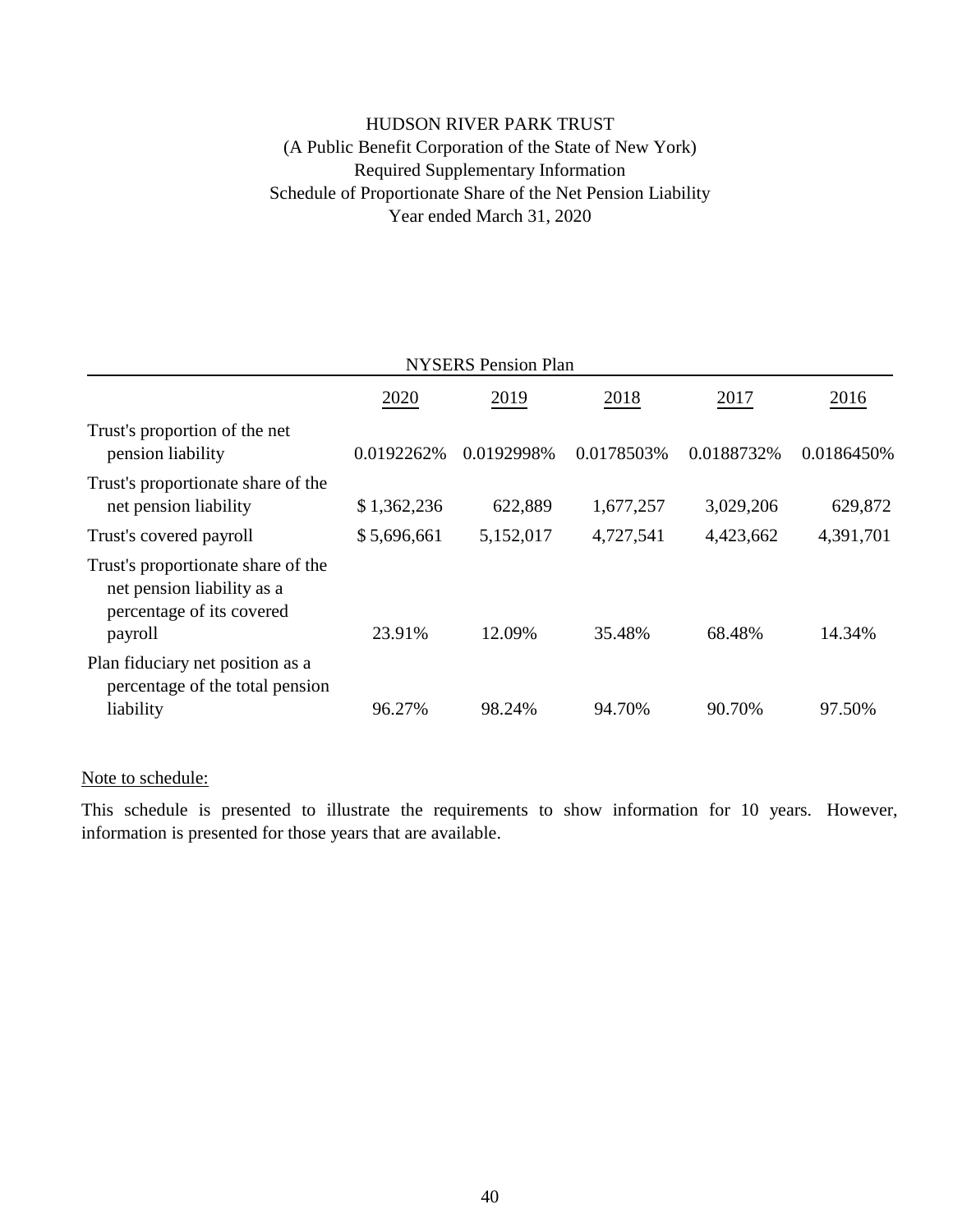# HUDSON RIVER PARK TRUST

(A Public Benefit Corporation of the State of New York)

Required Supplementary Information

Schedule of Proportionate Share of the Net Pension Liability

Year ended March 31, 2020

| NYSERS Pension Plan | | | | | |
|---|---|---|---|---|---|
| | 2020 | 2019 | 2018 | 2017 | 2016 |
| Trust's proportion of the net pension liability | 0.0192262% | 0.0192998% | 0.0178503% | 0.0188732% | 0.0186450% |
| Trust's proportionate share of the net pension liability | $ 1,362,236 | 622,889 | 1,677,257 | 3,029,206 | 629,872 |
| Trust's covered payroll | $ 5,696,661 | 5,152,017 | 4,727,541 | 4,423,662 | 4,391,701 |
| Trust's proportionate share of the net pension liability as a percentage of its covered payroll | 23.91% | 12.09% | 35.48% | 68.48% | 14.34% |
| Plan fiduciary net position as a percentage of the total pension liability | 96.27% | 98.24% | 94.70% | 90.70% | 97.50% |

Note to schedule:

This schedule is presented to illustrate the requirements to show information for 10 years. However, information is presented for those years that are available.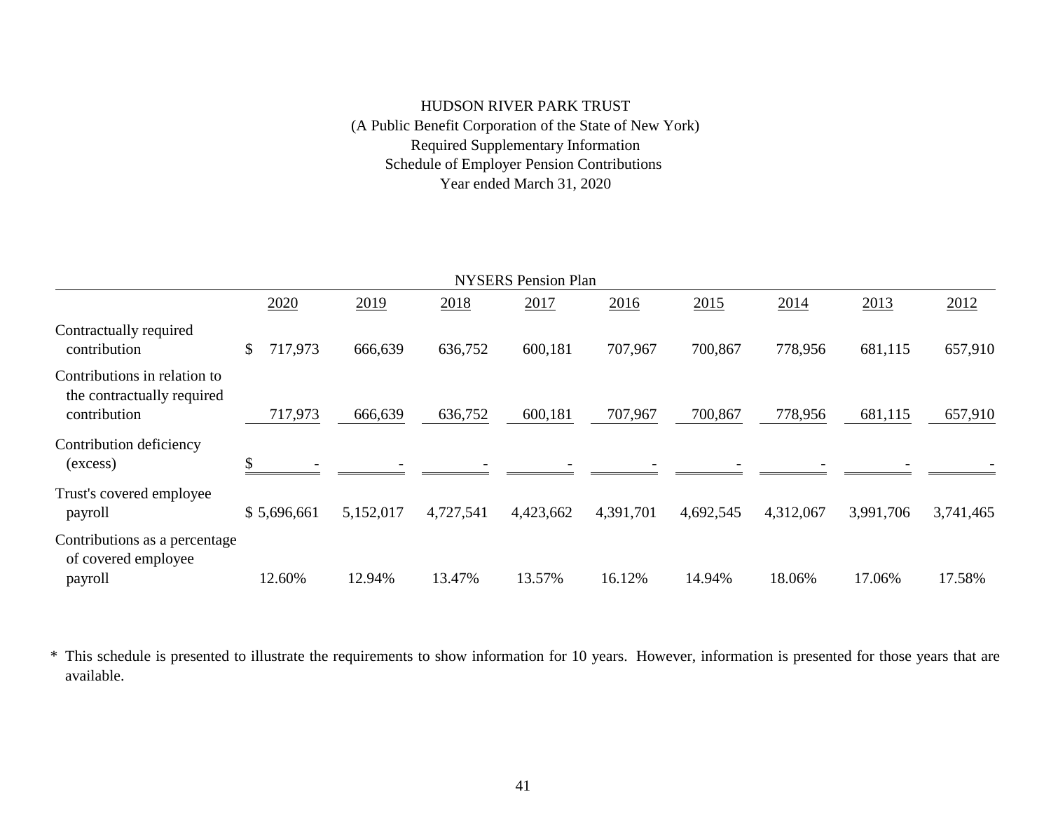# HUDSON RIVER PARK TRUST

(A Public Benefit Corporation of the State of New York)

Required Supplementary Information

Schedule of Employer Pension Contributions

Year ended March 31, 2020

| NYSERS Pension Plan | | | | | | | | | |
|---|---|---|---|---|---|---|---|---|---|
| | 2020 | 2019 | 2018 | 2017 | 2016 | 2015 | 2014 | 2013 | 2012 |
| Contractually required contribution | $ 717,973 | 666,639 | 636,752 | 600,181 | 707,967 | 700,867 | 778,956 | 681,115 | 657,910 |
| Contributions in relation to the contractually required contribution | 717,973 | 666,639 | 636,752 | 600,181 | 707,967 | 700,867 | 778,956 | 681,115 | 657,910 |
| Contribution deficiency (excess) | $ - | - | - | - | - | - | - | - | - |
| Trust's covered employee payroll | $ 5,696,661 | 5,152,017 | 4,727,541 | 4,423,662 | 4,391,701 | 4,692,545 | 4,312,067 | 3,991,706 | 3,741,465 |
| Contributions as a percentage of covered employee payroll | 12.60% | 12.94% | 13.47% | 13.57% | 16.12% | 14.94% | 18.06% | 17.06% | 17.58% |

\* This schedule is presented to illustrate the requirements to show information for 10 years. However, information is presented for those years that are available.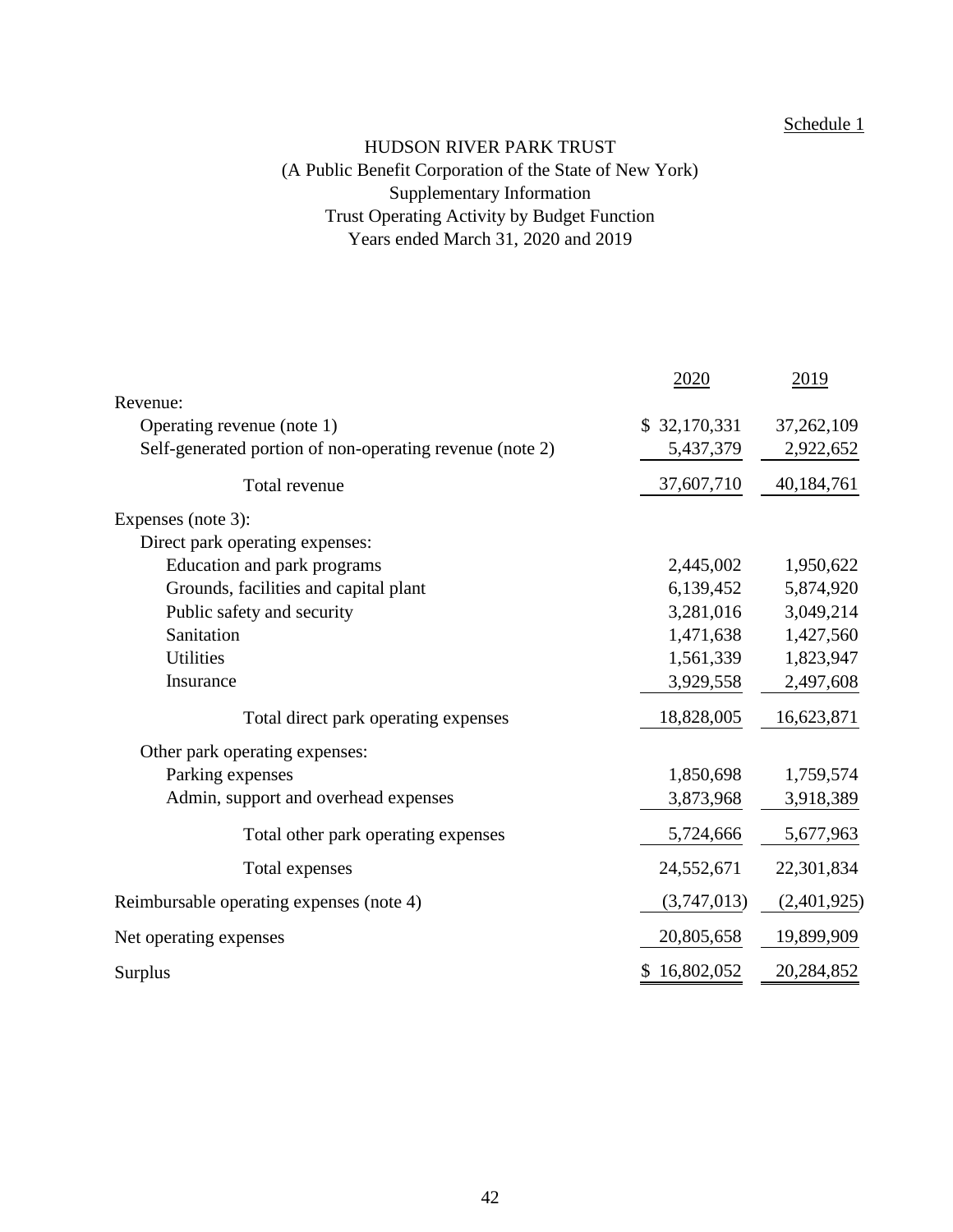Schedule 1

# HUDSON RIVER PARK TRUST

(A Public Benefit Corporation of the State of New York)

Supplementary Information

Trust Operating Activity by Budget Function

Years ended March 31, 2020 and 2019

| | 2020 | 2019 |
|---|---|---|
| Revenue: | | |
| Operating revenue (note 1) | $ 32,170,331 | 37,262,109 |
| Self-generated portion of non-operating revenue (note 2) | 5,437,379 | 2,922,652 |
| Total revenue | 37,607,710 | 40,184,761 |
| Expenses (note 3): | | |
| Direct park operating expenses: | | |
| Education and park programs | 2,445,002 | 1,950,622 |
| Grounds, facilities and capital plant | 6,139,452 | 5,874,920 |
| Public safety and security | 3,281,016 | 3,049,214 |
| Sanitation | 1,471,638 | 1,427,560 |
| Utilities | 1,561,339 | 1,823,947 |
| Insurance | 3,929,558 | 2,497,608 |
| Total direct park operating expenses | 18,828,005 | 16,623,871 |
| Other park operating expenses: | | |
| Parking expenses | 1,850,698 | 1,759,574 |
| Admin, support and overhead expenses | 3,873,968 | 3,918,389 |
| Total other park operating expenses | 5,724,666 | 5,677,963 |
| Total expenses | 24,552,671 | 22,301,834 |
| Reimbursable operating expenses (note 4) | (3,747,013) | (2,401,925) |
| Net operating expenses | 20,805,658 | 19,899,909 |
| Surplus | $ 16,802,052 | 20,284,852 |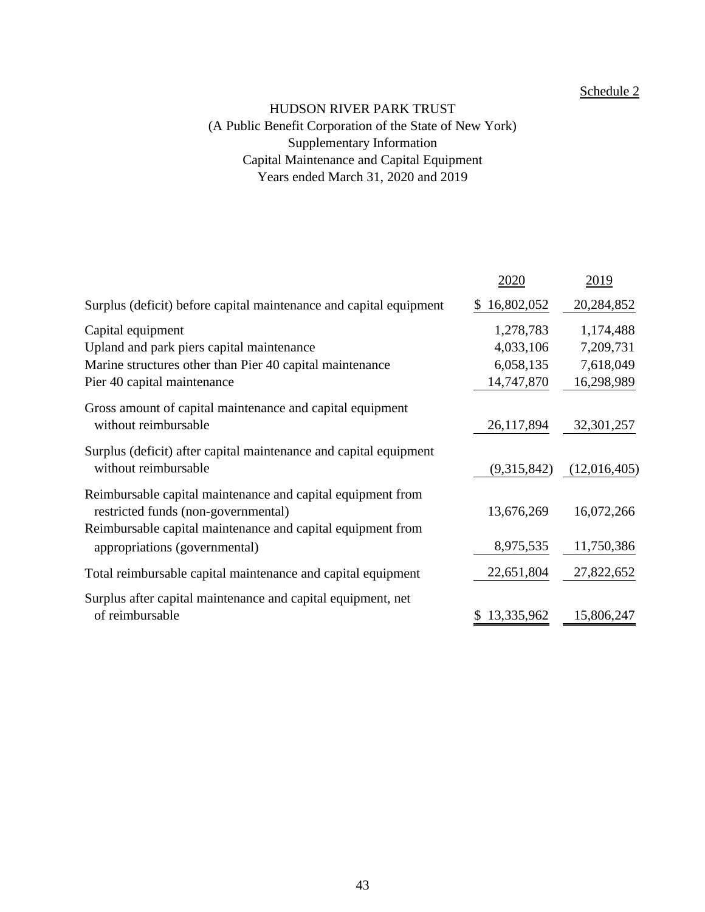Schedule 2

# HUDSON RIVER PARK TRUST

(A Public Benefit Corporation of the State of New York)

Supplementary Information

Capital Maintenance and Capital Equipment

Years ended March 31, 2020 and 2019

| | 2020 | 2019 |
|---|---|---|
| Surplus (deficit) before capital maintenance and capital equipment | $ 16,802,052 | 20,284,852 |
| Capital equipment | 1,278,783 | 1,174,488 |
| Upland and park piers capital maintenance | 4,033,106 | 7,209,731 |
| Marine structures other than Pier 40 capital maintenance | 6,058,135 | 7,618,049 |
| Pier 40 capital maintenance | 14,747,870 | 16,298,989 |
| Gross amount of capital maintenance and capital equipment without reimbursable | 26,117,894 | 32,301,257 |
| Surplus (deficit) after capital maintenance and capital equipment without reimbursable | (9,315,842) | (12,016,405) |
| Reimbursable capital maintenance and capital equipment from restricted funds (non-governmental) | 13,676,269 | 16,072,266 |
| Reimbursable capital maintenance and capital equipment from appropriations (governmental) | 8,975,535 | 11,750,386 |
| Total reimbursable capital maintenance and capital equipment | 22,651,804 | 27,822,652 |
| Surplus after capital maintenance and capital equipment, net of reimbursable | $ 13,335,962 | 15,806,247 |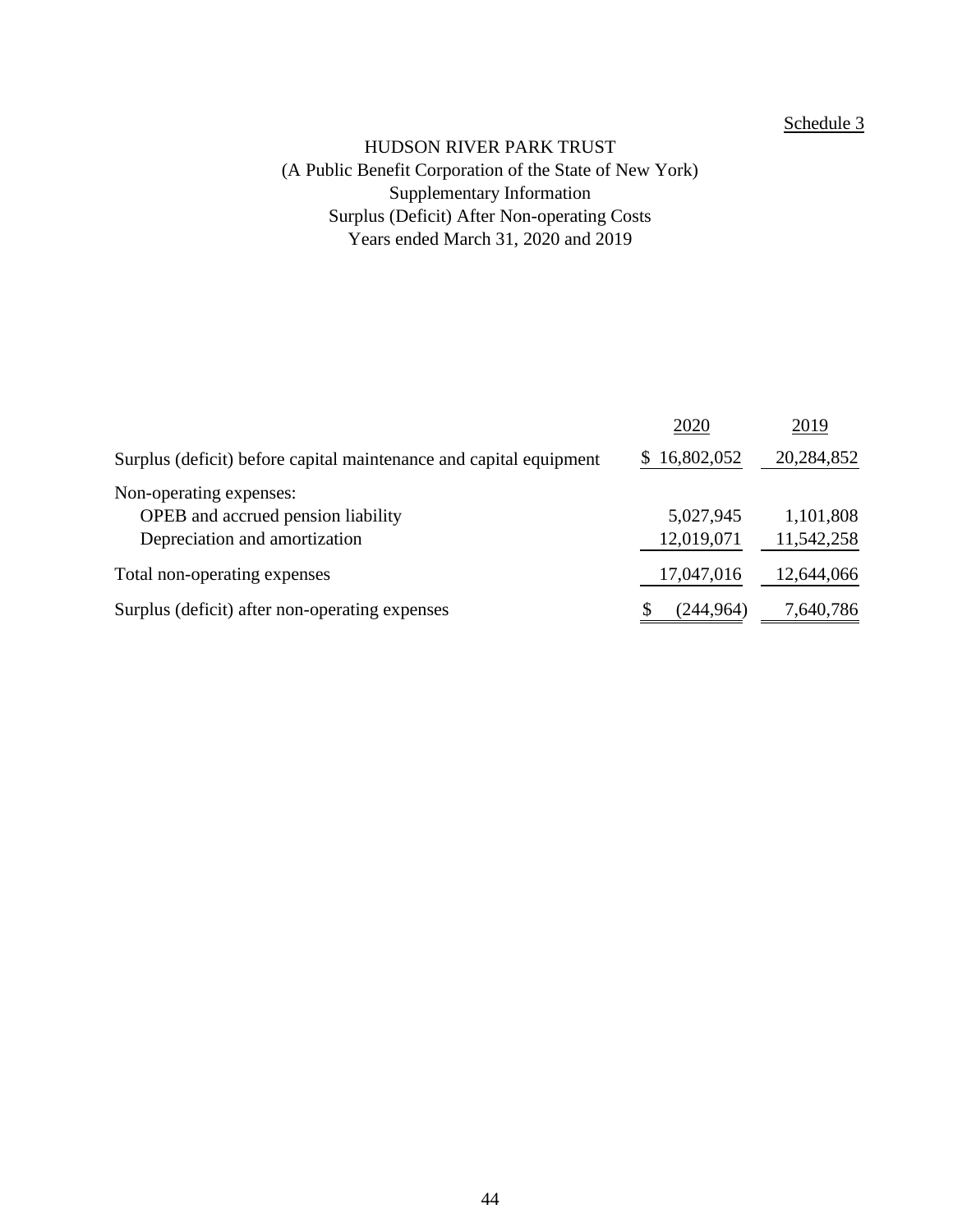Schedule 3

# HUDSON RIVER PARK TRUST

(A Public Benefit Corporation of the State of New York)

Supplementary Information

Surplus (Deficit) After Non-operating Costs

Years ended March 31, 2020 and 2019

| | 2020 | 2019 |
|---|---|---|
| Surplus (deficit) before capital maintenance and capital equipment | $ 16,802,052 | 20,284,852 |
| Non-operating expenses: | | |
| OPEB and accrued pension liability | 5,027,945 | 1,101,808 |
| Depreciation and amortization | 12,019,071 | 11,542,258 |
| Total non-operating expenses | 17,047,016 | 12,644,066 |
| Surplus (deficit) after non-operating expenses | $ (244,964) | 7,640,786 |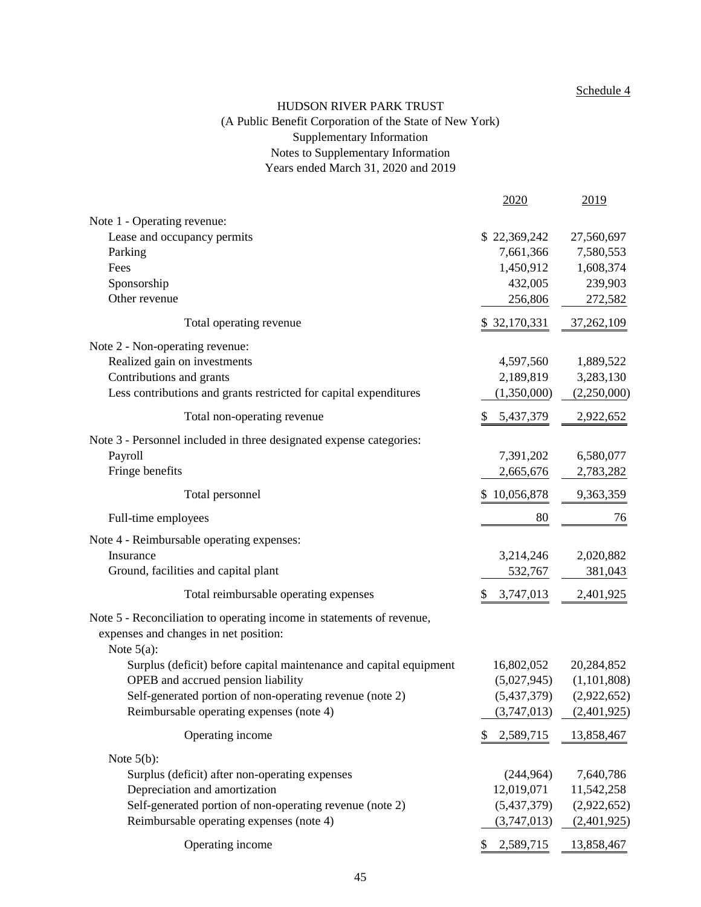Schedule 4

# HUDSON RIVER PARK TRUST

(A Public Benefit Corporation of the State of New York)

Supplementary Information

Notes to Supplementary Information

Years ended March 31, 2020 and 2019

| | 2020 | 2019 |
|---|---|---|
| **Note 1 - Operating revenue:** | | |
| Lease and occupancy permits | $ 22,369,242 | 27,560,697 |
| Parking | 7,661,366 | 7,580,553 |
| Fees | 1,450,912 | 1,608,374 |
| Sponsorship | 432,005 | 239,903 |
| Other revenue | 256,806 | 272,582 |
| Total operating revenue | $ 32,170,331 | 37,262,109 |
| **Note 2 - Non-operating revenue:** | | |
| Realized gain on investments | 4,597,560 | 1,889,522 |
| Contributions and grants | 2,189,819 | 3,283,130 |
| Less contributions and grants restricted for capital expenditures | (1,350,000) | (2,250,000) |
| Total non-operating revenue | $ 5,437,379 | 2,922,652 |
| **Note 3 - Personnel included in three designated expense categories:** | | |
| Payroll | 7,391,202 | 6,580,077 |
| Fringe benefits | 2,665,676 | 2,783,282 |
| Total personnel | $ 10,056,878 | 9,363,359 |
| Full-time employees | 80 | 76 |
| **Note 4 - Reimbursable operating expenses:** | | |
| Insurance | 3,214,246 | 2,020,882 |
| Ground, facilities and capital plant | 532,767 | 381,043 |
| Total reimbursable operating expenses | $ 3,747,013 | 2,401,925 |
| **Note 5 - Reconciliation to operating income in statements of revenue, expenses and changes in net position:** | | |
| Note 5(a): | | |
| Surplus (deficit) before capital maintenance and capital equipment | 16,802,052 | 20,284,852 |
| OPEB and accrued pension liability | (5,027,945) | (1,101,808) |
| Self-generated portion of non-operating revenue (note 2) | (5,437,379) | (2,922,652) |
| Reimbursable operating expenses (note 4) | (3,747,013) | (2,401,925) |
| Operating income | $ 2,589,715 | 13,858,467 |
| Note 5(b): | | |
| Surplus (deficit) after non-operating expenses | (244,964) | 7,640,786 |
| Depreciation and amortization | 12,019,071 | 11,542,258 |
| Self-generated portion of non-operating revenue (note 2) | (5,437,379) | (2,922,652) |
| Reimbursable operating expenses (note 4) | (3,747,013) | (2,401,925) |
| Operating income | $ 2,589,715 | 13,858,467 |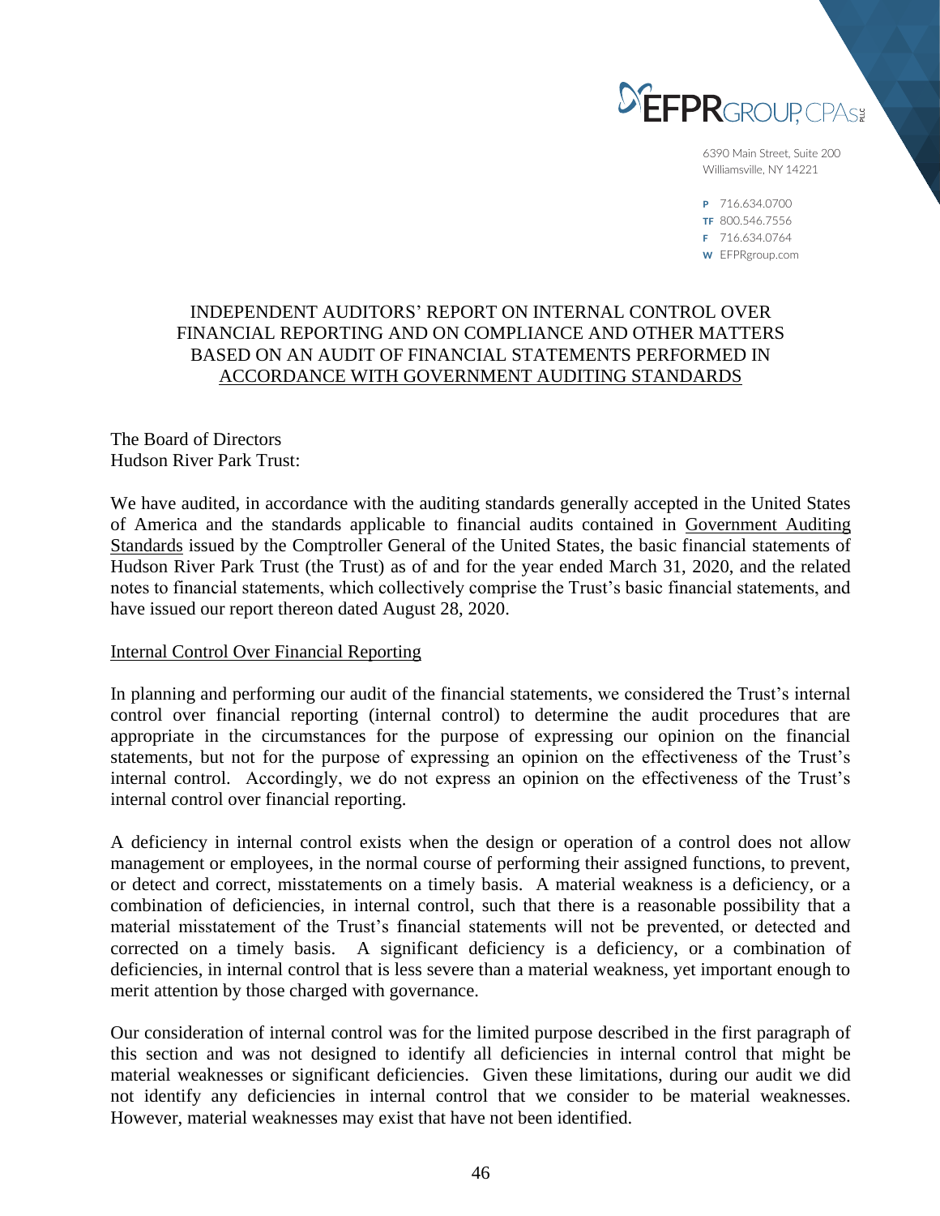EFPR GROUP, CPAs PLLC

6390 Main Street, Suite 200
Williamsville, NY 14221

P 716.634.0700
TF 800.546.7556
F 716.634.0764
W EFPRgroup.com

# INDEPENDENT AUDITORS' REPORT ON INTERNAL CONTROL OVER FINANCIAL REPORTING AND ON COMPLIANCE AND OTHER MATTERS BASED ON AN AUDIT OF FINANCIAL STATEMENTS PERFORMED IN ACCORDANCE WITH GOVERNMENT AUDITING STANDARDS

The Board of Directors
Hudson River Park Trust:

We have audited, in accordance with the auditing standards generally accepted in the United States of America and the standards applicable to financial audits contained in Government Auditing Standards issued by the Comptroller General of the United States, the basic financial statements of Hudson River Park Trust (the Trust) as of and for the year ended March 31, 2020, and the related notes to financial statements, which collectively comprise the Trust's basic financial statements, and have issued our report thereon dated August 28, 2020.

## Internal Control Over Financial Reporting

In planning and performing our audit of the financial statements, we considered the Trust's internal control over financial reporting (internal control) to determine the audit procedures that are appropriate in the circumstances for the purpose of expressing our opinion on the financial statements, but not for the purpose of expressing an opinion on the effectiveness of the Trust's internal control. Accordingly, we do not express an opinion on the effectiveness of the Trust's internal control over financial reporting.

A deficiency in internal control exists when the design or operation of a control does not allow management or employees, in the normal course of performing their assigned functions, to prevent, or detect and correct, misstatements on a timely basis. A material weakness is a deficiency, or a combination of deficiencies, in internal control, such that there is a reasonable possibility that a material misstatement of the Trust's financial statements will not be prevented, or detected and corrected on a timely basis. A significant deficiency is a deficiency, or a combination of deficiencies, in internal control that is less severe than a material weakness, yet important enough to merit attention by those charged with governance.

Our consideration of internal control was for the limited purpose described in the first paragraph of this section and was not designed to identify all deficiencies in internal control that might be material weaknesses or significant deficiencies. Given these limitations, during our audit we did not identify any deficiencies in internal control that we consider to be material weaknesses. However, material weaknesses may exist that have not been identified.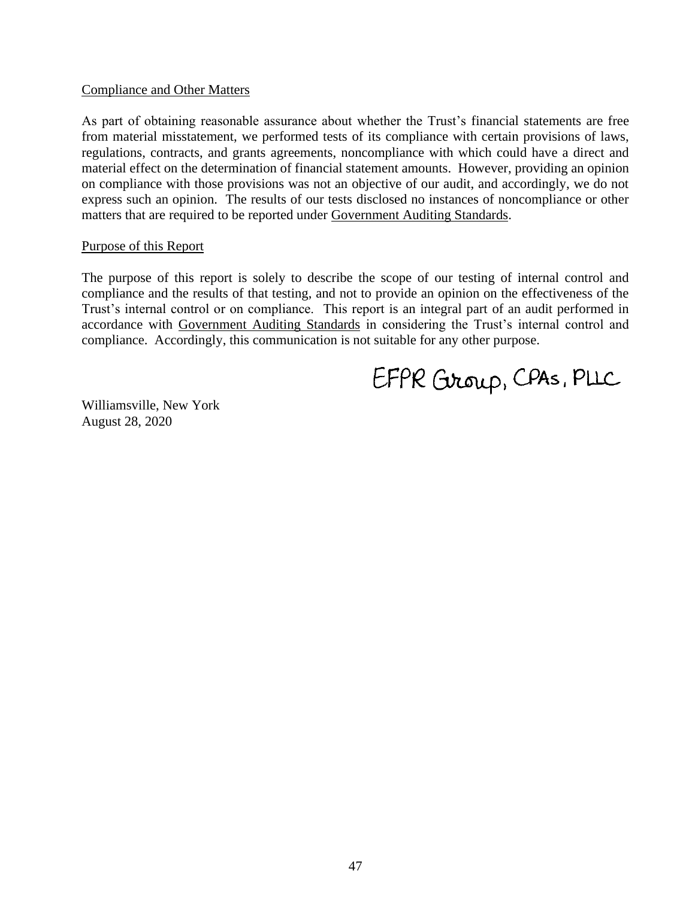Compliance and Other Matters

As part of obtaining reasonable assurance about whether the Trust's financial statements are free from material misstatement, we performed tests of its compliance with certain provisions of laws, regulations, contracts, and grants agreements, noncompliance with which could have a direct and material effect on the determination of financial statement amounts. However, providing an opinion on compliance with those provisions was not an objective of our audit, and accordingly, we do not express such an opinion. The results of our tests disclosed no instances of noncompliance or other matters that are required to be reported under Government Auditing Standards.

Purpose of this Report

The purpose of this report is solely to describe the scope of our testing of internal control and compliance and the results of that testing, and not to provide an opinion on the effectiveness of the Trust's internal control or on compliance. This report is an integral part of an audit performed in accordance with Government Auditing Standards in considering the Trust's internal control and compliance. Accordingly, this communication is not suitable for any other purpose.

EFPR Group, CPAs, PLLC

Williamsville, New York
August 28, 2020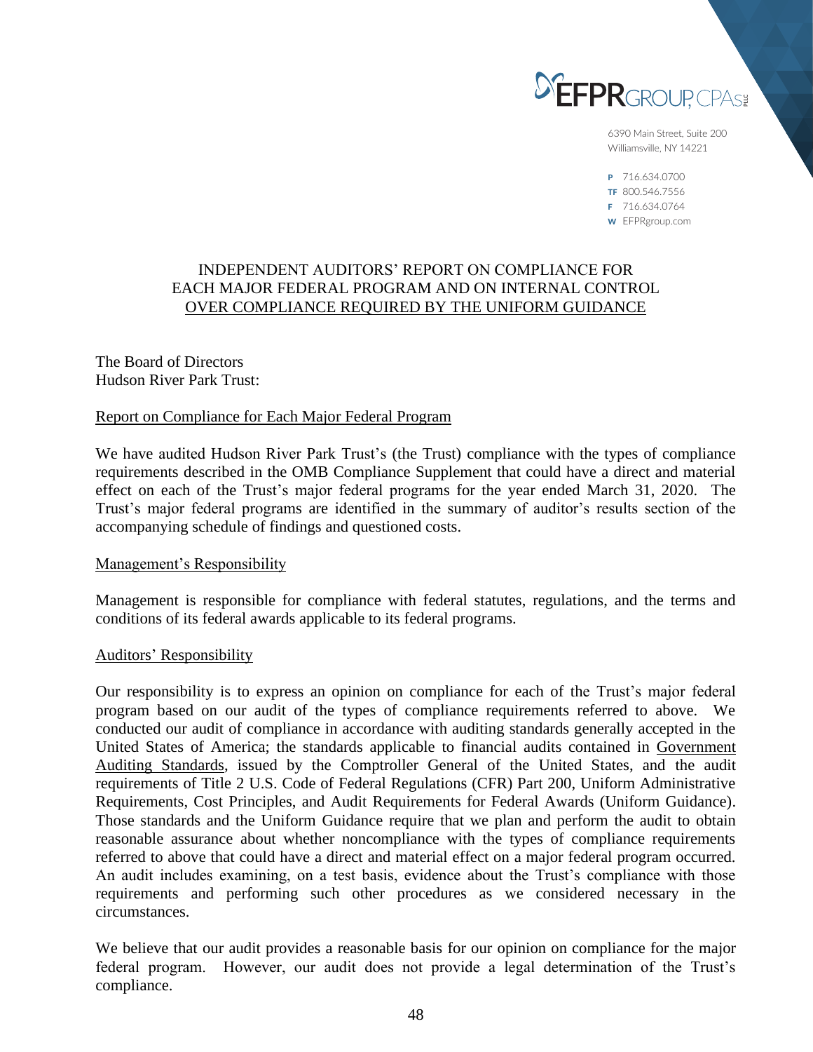EFPR GROUP, CPAs PLLC

6390 Main Street, Suite 200
Williamsville, NY 14221

P 716.634.0700
TF 800.546.7556
F 716.634.0764
W EFPRgroup.com

# INDEPENDENT AUDITORS' REPORT ON COMPLIANCE FOR EACH MAJOR FEDERAL PROGRAM AND ON INTERNAL CONTROL OVER COMPLIANCE REQUIRED BY THE UNIFORM GUIDANCE

The Board of Directors
Hudson River Park Trust:

## Report on Compliance for Each Major Federal Program

We have audited Hudson River Park Trust's (the Trust) compliance with the types of compliance requirements described in the OMB Compliance Supplement that could have a direct and material effect on each of the Trust's major federal programs for the year ended March 31, 2020. The Trust's major federal programs are identified in the summary of auditor's results section of the accompanying schedule of findings and questioned costs.

## Management's Responsibility

Management is responsible for compliance with federal statutes, regulations, and the terms and conditions of its federal awards applicable to its federal programs.

## Auditors' Responsibility

Our responsibility is to express an opinion on compliance for each of the Trust's major federal program based on our audit of the types of compliance requirements referred to above. We conducted our audit of compliance in accordance with auditing standards generally accepted in the United States of America; the standards applicable to financial audits contained in Government Auditing Standards, issued by the Comptroller General of the United States, and the audit requirements of Title 2 U.S. Code of Federal Regulations (CFR) Part 200, Uniform Administrative Requirements, Cost Principles, and Audit Requirements for Federal Awards (Uniform Guidance). Those standards and the Uniform Guidance require that we plan and perform the audit to obtain reasonable assurance about whether noncompliance with the types of compliance requirements referred to above that could have a direct and material effect on a major federal program occurred. An audit includes examining, on a test basis, evidence about the Trust's compliance with those requirements and performing such other procedures as we considered necessary in the circumstances.

We believe that our audit provides a reasonable basis for our opinion on compliance for the major federal program. However, our audit does not provide a legal determination of the Trust's compliance.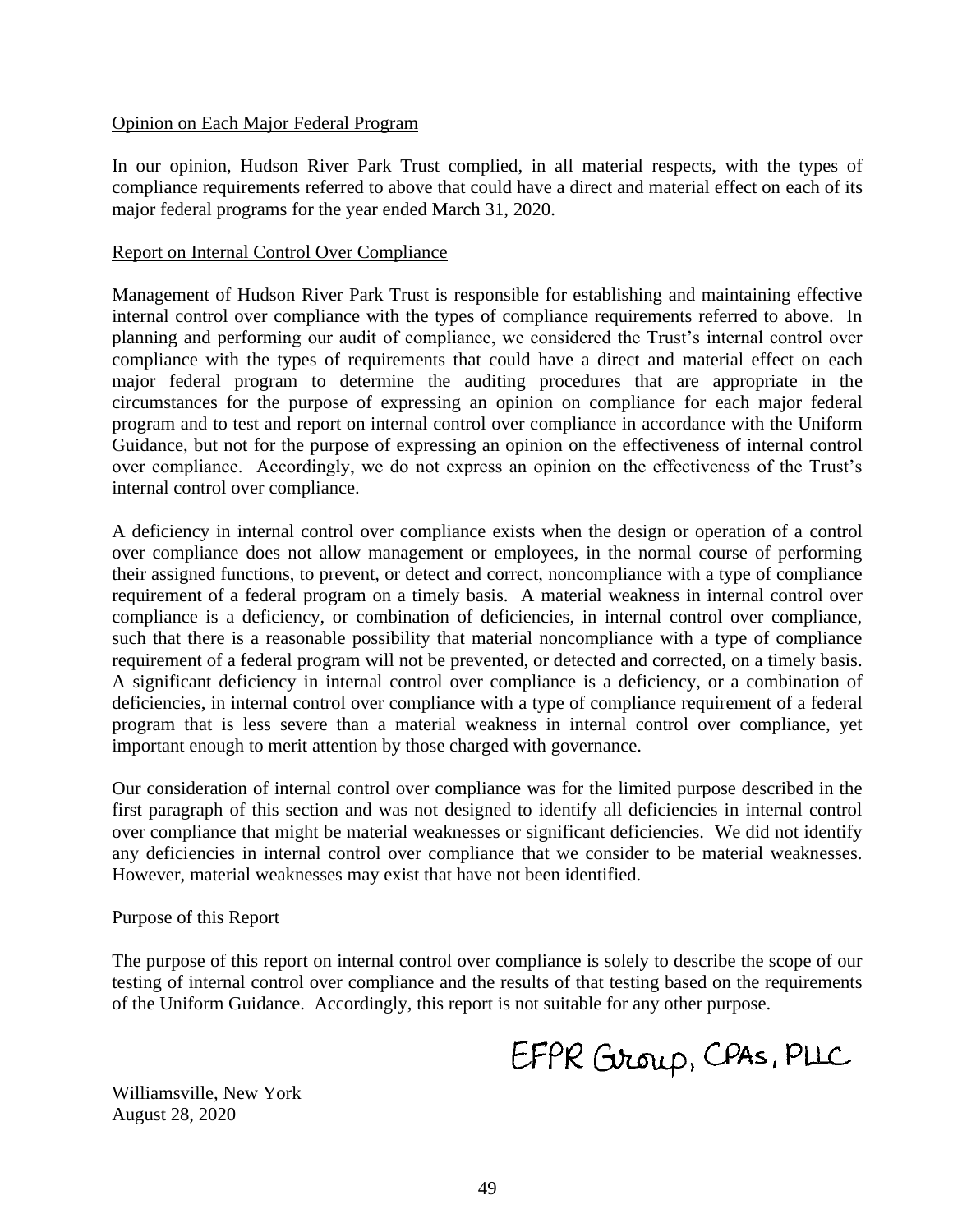Opinion on Each Major Federal Program

In our opinion, Hudson River Park Trust complied, in all material respects, with the types of compliance requirements referred to above that could have a direct and material effect on each of its major federal programs for the year ended March 31, 2020.

Report on Internal Control Over Compliance

Management of Hudson River Park Trust is responsible for establishing and maintaining effective internal control over compliance with the types of compliance requirements referred to above. In planning and performing our audit of compliance, we considered the Trust's internal control over compliance with the types of requirements that could have a direct and material effect on each major federal program to determine the auditing procedures that are appropriate in the circumstances for the purpose of expressing an opinion on compliance for each major federal program and to test and report on internal control over compliance in accordance with the Uniform Guidance, but not for the purpose of expressing an opinion on the effectiveness of internal control over compliance. Accordingly, we do not express an opinion on the effectiveness of the Trust's internal control over compliance.

A deficiency in internal control over compliance exists when the design or operation of a control over compliance does not allow management or employees, in the normal course of performing their assigned functions, to prevent, or detect and correct, noncompliance with a type of compliance requirement of a federal program on a timely basis. A material weakness in internal control over compliance is a deficiency, or combination of deficiencies, in internal control over compliance, such that there is a reasonable possibility that material noncompliance with a type of compliance requirement of a federal program will not be prevented, or detected and corrected, on a timely basis. A significant deficiency in internal control over compliance is a deficiency, or a combination of deficiencies, in internal control over compliance with a type of compliance requirement of a federal program that is less severe than a material weakness in internal control over compliance, yet important enough to merit attention by those charged with governance.

Our consideration of internal control over compliance was for the limited purpose described in the first paragraph of this section and was not designed to identify all deficiencies in internal control over compliance that might be material weaknesses or significant deficiencies. We did not identify any deficiencies in internal control over compliance that we consider to be material weaknesses. However, material weaknesses may exist that have not been identified.

Purpose of this Report

The purpose of this report on internal control over compliance is solely to describe the scope of our testing of internal control over compliance and the results of that testing based on the requirements of the Uniform Guidance. Accordingly, this report is not suitable for any other purpose.

EFPR Group, CPAs, PLLC

Williamsville, New York
August 28, 2020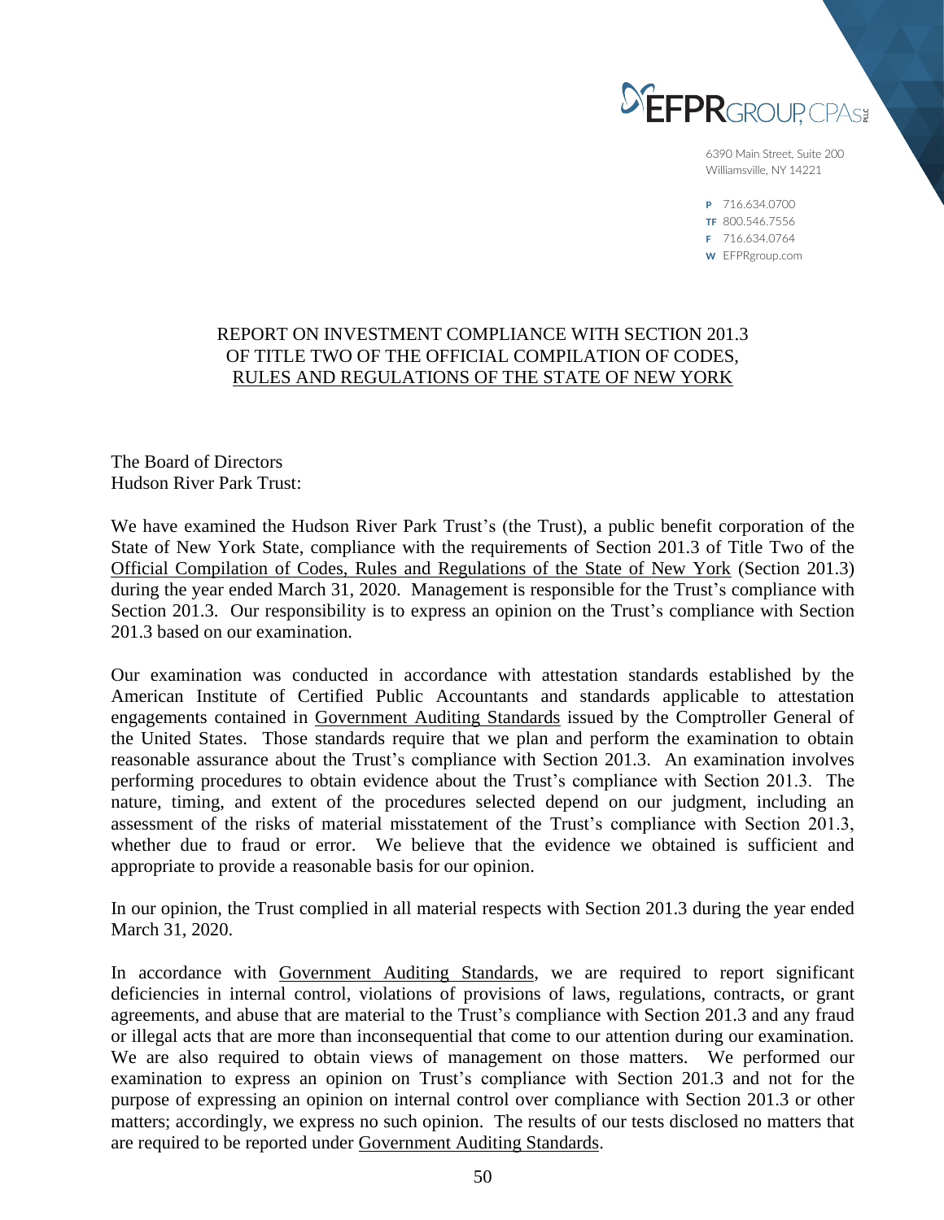EFPR GROUP, CPAs PLLC

6390 Main Street, Suite 200
Williamsville, NY 14221

P 716.634.0700
TF 800.546.7556
F 716.634.0764
W EFPRgroup.com

# REPORT ON INVESTMENT COMPLIANCE WITH SECTION 201.3 OF TITLE TWO OF THE OFFICIAL COMPILATION OF CODES, RULES AND REGULATIONS OF THE STATE OF NEW YORK

The Board of Directors
Hudson River Park Trust:

We have examined the Hudson River Park Trust's (the Trust), a public benefit corporation of the State of New York State, compliance with the requirements of Section 201.3 of Title Two of the Official Compilation of Codes, Rules and Regulations of the State of New York (Section 201.3) during the year ended March 31, 2020. Management is responsible for the Trust's compliance with Section 201.3. Our responsibility is to express an opinion on the Trust's compliance with Section 201.3 based on our examination.

Our examination was conducted in accordance with attestation standards established by the American Institute of Certified Public Accountants and standards applicable to attestation engagements contained in Government Auditing Standards issued by the Comptroller General of the United States. Those standards require that we plan and perform the examination to obtain reasonable assurance about the Trust's compliance with Section 201.3. An examination involves performing procedures to obtain evidence about the Trust's compliance with Section 201.3. The nature, timing, and extent of the procedures selected depend on our judgment, including an assessment of the risks of material misstatement of the Trust's compliance with Section 201.3, whether due to fraud or error. We believe that the evidence we obtained is sufficient and appropriate to provide a reasonable basis for our opinion.

In our opinion, the Trust complied in all material respects with Section 201.3 during the year ended March 31, 2020.

In accordance with Government Auditing Standards, we are required to report significant deficiencies in internal control, violations of provisions of laws, regulations, contracts, or grant agreements, and abuse that are material to the Trust's compliance with Section 201.3 and any fraud or illegal acts that are more than inconsequential that come to our attention during our examination. We are also required to obtain views of management on those matters. We performed our examination to express an opinion on Trust's compliance with Section 201.3 and not for the purpose of expressing an opinion on internal control over compliance with Section 201.3 or other matters; accordingly, we express no such opinion. The results of our tests disclosed no matters that are required to be reported under Government Auditing Standards.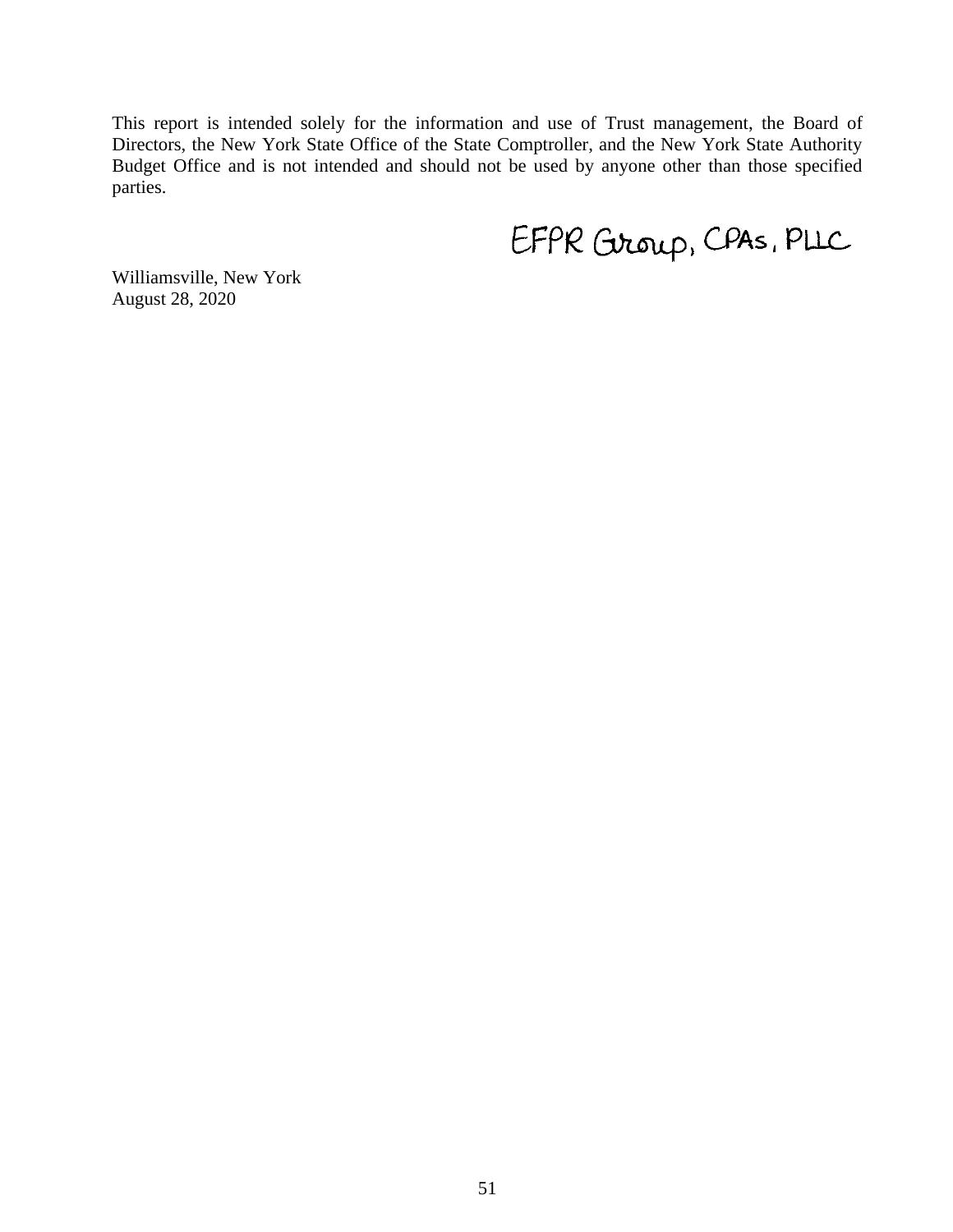This report is intended solely for the information and use of Trust management, the Board of Directors, the New York State Office of the State Comptroller, and the New York State Authority Budget Office and is not intended and should not be used by anyone other than those specified parties.

EFPR Group, CPAs, PLLC

Williamsville, New York
August 28, 2020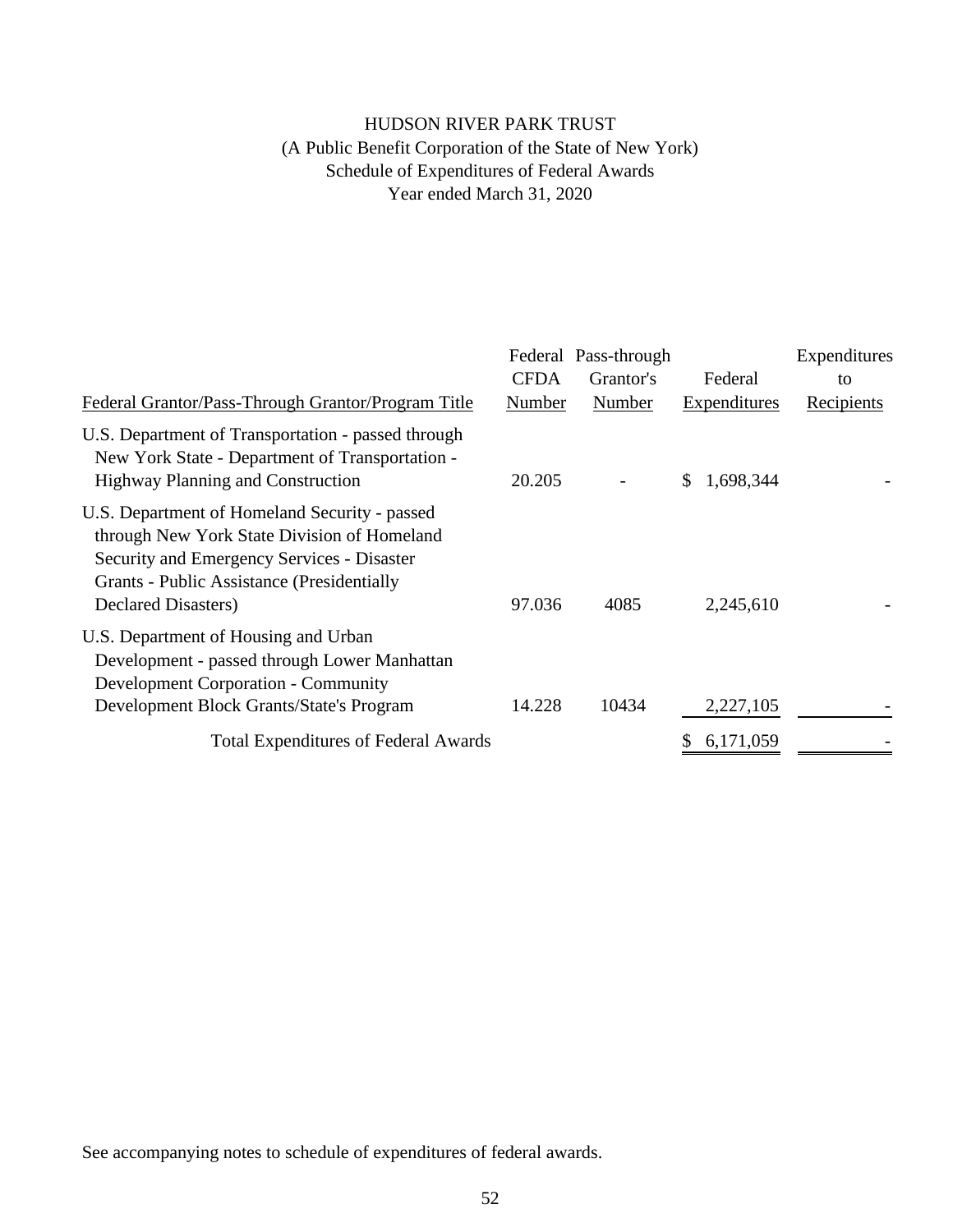# HUDSON RIVER PARK TRUST

(A Public Benefit Corporation of the State of New York)

Schedule of Expenditures of Federal Awards

Year ended March 31, 2020

| Federal Grantor/Pass-Through Grantor/Program Title | Federal CFDA Number | Pass-through Grantor's Number | Federal Expenditures | Expenditures to Recipients |
|---|---|---|---|---|
| U.S. Department of Transportation - passed through New York State - Department of Transportation - Highway Planning and Construction | 20.205 | - | $ 1,698,344 | - |
| U.S. Department of Homeland Security - passed through New York State Division of Homeland Security and Emergency Services - Disaster Grants - Public Assistance (Presidentially Declared Disasters) | 97.036 | 4085 | 2,245,610 | - |
| U.S. Department of Housing and Urban Development - passed through Lower Manhattan Development Corporation - Community Development Block Grants/State's Program | 14.228 | 10434 | 2,227,105 | - |
| Total Expenditures of Federal Awards | | | $ 6,171,059 | - |

See accompanying notes to schedule of expenditures of federal awards.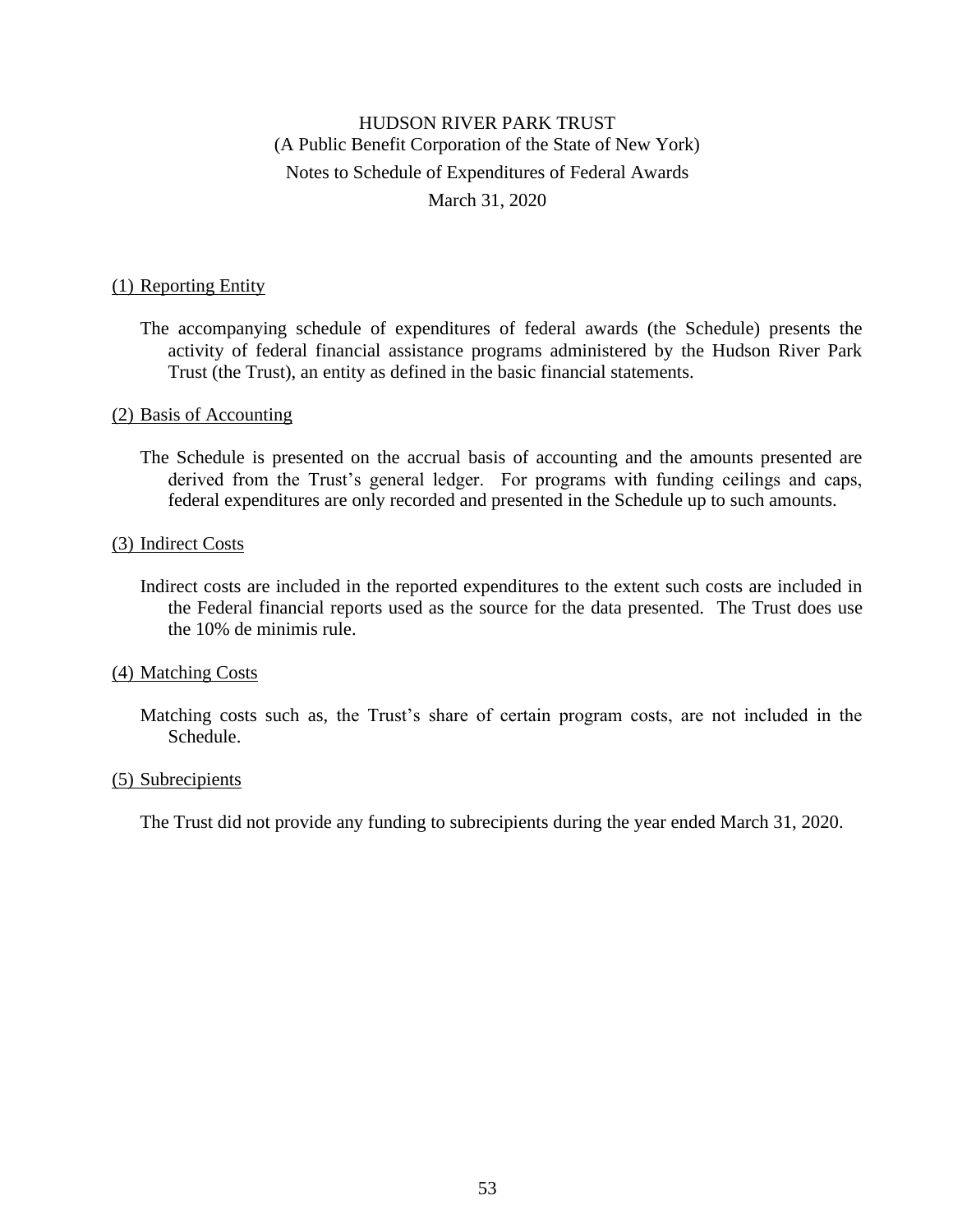# HUDSON RIVER PARK TRUST

(A Public Benefit Corporation of the State of New York)

Notes to Schedule of Expenditures of Federal Awards

March 31, 2020

## (1) Reporting Entity

The accompanying schedule of expenditures of federal awards (the Schedule) presents the activity of federal financial assistance programs administered by the Hudson River Park Trust (the Trust), an entity as defined in the basic financial statements.

## (2) Basis of Accounting

The Schedule is presented on the accrual basis of accounting and the amounts presented are derived from the Trust's general ledger. For programs with funding ceilings and caps, federal expenditures are only recorded and presented in the Schedule up to such amounts.

## (3) Indirect Costs

Indirect costs are included in the reported expenditures to the extent such costs are included in the Federal financial reports used as the source for the data presented. The Trust does use the 10% de minimis rule.

## (4) Matching Costs

Matching costs such as, the Trust's share of certain program costs, are not included in the Schedule.

## (5) Subrecipients

The Trust did not provide any funding to subrecipients during the year ended March 31, 2020.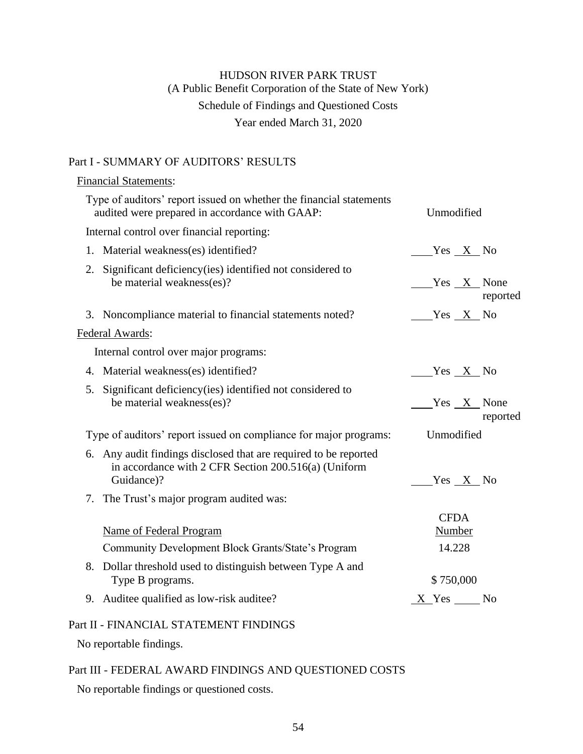# HUDSON RIVER PARK TRUST
## (A Public Benefit Corporation of the State of New York)
## Schedule of Findings and Questioned Costs
## Year ended March 31, 2020

### Part I - SUMMARY OF AUDITORS' RESULTS

Financial Statements:

| | |
|---|---|
| Type of auditors' report issued on whether the financial statements audited were prepared in accordance with GAAP: | Unmodified |
| Internal control over financial reporting: | |
| 1. Material weakness(es) identified? | ____ Yes __X__ No |
| 2. Significant deficiency(ies) identified not considered to be material weakness(es)? | ____ Yes __X__ None reported |
| 3. Noncompliance material to financial statements noted? | ____ Yes __X__ No |

Federal Awards:

| | |
|---|---|
| Internal control over major programs: | |
| 4. Material weakness(es) identified? | ____ Yes __X__ No |
| 5. Significant deficiency(ies) identified not considered to be material weakness(es)? | ____ Yes __X__ None reported |
| Type of auditors' report issued on compliance for major programs: | Unmodified |
| 6. Any audit findings disclosed that are required to be reported in accordance with 2 CFR Section 200.516(a) (Uniform Guidance)? | ____ Yes __X__ No |
| 7. The Trust's major program audited was: | |

| Name of Federal Program | CFDA Number |
|---|---|
| Community Development Block Grants/State's Program | 14.228 |

| | |
|---|---|
| 8. Dollar threshold used to distinguish between Type A and Type B programs. | $ 750,000 |
| 9. Auditee qualified as low-risk auditee? | __X__ Yes ____ No |

### Part II - FINANCIAL STATEMENT FINDINGS

No reportable findings.

### Part III - FEDERAL AWARD FINDINGS AND QUESTIONED COSTS

No reportable findings or questioned costs.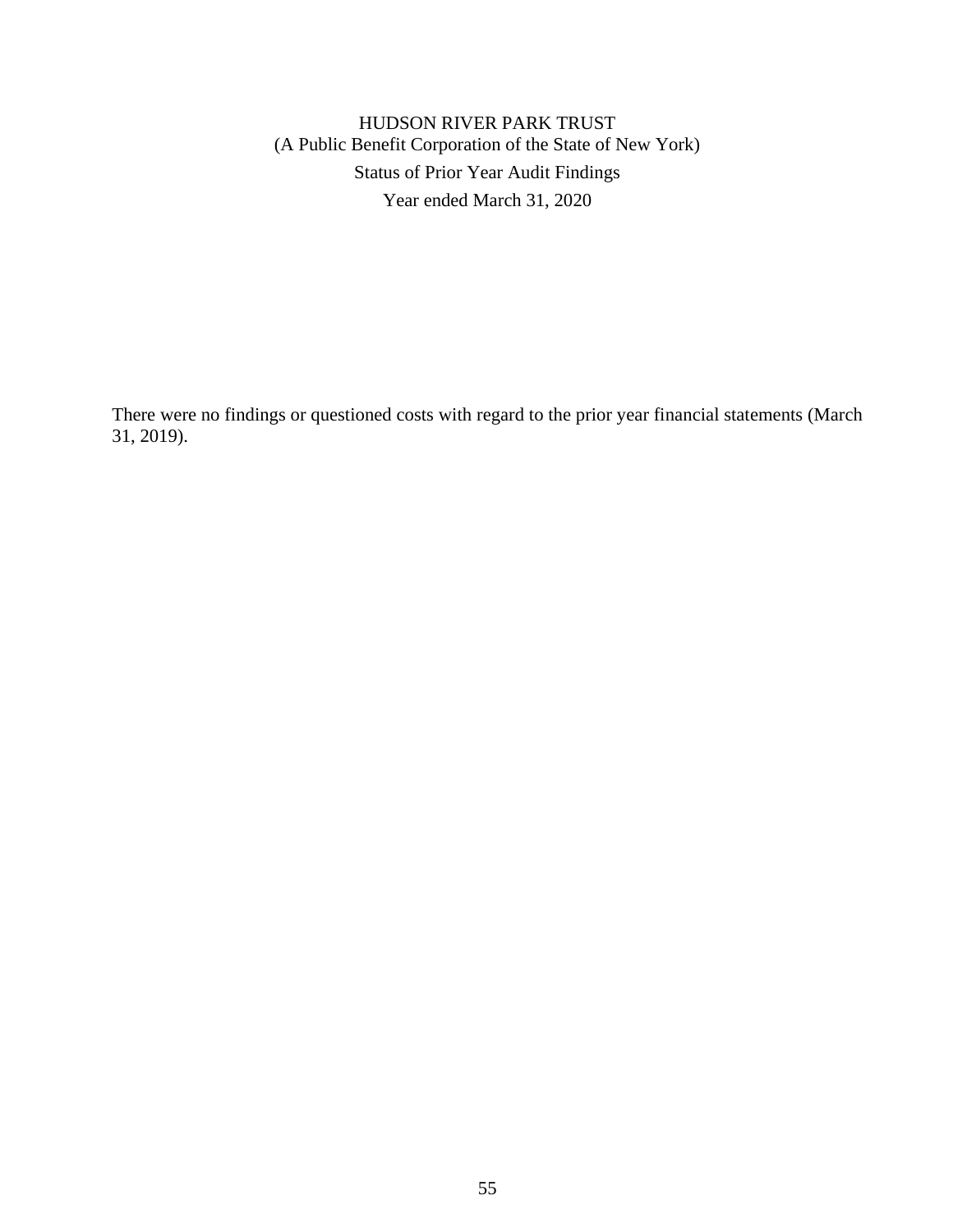HUDSON RIVER PARK TRUST
(A Public Benefit Corporation of the State of New York)

Status of Prior Year Audit Findings

Year ended March 31, 2020

There were no findings or questioned costs with regard to the prior year financial statements (March 31, 2019).